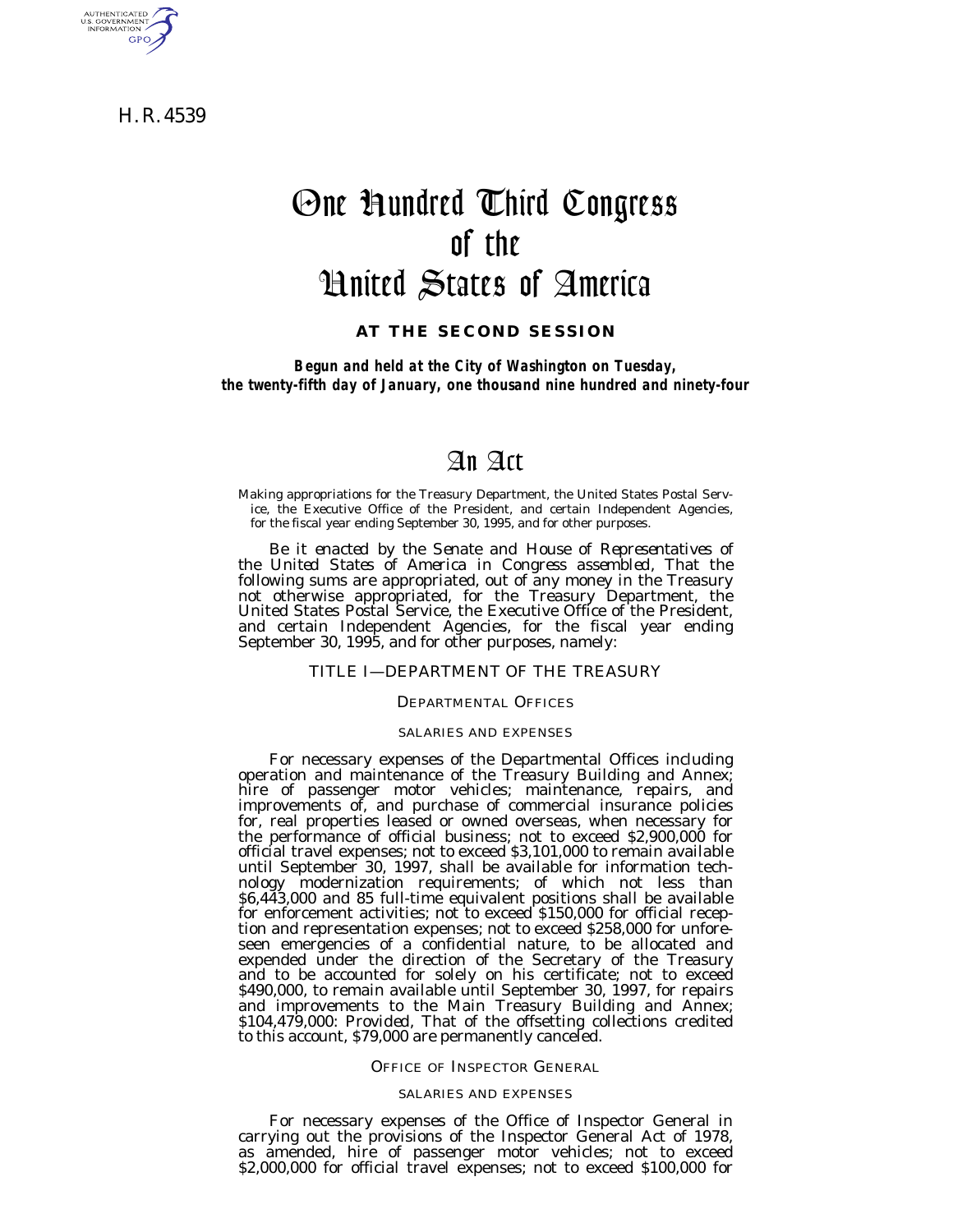H. R. 4539

# One Hundred Third Congress of the United States of America

**AT THE SECOND SESSION**

***Begun and held at the City of Washington on Tuesday, the twenty-fifth day of January, one thousand nine hundred and ninety-four***

# An Act

Making appropriations for the Treasury Department, the United States Postal Service, the Executive Office of the President, and certain Independent Agencies, for the fiscal year ending September 30, 1995, and for other purposes.

*Be it enacted by the Senate and House of Representatives of the United States of America in Congress assembled,* That the following sums are appropriated, out of any money in the Treasury not otherwise appropriated, for the Treasury Department, the United States Postal Service, the Executive Office of the President, and certain Independent Agencies, for the fiscal year ending September 30, 1995, and for other purposes, namely:

## TITLE I—DEPARTMENT OF THE TREASURY

### DEPARTMENTAL OFFICES

#### SALARIES AND EXPENSES

For necessary expenses of the Departmental Offices including operation and maintenance of the Treasury Building and Annex; hire of passenger motor vehicles; maintenance, repairs, and improvements of, and purchase of commercial insurance policies for, real properties leased or owned overseas, when necessary for the performance of official business; not to exceed $2,900,000 for official travel expenses; not to exceed $3,101,000 to remain available until September 30, 1997, shall be available for information technology modernization requirements; of which not less than $6,443,000 and 85 full-time equivalent positions shall be available for enforcement activities; not to exceed $150,000 for official reception and representation expenses; not to exceed $258,000 for unforeseen emergencies of a confidential nature, to be allocated and expended under the direction of the Secretary of the Treasury and to be accounted for solely on his certificate; not to exceed $490,000, to remain available until September 30, 1997, for repairs and improvements to the Main Treasury Building and Annex; $104,479,000: *Provided*, That of the offsetting collections credited to this account, $79,000 are permanently canceled.

### OFFICE OF INSPECTOR GENERAL

#### SALARIES AND EXPENSES

For necessary expenses of the Office of Inspector General in carrying out the provisions of the Inspector General Act of 1978, as amended, hire of passenger motor vehicles; not to exceed $2,000,000 for official travel expenses; not to exceed $100,000 for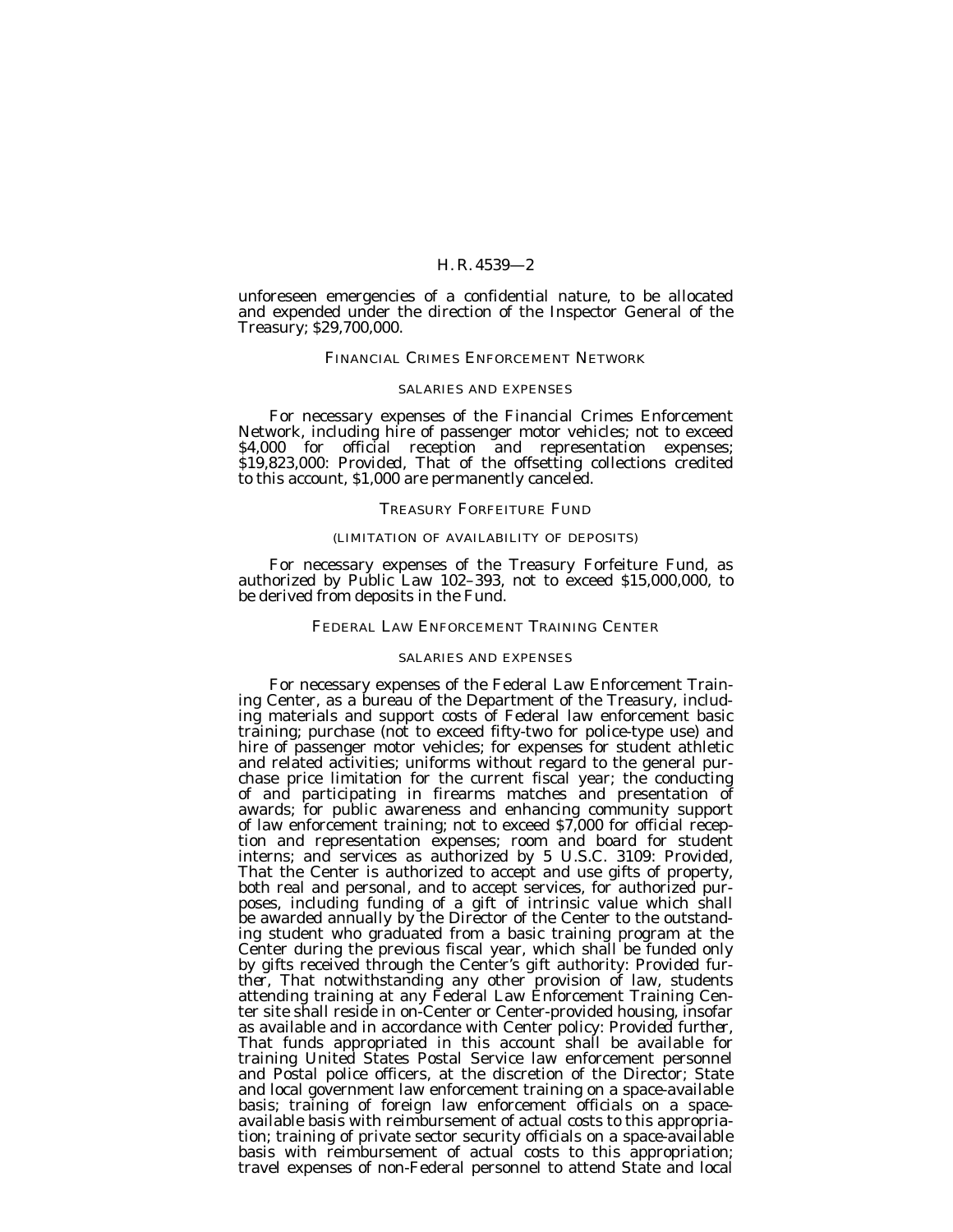unforeseen emergencies of a confidential nature, to be allocated and expended under the direction of the Inspector General of the Treasury; $29,700,000.

## FINANCIAL CRIMES ENFORCEMENT NETWORK

### SALARIES AND EXPENSES

For necessary expenses of the Financial Crimes Enforcement Network, including hire of passenger motor vehicles; not to exceed $4,000 for official reception and representation expenses; $19,823,000: *Provided*, That of the offsetting collections credited to this account, $1,000 are permanently canceled.

## TREASURY FORFEITURE FUND

### (LIMITATION OF AVAILABILITY OF DEPOSITS)

For necessary expenses of the Treasury Forfeiture Fund, as authorized by Public Law 102–393, not to exceed $15,000,000, to be derived from deposits in the Fund.

## FEDERAL LAW ENFORCEMENT TRAINING CENTER

### SALARIES AND EXPENSES

For necessary expenses of the Federal Law Enforcement Training Center, as a bureau of the Department of the Treasury, including materials and support costs of Federal law enforcement basic training; purchase (not to exceed fifty-two for police-type use) and hire of passenger motor vehicles; for expenses for student athletic and related activities; uniforms without regard to the general purchase price limitation for the current fiscal year; the conducting of and participating in firearms matches and presentation of awards; for public awareness and enhancing community support of law enforcement training; not to exceed $7,000 for official reception and representation expenses; room and board for student interns; and services as authorized by 5 U.S.C. 3109: *Provided*, That the Center is authorized to accept and use gifts of property, both real and personal, and to accept services, for authorized purposes, including funding of a gift of intrinsic value which shall be awarded annually by the Director of the Center to the outstanding student who graduated from a basic training program at the Center during the previous fiscal year, which shall be funded only by gifts received through the Center's gift authority: *Provided further*, That notwithstanding any other provision of law, students attending training at any Federal Law Enforcement Training Center site shall reside in on-Center or Center-provided housing, insofar as available and in accordance with Center policy: *Provided further*, That funds appropriated in this account shall be available for training United States Postal Service law enforcement personnel and Postal police officers, at the discretion of the Director; State and local government law enforcement training on a space-available basis; training of foreign law enforcement officials on a space-available basis with reimbursement of actual costs to this appropriation; training of private sector security officials on a space-available basis with reimbursement of actual costs to this appropriation; travel expenses of non-Federal personnel to attend State and local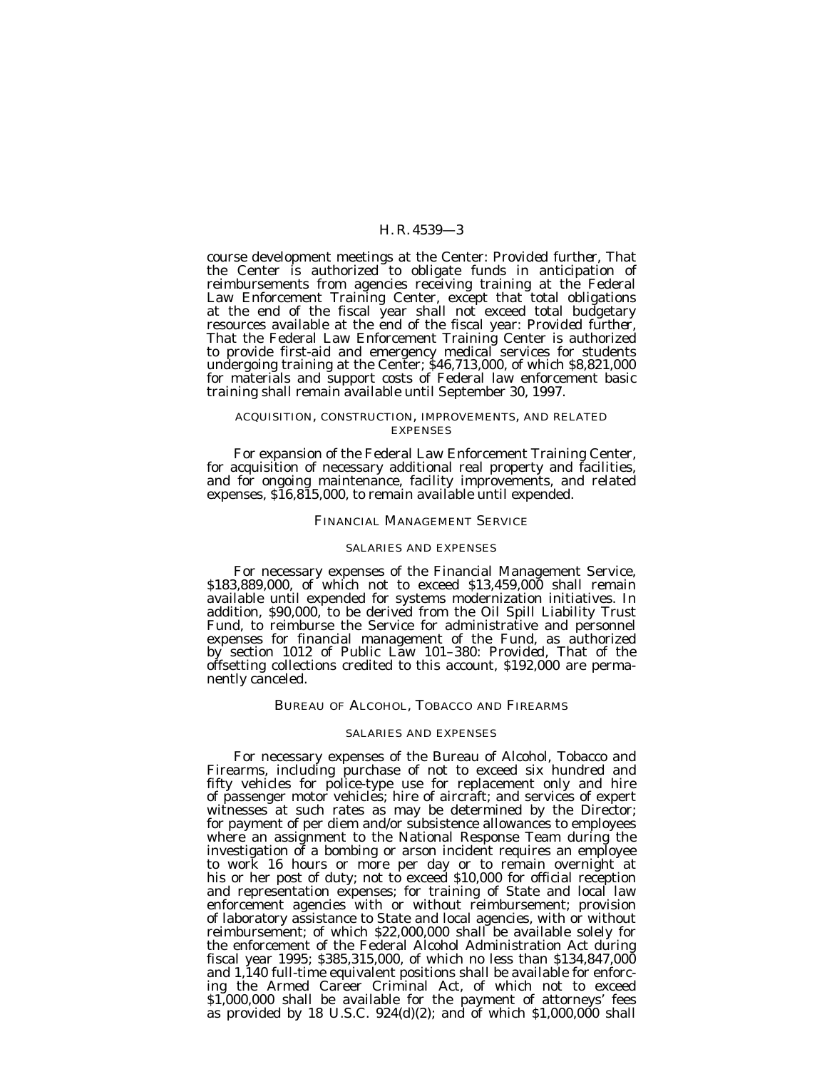course development meetings at the Center: *Provided further*, That the Center is authorized to obligate funds in anticipation of reimbursements from agencies receiving training at the Federal Law Enforcement Training Center, except that total obligations at the end of the fiscal year shall not exceed total budgetary resources available at the end of the fiscal year: *Provided further*, That the Federal Law Enforcement Training Center is authorized to provide first-aid and emergency medical services for students undergoing training at the Center; $46,713,000, of which $8,821,000 for materials and support costs of Federal law enforcement basic training shall remain available until September 30, 1997.

ACQUISITION, CONSTRUCTION, IMPROVEMENTS, AND RELATED EXPENSES

For expansion of the Federal Law Enforcement Training Center, for acquisition of necessary additional real property and facilities, and for ongoing maintenance, facility improvements, and related expenses, $16,815,000, to remain available until expended.

## FINANCIAL MANAGEMENT SERVICE

SALARIES AND EXPENSES

For necessary expenses of the Financial Management Service, $183,889,000, of which not to exceed $13,459,000 shall remain available until expended for systems modernization initiatives. In addition, $90,000, to be derived from the Oil Spill Liability Trust Fund, to reimburse the Service for administrative and personnel expenses for financial management of the Fund, as authorized by section 1012 of Public Law 101–380: *Provided*, That of the offsetting collections credited to this account, $192,000 are permanently canceled.

## BUREAU OF ALCOHOL, TOBACCO AND FIREARMS

SALARIES AND EXPENSES

For necessary expenses of the Bureau of Alcohol, Tobacco and Firearms, including purchase of not to exceed six hundred and fifty vehicles for police-type use for replacement only and hire of passenger motor vehicles; hire of aircraft; and services of expert witnesses at such rates as may be determined by the Director; for payment of per diem and/or subsistence allowances to employees where an assignment to the National Response Team during the investigation of a bombing or arson incident requires an employee to work 16 hours or more per day or to remain overnight at his or her post of duty; not to exceed $10,000 for official reception and representation expenses; for training of State and local law enforcement agencies with or without reimbursement; provision of laboratory assistance to State and local agencies, with or without reimbursement; of which $22,000,000 shall be available solely for the enforcement of the Federal Alcohol Administration Act during fiscal year 1995; $385,315,000, of which no less than $134,847,000 and 1,140 full-time equivalent positions shall be available for enforcing the Armed Career Criminal Act, of which not to exceed $1,000,000 shall be available for the payment of attorneys' fees as provided by 18 U.S.C. 924(d)(2); and of which $1,000,000 shall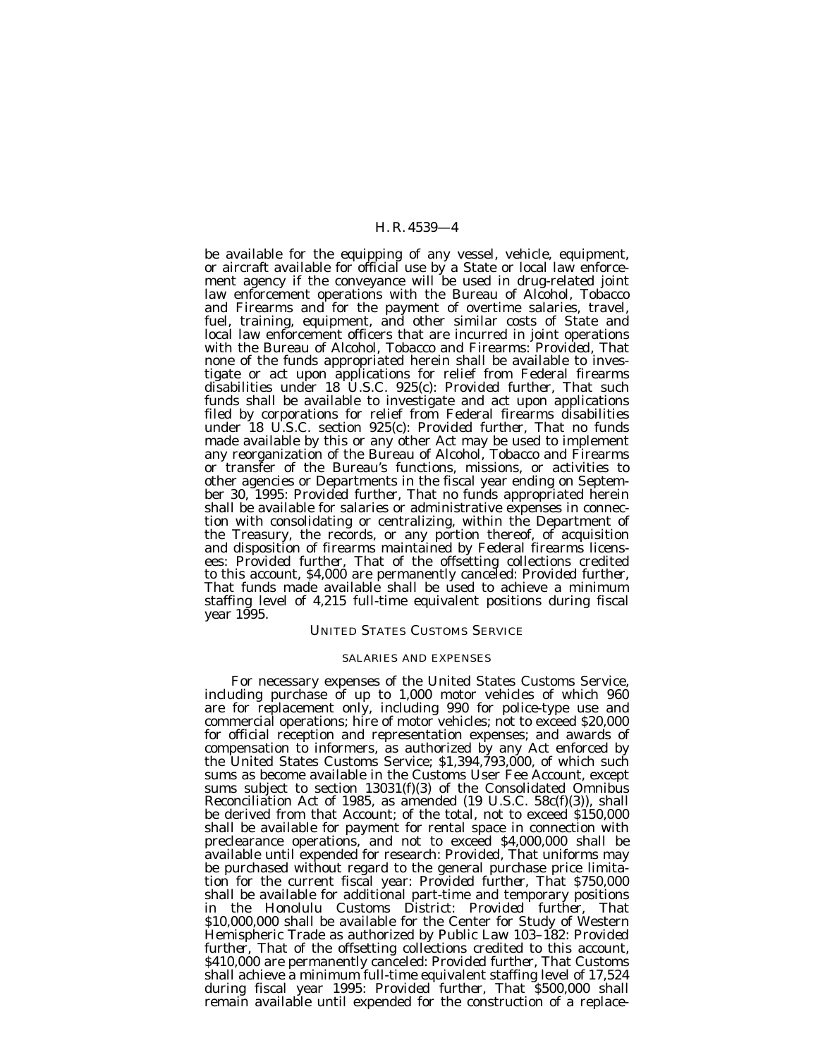be available for the equipping of any vessel, vehicle, equipment, or aircraft available for official use by a State or local law enforcement agency if the conveyance will be used in drug-related joint law enforcement operations with the Bureau of Alcohol, Tobacco and Firearms and for the payment of overtime salaries, travel, fuel, training, equipment, and other similar costs of State and local law enforcement officers that are incurred in joint operations with the Bureau of Alcohol, Tobacco and Firearms: *Provided*, That none of the funds appropriated herein shall be available to investigate or act upon applications for relief from Federal firearms disabilities under 18 U.S.C. 925(c): *Provided further*, That such funds shall be available to investigate and act upon applications filed by corporations for relief from Federal firearms disabilities under 18 U.S.C. section 925(c): *Provided further*, That no funds made available by this or any other Act may be used to implement any reorganization of the Bureau of Alcohol, Tobacco and Firearms or transfer of the Bureau's functions, missions, or activities to other agencies or Departments in the fiscal year ending on September 30, 1995: *Provided further*, That no funds appropriated herein shall be available for salaries or administrative expenses in connection with consolidating or centralizing, within the Department of the Treasury, the records, or any portion thereof, of acquisition and disposition of firearms maintained by Federal firearms licensees: *Provided further*, That of the offsetting collections credited to this account, $4,000 are permanently canceled: *Provided further*, That funds made available shall be used to achieve a minimum staffing level of 4,215 full-time equivalent positions during fiscal year 1995.

## UNITED STATES CUSTOMS SERVICE

### SALARIES AND EXPENSES

For necessary expenses of the United States Customs Service, including purchase of up to 1,000 motor vehicles of which 960 are for replacement only, including 990 for police-type use and commercial operations; hire of motor vehicles; not to exceed $20,000 for official reception and representation expenses; and awards of compensation to informers, as authorized by any Act enforced by the United States Customs Service; $1,394,793,000, of which such sums as become available in the Customs User Fee Account, except sums subject to section 13031(f)(3) of the Consolidated Omnibus Reconciliation Act of 1985, as amended (19 U.S.C. 58c(f)(3)), shall be derived from that Account; of the total, not to exceed $150,000 shall be available for payment for rental space in connection with preclearance operations, and not to exceed $4,000,000 shall be available until expended for research: *Provided*, That uniforms may be purchased without regard to the general purchase price limitation for the current fiscal year: *Provided further*, That $750,000 shall be available for additional part-time and temporary positions in the Honolulu Customs District: *Provided further*, That $10,000,000 shall be available for the Center for Study of Western Hemispheric Trade as authorized by Public Law 103–182: *Provided further*, That of the offsetting collections credited to this account, $410,000 are permanently canceled: *Provided further*, That Customs shall achieve a minimum full-time equivalent staffing level of 17,524 during fiscal year 1995: *Provided further*, That $500,000 shall remain available until expended for the construction of a replace-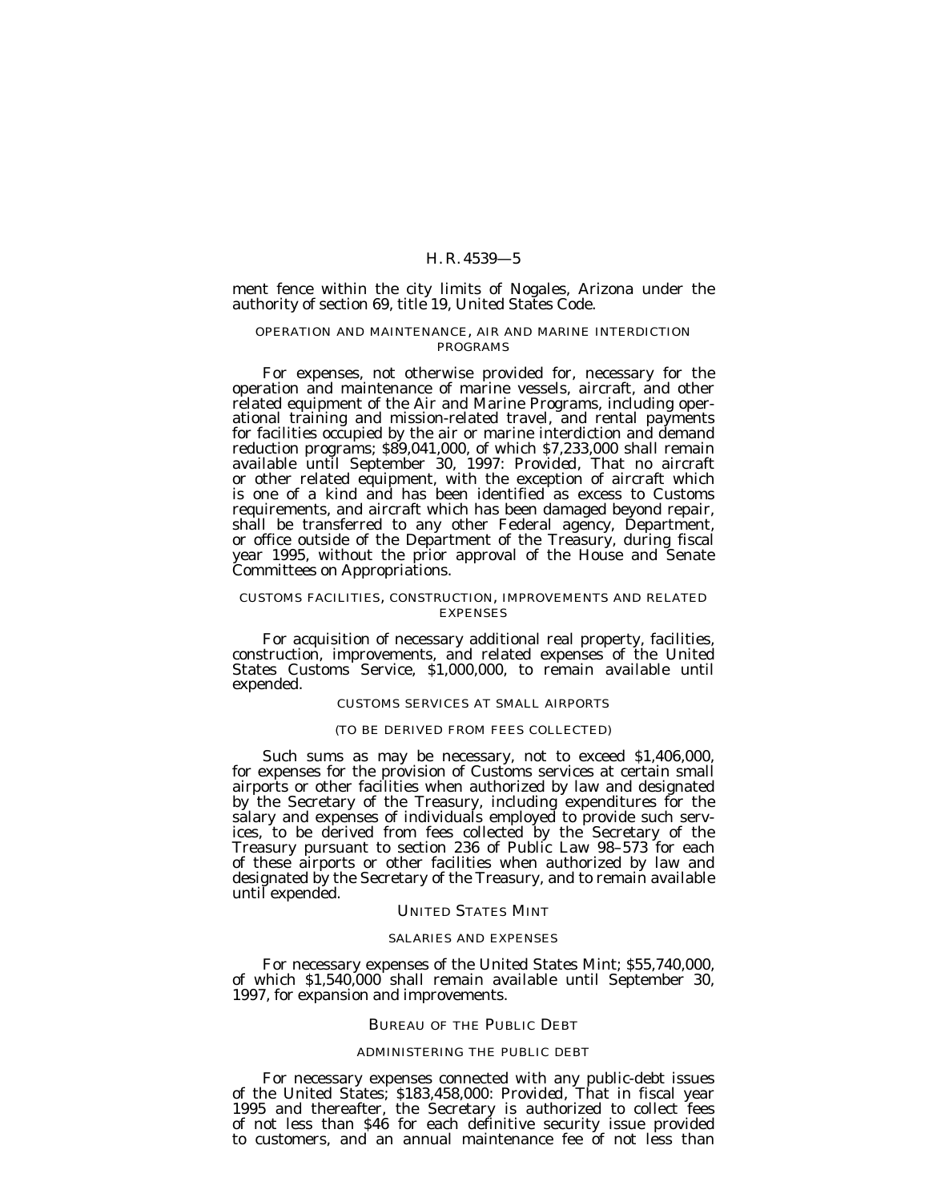ment fence within the city limits of Nogales, Arizona under the authority of section 69, title 19, United States Code.

OPERATION AND MAINTENANCE, AIR AND MARINE INTERDICTION PROGRAMS

For expenses, not otherwise provided for, necessary for the operation and maintenance of marine vessels, aircraft, and other related equipment of the Air and Marine Programs, including operational training and mission-related travel, and rental payments for facilities occupied by the air or marine interdiction and demand reduction programs; $89,041,000, of which $7,233,000 shall remain available until September 30, 1997: *Provided*, That no aircraft or other related equipment, with the exception of aircraft which is one of a kind and has been identified as excess to Customs requirements, and aircraft which has been damaged beyond repair, shall be transferred to any other Federal agency, Department, or office outside of the Department of the Treasury, during fiscal year 1995, without the prior approval of the House and Senate Committees on Appropriations.

CUSTOMS FACILITIES, CONSTRUCTION, IMPROVEMENTS AND RELATED EXPENSES

For acquisition of necessary additional real property, facilities, construction, improvements, and related expenses of the United States Customs Service, $1,000,000, to remain available until expended.

CUSTOMS SERVICES AT SMALL AIRPORTS

(TO BE DERIVED FROM FEES COLLECTED)

Such sums as may be necessary, not to exceed $1,406,000, for expenses for the provision of Customs services at certain small airports or other facilities when authorized by law and designated by the Secretary of the Treasury, including expenditures for the salary and expenses of individuals employed to provide such services, to be derived from fees collected by the Secretary of the Treasury pursuant to section 236 of Public Law 98–573 for each of these airports or other facilities when authorized by law and designated by the Secretary of the Treasury, and to remain available until expended.

UNITED STATES MINT

SALARIES AND EXPENSES

For necessary expenses of the United States Mint; $55,740,000, of which $1,540,000 shall remain available until September 30, 1997, for expansion and improvements.

BUREAU OF THE PUBLIC DEBT

ADMINISTERING THE PUBLIC DEBT

For necessary expenses connected with any public-debt issues of the United States; $183,458,000: *Provided*, That in fiscal year 1995 and thereafter, the Secretary is authorized to collect fees of not less than $46 for each definitive security issue provided to customers, and an annual maintenance fee of not less than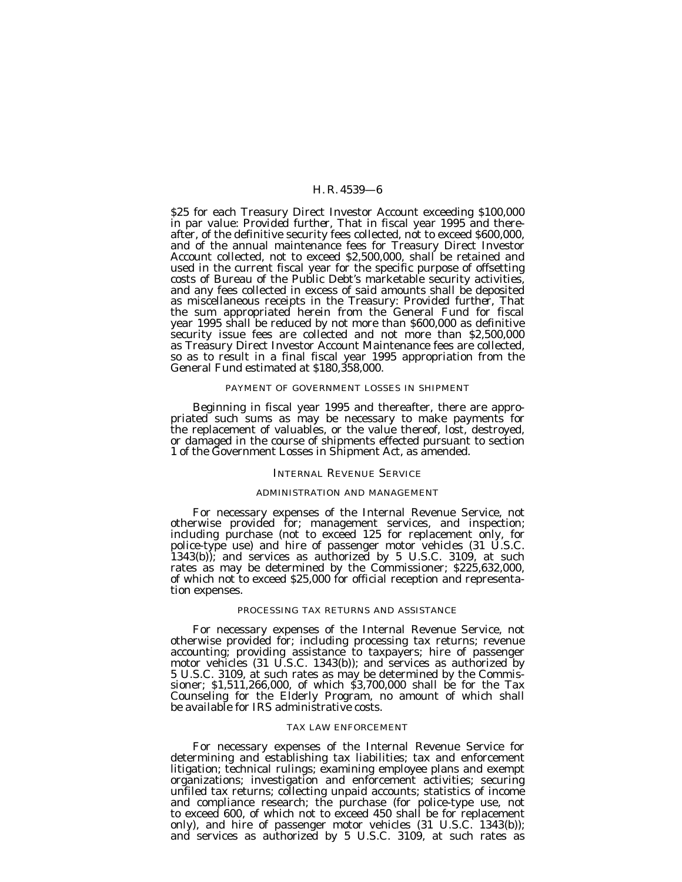$25 for each Treasury Direct Investor Account exceeding $100,000 in par value: *Provided further*, That in fiscal year 1995 and thereafter, of the definitive security fees collected, not to exceed $600,000, and of the annual maintenance fees for Treasury Direct Investor Account collected, not to exceed $2,500,000, shall be retained and used in the current fiscal year for the specific purpose of offsetting costs of Bureau of the Public Debt's marketable security activities, and any fees collected in excess of said amounts shall be deposited as miscellaneous receipts in the Treasury: *Provided further*, That the sum appropriated herein from the General Fund for fiscal year 1995 shall be reduced by not more than $600,000 as definitive security issue fees are collected and not more than $2,500,000 as Treasury Direct Investor Account Maintenance fees are collected, so as to result in a final fiscal year 1995 appropriation from the General Fund estimated at $180,358,000.

PAYMENT OF GOVERNMENT LOSSES IN SHIPMENT

Beginning in fiscal year 1995 and thereafter, there are appropriated such sums as may be necessary to make payments for the replacement of valuables, or the value thereof, lost, destroyed, or damaged in the course of shipments effected pursuant to section 1 of the Government Losses in Shipment Act, as amended.

## INTERNAL REVENUE SERVICE

ADMINISTRATION AND MANAGEMENT

For necessary expenses of the Internal Revenue Service, not otherwise provided for; management services, and inspection; including purchase (not to exceed 125 for replacement only, for police-type use) and hire of passenger motor vehicles (31 U.S.C. 1343(b)); and services as authorized by 5 U.S.C. 3109, at such rates as may be determined by the Commissioner; $225,632,000, of which not to exceed $25,000 for official reception and representation expenses.

PROCESSING TAX RETURNS AND ASSISTANCE

For necessary expenses of the Internal Revenue Service, not otherwise provided for; including processing tax returns; revenue accounting; providing assistance to taxpayers; hire of passenger motor vehicles (31 U.S.C. 1343(b)); and services as authorized by 5 U.S.C. 3109, at such rates as may be determined by the Commissioner; $1,511,266,000, of which $3,700,000 shall be for the Tax Counseling for the Elderly Program, no amount of which shall be available for IRS administrative costs.

TAX LAW ENFORCEMENT

For necessary expenses of the Internal Revenue Service for determining and establishing tax liabilities; tax and enforcement litigation; technical rulings; examining employee plans and exempt organizations; investigation and enforcement activities; securing unfiled tax returns; collecting unpaid accounts; statistics of income and compliance research; the purchase (for police-type use, not to exceed 600, of which not to exceed 450 shall be for replacement only), and hire of passenger motor vehicles (31 U.S.C. 1343(b)); and services as authorized by 5 U.S.C. 3109, at such rates as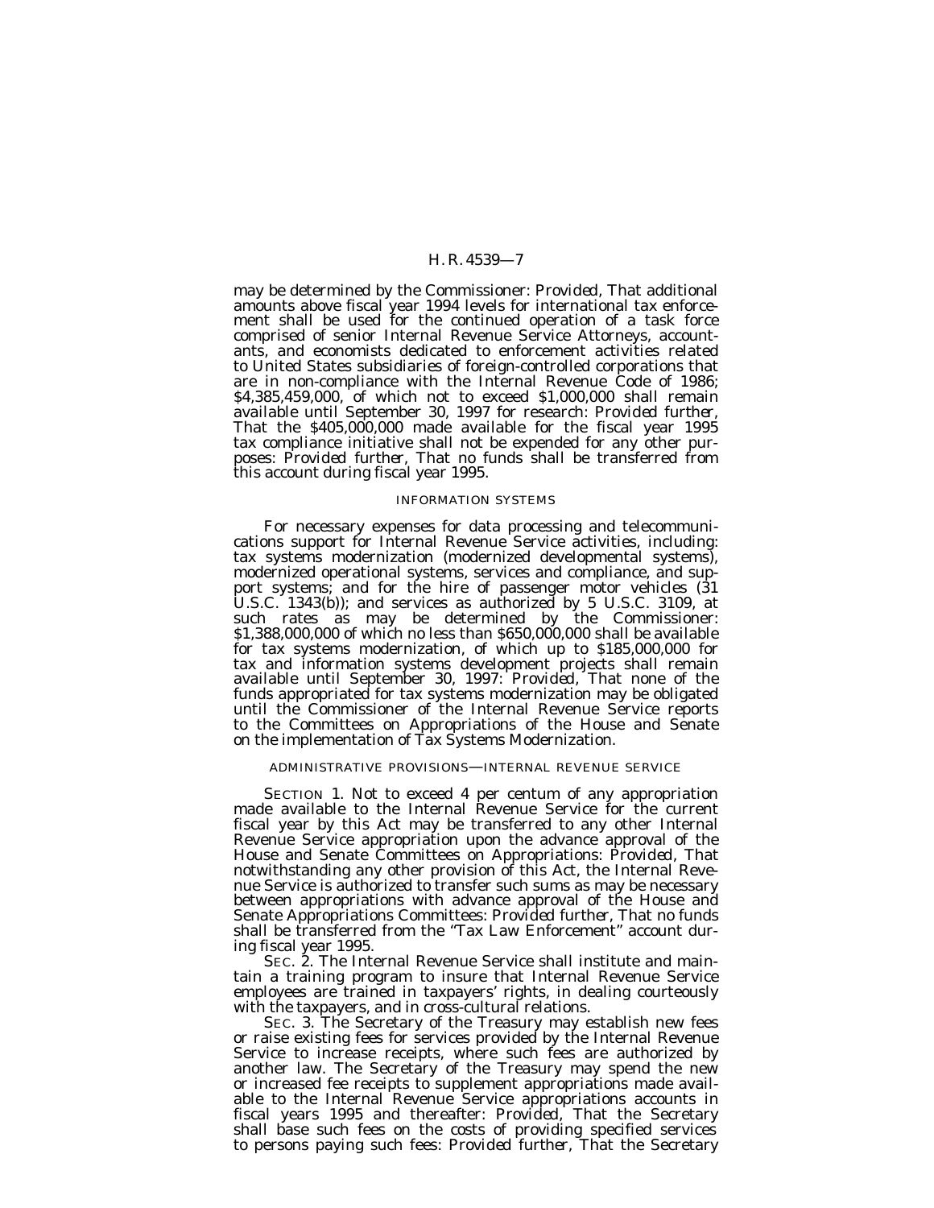may be determined by the Commissioner: *Provided*, That additional amounts above fiscal year 1994 levels for international tax enforcement shall be used for the continued operation of a task force comprised of senior Internal Revenue Service Attorneys, accountants, and economists dedicated to enforcement activities related to United States subsidiaries of foreign-controlled corporations that are in non-compliance with the Internal Revenue Code of 1986; $4,385,459,000, of which not to exceed $1,000,000 shall remain available until September 30, 1997 for research: *Provided further*, That the $405,000,000 made available for the fiscal year 1995 tax compliance initiative shall not be expended for any other purposes: *Provided further*, That no funds shall be transferred from this account during fiscal year 1995.

### INFORMATION SYSTEMS

For necessary expenses for data processing and telecommunications support for Internal Revenue Service activities, including: tax systems modernization (modernized developmental systems), modernized operational systems, services and compliance, and support systems; and for the hire of passenger motor vehicles (31 U.S.C. 1343(b)); and services as authorized by 5 U.S.C. 3109, at such rates as may be determined by the Commissioner: $1,388,000,000 of which no less than $650,000,000 shall be available for tax systems modernization, of which up to $185,000,000 for tax and information systems development projects shall remain available until September 30, 1997: *Provided*, That none of the funds appropriated for tax systems modernization may be obligated until the Commissioner of the Internal Revenue Service reports to the Committees on Appropriations of the House and Senate on the implementation of Tax Systems Modernization.

### ADMINISTRATIVE PROVISIONS—INTERNAL REVENUE SERVICE

SECTION 1. Not to exceed 4 per centum of any appropriation made available to the Internal Revenue Service for the current fiscal year by this Act may be transferred to any other Internal Revenue Service appropriation upon the advance approval of the House and Senate Committees on Appropriations: *Provided*, That notwithstanding any other provision of this Act, the Internal Revenue Service is authorized to transfer such sums as may be necessary between appropriations with advance approval of the House and Senate Appropriations Committees: *Provided further*, That no funds shall be transferred from the "Tax Law Enforcement" account during fiscal year 1995.

SEC. 2. The Internal Revenue Service shall institute and maintain a training program to insure that Internal Revenue Service employees are trained in taxpayers' rights, in dealing courteously with the taxpayers, and in cross-cultural relations.

SEC. 3. The Secretary of the Treasury may establish new fees or raise existing fees for services provided by the Internal Revenue Service to increase receipts, where such fees are authorized by another law. The Secretary of the Treasury may spend the new or increased fee receipts to supplement appropriations made available to the Internal Revenue Service appropriations accounts in fiscal years 1995 and thereafter: *Provided*, That the Secretary shall base such fees on the costs of providing specified services to persons paying such fees: *Provided further*, That the Secretary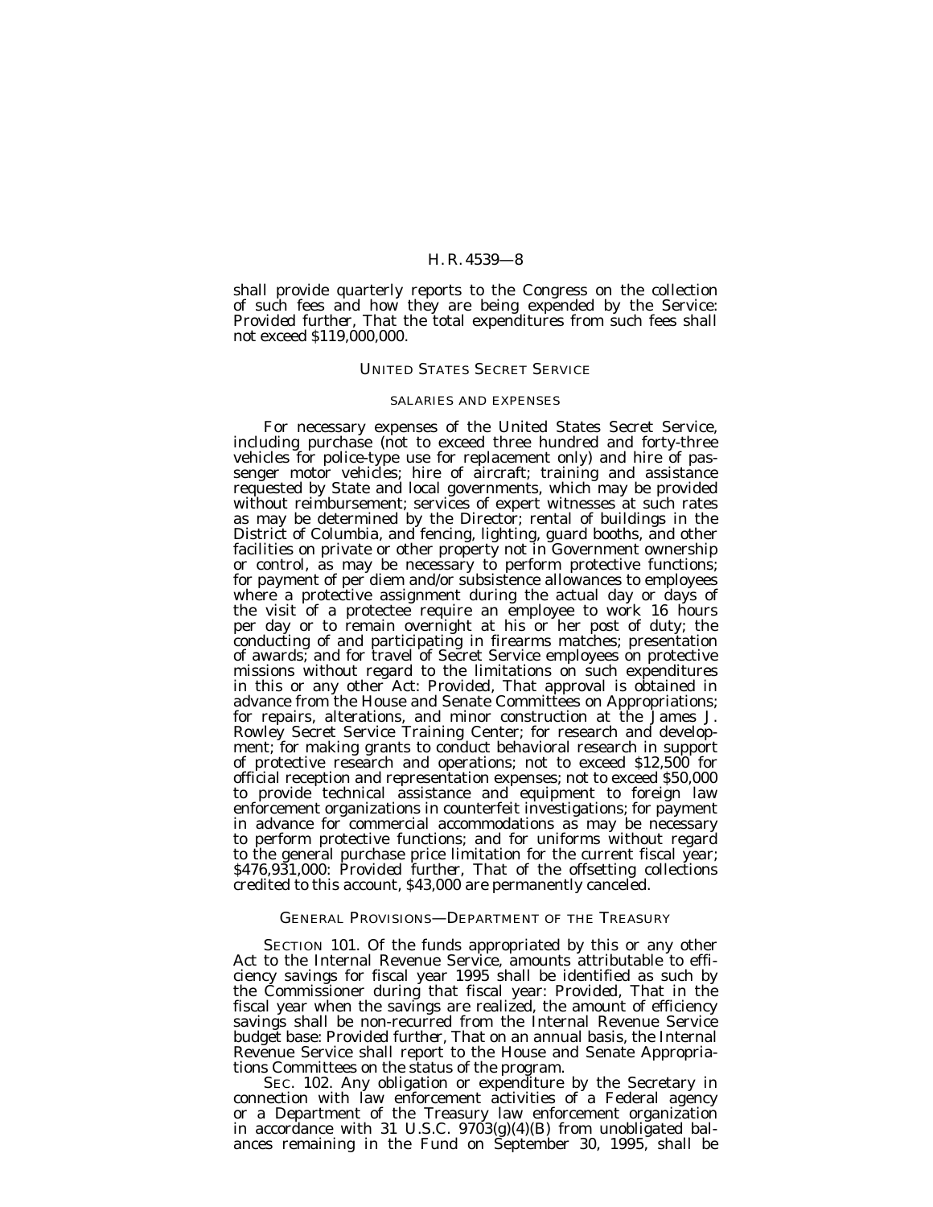shall provide quarterly reports to the Congress on the collection of such fees and how they are being expended by the Service: *Provided further*, That the total expenditures from such fees shall not exceed $119,000,000.

## UNITED STATES SECRET SERVICE

### SALARIES AND EXPENSES

For necessary expenses of the United States Secret Service, including purchase (not to exceed three hundred and forty-three vehicles for police-type use for replacement only) and hire of passenger motor vehicles; hire of aircraft; training and assistance requested by State and local governments, which may be provided without reimbursement; services of expert witnesses at such rates as may be determined by the Director; rental of buildings in the District of Columbia, and fencing, lighting, guard booths, and other facilities on private or other property not in Government ownership or control, as may be necessary to perform protective functions; for payment of per diem and/or subsistence allowances to employees where a protective assignment during the actual day or days of the visit of a protectee require an employee to work 16 hours per day or to remain overnight at his or her post of duty; the conducting of and participating in firearms matches; presentation of awards; and for travel of Secret Service employees on protective missions without regard to the limitations on such expenditures in this or any other Act: *Provided*, That approval is obtained in advance from the House and Senate Committees on Appropriations; for repairs, alterations, and minor construction at the James J. Rowley Secret Service Training Center; for research and development; for making grants to conduct behavioral research in support of protective research and operations; not to exceed $12,500 for official reception and representation expenses; not to exceed $50,000 to provide technical assistance and equipment to foreign law enforcement organizations in counterfeit investigations; for payment in advance for commercial accommodations as may be necessary to perform protective functions; and for uniforms without regard to the general purchase price limitation for the current fiscal year; $476,931,000: *Provided further*, That of the offsetting collections credited to this account, $43,000 are permanently canceled.

## GENERAL PROVISIONS—DEPARTMENT OF THE TREASURY

SECTION 101. Of the funds appropriated by this or any other Act to the Internal Revenue Service, amounts attributable to efficiency savings for fiscal year 1995 shall be identified as such by the Commissioner during that fiscal year: *Provided*, That in the fiscal year when the savings are realized, the amount of efficiency savings shall be non-recurred from the Internal Revenue Service budget base: *Provided further*, That on an annual basis, the Internal Revenue Service shall report to the House and Senate Appropriations Committees on the status of the program.

SEC. 102. Any obligation or expenditure by the Secretary in connection with law enforcement activities of a Federal agency or a Department of the Treasury law enforcement organization in accordance with 31 U.S.C. 9703(g)(4)(B) from unobligated balances remaining in the Fund on September 30, 1995, shall be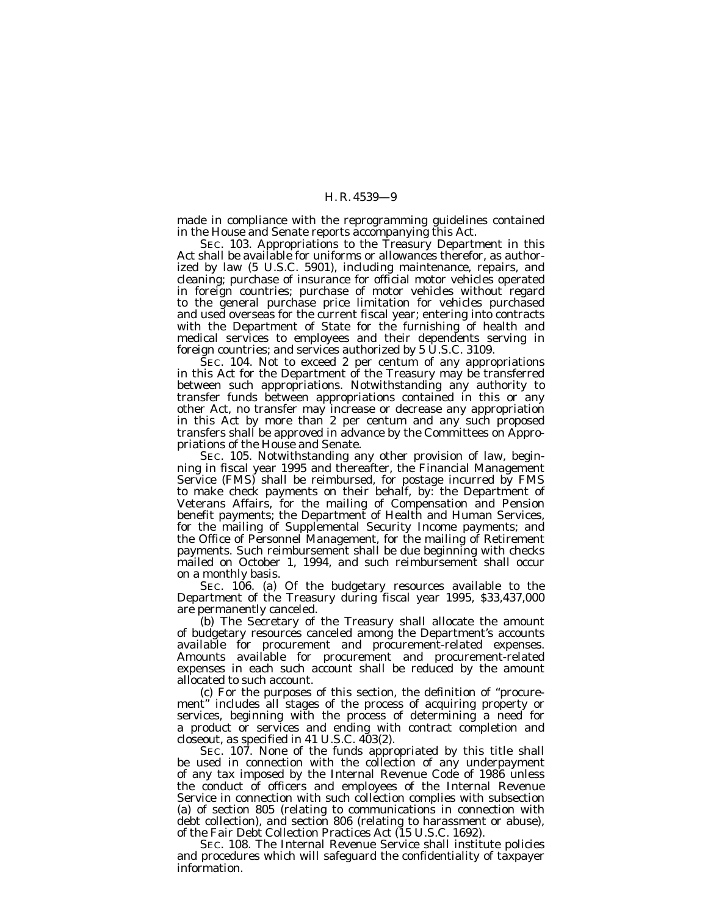made in compliance with the reprogramming guidelines contained in the House and Senate reports accompanying this Act.

SEC. 103. Appropriations to the Treasury Department in this Act shall be available for uniforms or allowances therefor, as authorized by law (5 U.S.C. 5901), including maintenance, repairs, and cleaning; purchase of insurance for official motor vehicles operated in foreign countries; purchase of motor vehicles without regard to the general purchase price limitation for vehicles purchased and used overseas for the current fiscal year; entering into contracts with the Department of State for the furnishing of health and medical services to employees and their dependents serving in foreign countries; and services authorized by 5 U.S.C. 3109.

SEC. 104. Not to exceed 2 per centum of any appropriations in this Act for the Department of the Treasury may be transferred between such appropriations. Notwithstanding any authority to transfer funds between appropriations contained in this or any other Act, no transfer may increase or decrease any appropriation in this Act by more than 2 per centum and any such proposed transfers shall be approved in advance by the Committees on Appropriations of the House and Senate.

SEC. 105. Notwithstanding any other provision of law, beginning in fiscal year 1995 and thereafter, the Financial Management Service (FMS) shall be reimbursed, for postage incurred by FMS to make check payments on their behalf, by: the Department of Veterans Affairs, for the mailing of Compensation and Pension benefit payments; the Department of Health and Human Services, for the mailing of Supplemental Security Income payments; and the Office of Personnel Management, for the mailing of Retirement payments. Such reimbursement shall be due beginning with checks mailed on October 1, 1994, and such reimbursement shall occur on a monthly basis.

SEC. 106. (a) Of the budgetary resources available to the Department of the Treasury during fiscal year 1995, $33,437,000 are permanently canceled.

(b) The Secretary of the Treasury shall allocate the amount of budgetary resources canceled among the Department's accounts available for procurement and procurement-related expenses. Amounts available for procurement and procurement-related expenses in each such account shall be reduced by the amount allocated to such account.

(c) For the purposes of this section, the definition of "procurement" includes all stages of the process of acquiring property or services, beginning with the process of determining a need for a product or services and ending with contract completion and closeout, as specified in 41 U.S.C. 403(2).

SEC. 107. None of the funds appropriated by this title shall be used in connection with the collection of any underpayment of any tax imposed by the Internal Revenue Code of 1986 unless the conduct of officers and employees of the Internal Revenue Service in connection with such collection complies with subsection (a) of section 805 (relating to communications in connection with debt collection), and section 806 (relating to harassment or abuse), of the Fair Debt Collection Practices Act (15 U.S.C. 1692).

SEC. 108. The Internal Revenue Service shall institute policies and procedures which will safeguard the confidentiality of taxpayer information.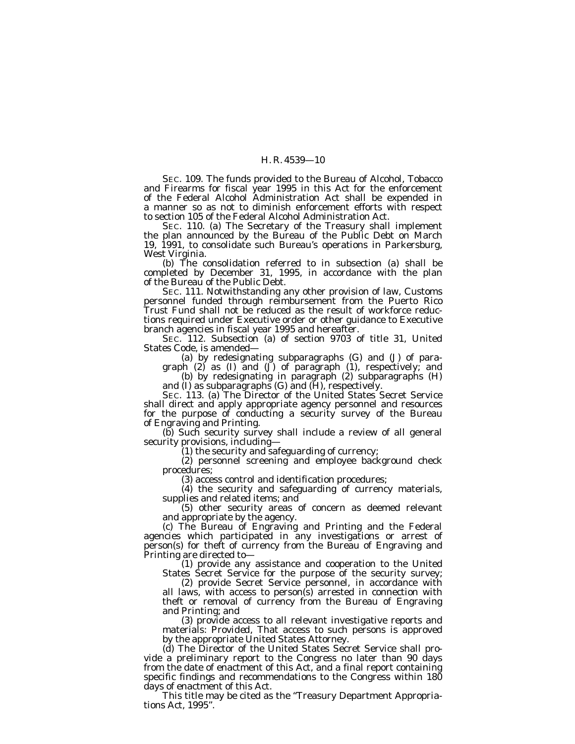SEC. 109. The funds provided to the Bureau of Alcohol, Tobacco and Firearms for fiscal year 1995 in this Act for the enforcement of the Federal Alcohol Administration Act shall be expended in a manner so as not to diminish enforcement efforts with respect to section 105 of the Federal Alcohol Administration Act.

SEC. 110. (a) The Secretary of the Treasury shall implement the plan announced by the Bureau of the Public Debt on March 19, 1991, to consolidate such Bureau's operations in Parkersburg, West Virginia.

(b) The consolidation referred to in subsection (a) shall be completed by December 31, 1995, in accordance with the plan of the Bureau of the Public Debt.

SEC. 111. Notwithstanding any other provision of law, Customs personnel funded through reimbursement from the Puerto Rico Trust Fund shall not be reduced as the result of workforce reductions required under Executive order or other guidance to Executive branch agencies in fiscal year 1995 and hereafter.

SEC. 112. Subsection (a) of section 9703 of title 31, United States Code, is amended—

(a) by redesignating subparagraphs (G) and (J) of paragraph (2) as (I) and (J) of paragraph (1), respectively; and

(b) by redesignating in paragraph (2) subparagraphs (H) and (I) as subparagraphs (G) and (H), respectively.

SEC. 113. (a) The Director of the United States Secret Service shall direct and apply appropriate agency personnel and resources for the purpose of conducting a security survey of the Bureau of Engraving and Printing.

(b) Such security survey shall include a review of all general security provisions, including—

(1) the security and safeguarding of currency;

(2) personnel screening and employee background check procedures;

(3) access control and identification procedures;

(4) the security and safeguarding of currency materials, supplies and related items; and

(5) other security areas of concern as deemed relevant and appropriate by the agency.

(c) The Bureau of Engraving and Printing and the Federal agencies which participated in any investigations or arrest of person(s) for theft of currency from the Bureau of Engraving and Printing are directed to—

(1) provide any assistance and cooperation to the United States Secret Service for the purpose of the security survey;

(2) provide Secret Service personnel, in accordance with all laws, with access to person(s) arrested in connection with theft or removal of currency from the Bureau of Engraving and Printing; and

(3) provide access to all relevant investigative reports and materials: *Provided*, That access to such persons is approved by the appropriate United States Attorney.

(d) The Director of the United States Secret Service shall provide a preliminary report to the Congress no later than 90 days from the date of enactment of this Act, and a final report containing specific findings and recommendations to the Congress within 180 days of enactment of this Act.

This title may be cited as the "Treasury Department Appropriations Act, 1995".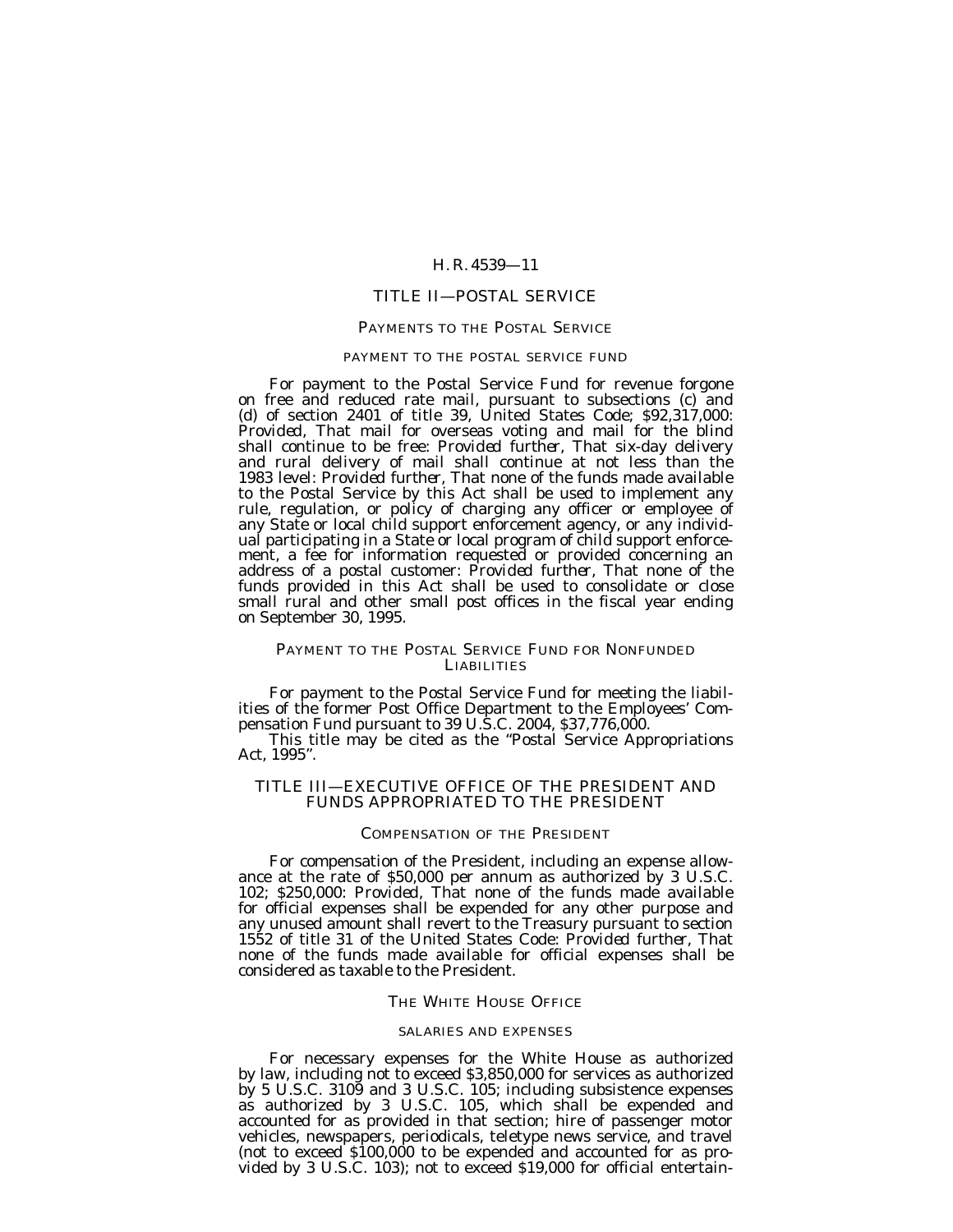## TITLE II—POSTAL SERVICE

### PAYMENTS TO THE POSTAL SERVICE

#### PAYMENT TO THE POSTAL SERVICE FUND

For payment to the Postal Service Fund for revenue forgone on free and reduced rate mail, pursuant to subsections (c) and (d) of section 2401 of title 39, United States Code; $92,317,000: *Provided*, That mail for overseas voting and mail for the blind shall continue to be free: *Provided further*, That six-day delivery and rural delivery of mail shall continue at not less than the 1983 level: *Provided further*, That none of the funds made available to the Postal Service by this Act shall be used to implement any rule, regulation, or policy of charging any officer or employee of any State or local child support enforcement agency, or any individual participating in a State or local program of child support enforcement, a fee for information requested or provided concerning an address of a postal customer: *Provided further*, That none of the funds provided in this Act shall be used to consolidate or close small rural and other small post offices in the fiscal year ending on September 30, 1995.

#### PAYMENT TO THE POSTAL SERVICE FUND FOR NONFUNDED LIABILITIES

For payment to the Postal Service Fund for meeting the liabilities of the former Post Office Department to the Employees' Compensation Fund pursuant to 39 U.S.C. 2004, $37,776,000.

This title may be cited as the "Postal Service Appropriations Act, 1995".

## TITLE III—EXECUTIVE OFFICE OF THE PRESIDENT AND FUNDS APPROPRIATED TO THE PRESIDENT

### COMPENSATION OF THE PRESIDENT

For compensation of the President, including an expense allowance at the rate of $50,000 per annum as authorized by 3 U.S.C. 102; $250,000: *Provided*, That none of the funds made available for official expenses shall be expended for any other purpose and any unused amount shall revert to the Treasury pursuant to section 1552 of title 31 of the United States Code: *Provided further*, That none of the funds made available for official expenses shall be considered as taxable to the President.

### THE WHITE HOUSE OFFICE

#### SALARIES AND EXPENSES

For necessary expenses for the White House as authorized by law, including not to exceed $3,850,000 for services as authorized by 5 U.S.C. 3109 and 3 U.S.C. 105; including subsistence expenses as authorized by 3 U.S.C. 105, which shall be expended and accounted for as provided in that section; hire of passenger motor vehicles, newspapers, periodicals, teletype news service, and travel (not to exceed $100,000 to be expended and accounted for as provided by 3 U.S.C. 103); not to exceed $19,000 for official entertain-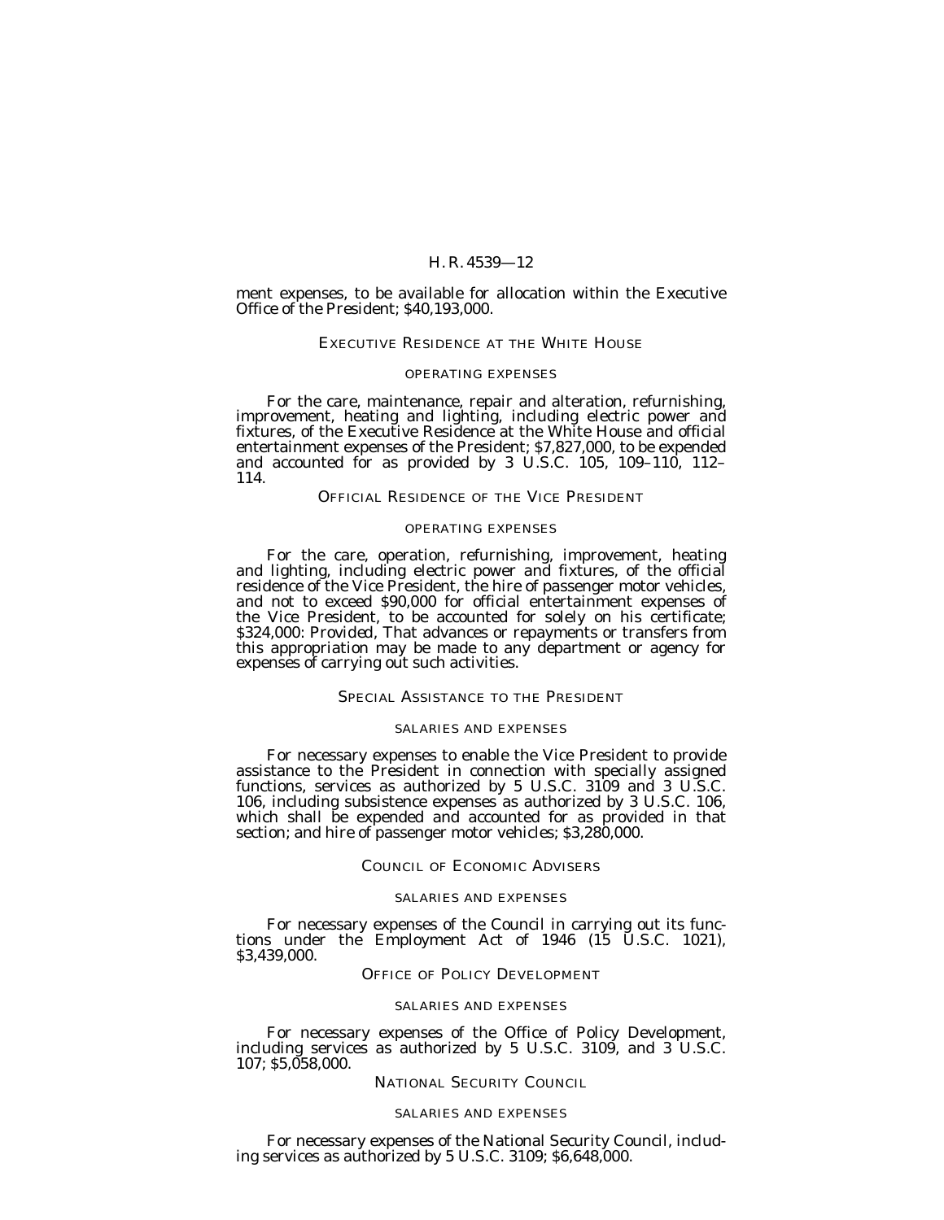ment expenses, to be available for allocation within the Executive Office of the President; $40,193,000.

## EXECUTIVE RESIDENCE AT THE WHITE HOUSE

### OPERATING EXPENSES

For the care, maintenance, repair and alteration, refurnishing, improvement, heating and lighting, including electric power and fixtures, of the Executive Residence at the White House and official entertainment expenses of the President; $7,827,000, to be expended and accounted for as provided by 3 U.S.C. 105, 109–110, 112–114.

## OFFICIAL RESIDENCE OF THE VICE PRESIDENT

### OPERATING EXPENSES

For the care, operation, refurnishing, improvement, heating and lighting, including electric power and fixtures, of the official residence of the Vice President, the hire of passenger motor vehicles, and not to exceed $90,000 for official entertainment expenses of the Vice President, to be accounted for solely on his certificate; $324,000: *Provided*, That advances or repayments or transfers from this appropriation may be made to any department or agency for expenses of carrying out such activities.

## SPECIAL ASSISTANCE TO THE PRESIDENT

### SALARIES AND EXPENSES

For necessary expenses to enable the Vice President to provide assistance to the President in connection with specially assigned functions, services as authorized by 5 U.S.C. 3109 and 3 U.S.C. 106, including subsistence expenses as authorized by 3 U.S.C. 106, which shall be expended and accounted for as provided in that section; and hire of passenger motor vehicles; $3,280,000.

## COUNCIL OF ECONOMIC ADVISERS

### SALARIES AND EXPENSES

For necessary expenses of the Council in carrying out its functions under the Employment Act of 1946 (15 U.S.C. 1021), $3,439,000.

## OFFICE OF POLICY DEVELOPMENT

### SALARIES AND EXPENSES

For necessary expenses of the Office of Policy Development, including services as authorized by 5 U.S.C. 3109, and 3 U.S.C. 107; $5,058,000.

## NATIONAL SECURITY COUNCIL

### SALARIES AND EXPENSES

For necessary expenses of the National Security Council, including services as authorized by 5 U.S.C. 3109; $6,648,000.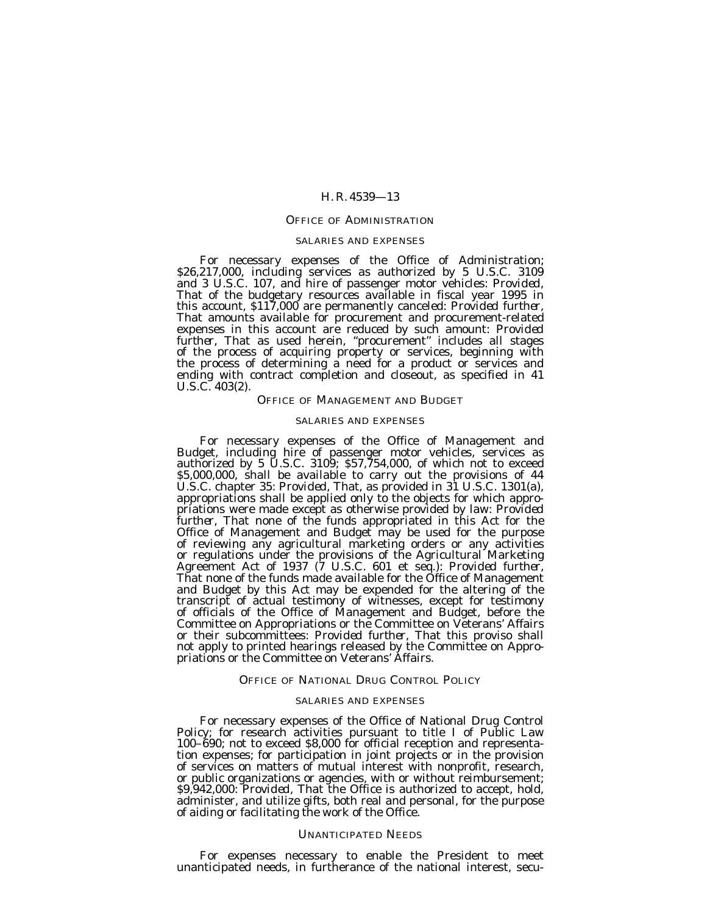## OFFICE OF ADMINISTRATION

### SALARIES AND EXPENSES

For necessary expenses of the Office of Administration; $26,217,000, including services as authorized by 5 U.S.C. 3109 and 3 U.S.C. 107, and hire of passenger motor vehicles: *Provided*, That of the budgetary resources available in fiscal year 1995 in this account, $117,000 are permanently canceled: *Provided further*, That amounts available for procurement and procurement-related expenses in this account are reduced by such amount: *Provided further*, That as used herein, "procurement" includes all stages of the process of acquiring property or services, beginning with the process of determining a need for a product or services and ending with contract completion and closeout, as specified in 41 U.S.C. 403(2).

## OFFICE OF MANAGEMENT AND BUDGET

### SALARIES AND EXPENSES

For necessary expenses of the Office of Management and Budget, including hire of passenger motor vehicles, services as authorized by 5 U.S.C. 3109; $57,754,000, of which not to exceed $5,000,000, shall be available to carry out the provisions of 44 U.S.C. chapter 35: *Provided*, That, as provided in 31 U.S.C. 1301(a), appropriations shall be applied only to the objects for which appropriations were made except as otherwise provided by law: *Provided further*, That none of the funds appropriated in this Act for the Office of Management and Budget may be used for the purpose of reviewing any agricultural marketing orders or any activities or regulations under the provisions of the Agricultural Marketing Agreement Act of 1937 (7 U.S.C. 601 et seq.): *Provided further*, That none of the funds made available for the Office of Management and Budget by this Act may be expended for the altering of the transcript of actual testimony of witnesses, except for testimony of officials of the Office of Management and Budget, before the Committee on Appropriations or the Committee on Veterans' Affairs or their subcommittees: *Provided further*, That this proviso shall not apply to printed hearings released by the Committee on Appropriations or the Committee on Veterans' Affairs.

## OFFICE OF NATIONAL DRUG CONTROL POLICY

### SALARIES AND EXPENSES

For necessary expenses of the Office of National Drug Control Policy; for research activities pursuant to title I of Public Law 100–690; not to exceed $8,000 for official reception and representation expenses; for participation in joint projects or in the provision of services on matters of mutual interest with nonprofit, research, or public organizations or agencies, with or without reimbursement; $9,942,000: *Provided*, That the Office is authorized to accept, hold, administer, and utilize gifts, both real and personal, for the purpose of aiding or facilitating the work of the Office.

## UNANTICIPATED NEEDS

For expenses necessary to enable the President to meet unanticipated needs, in furtherance of the national interest, secu-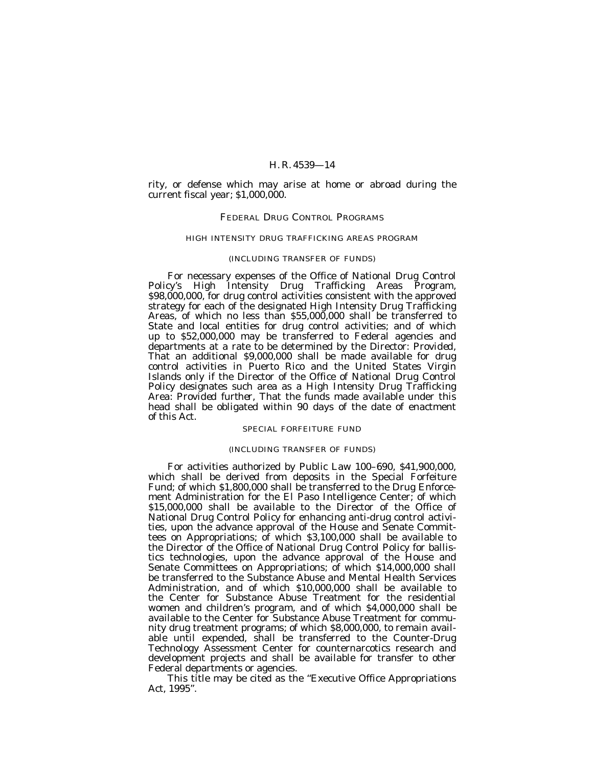rity, or defense which may arise at home or abroad during the current fiscal year; $1,000,000.

## FEDERAL DRUG CONTROL PROGRAMS

### HIGH INTENSITY DRUG TRAFFICKING AREAS PROGRAM

#### (INCLUDING TRANSFER OF FUNDS)

For necessary expenses of the Office of National Drug Control Policy's High Intensity Drug Trafficking Areas Program, $98,000,000, for drug control activities consistent with the approved strategy for each of the designated High Intensity Drug Trafficking Areas, of which no less than $55,000,000 shall be transferred to State and local entities for drug control activities; and of which up to $52,000,000 may be transferred to Federal agencies and departments at a rate to be determined by the Director: *Provided*, That an additional $9,000,000 shall be made available for drug control activities in Puerto Rico and the United States Virgin Islands only if the Director of the Office of National Drug Control Policy designates such area as a High Intensity Drug Trafficking Area: *Provided further*, That the funds made available under this head shall be obligated within 90 days of the date of enactment of this Act.

### SPECIAL FORFEITURE FUND

#### (INCLUDING TRANSFER OF FUNDS)

For activities authorized by Public Law 100–690, $41,900,000, which shall be derived from deposits in the Special Forfeiture Fund; of which $1,800,000 shall be transferred to the Drug Enforcement Administration for the El Paso Intelligence Center; of which $15,000,000 shall be available to the Director of the Office of National Drug Control Policy for enhancing anti-drug control activities, upon the advance approval of the House and Senate Committees on Appropriations; of which $3,100,000 shall be available to the Director of the Office of National Drug Control Policy for ballistics technologies, upon the advance approval of the House and Senate Committees on Appropriations; of which $14,000,000 shall be transferred to the Substance Abuse and Mental Health Services Administration, and of which $10,000,000 shall be available to the Center for Substance Abuse Treatment for the residential women and children's program, and of which $4,000,000 shall be available to the Center for Substance Abuse Treatment for community drug treatment programs; of which $8,000,000, to remain available until expended, shall be transferred to the Counter-Drug Technology Assessment Center for counternarcotics research and development projects and shall be available for transfer to other Federal departments or agencies.

This title may be cited as the "Executive Office Appropriations Act, 1995".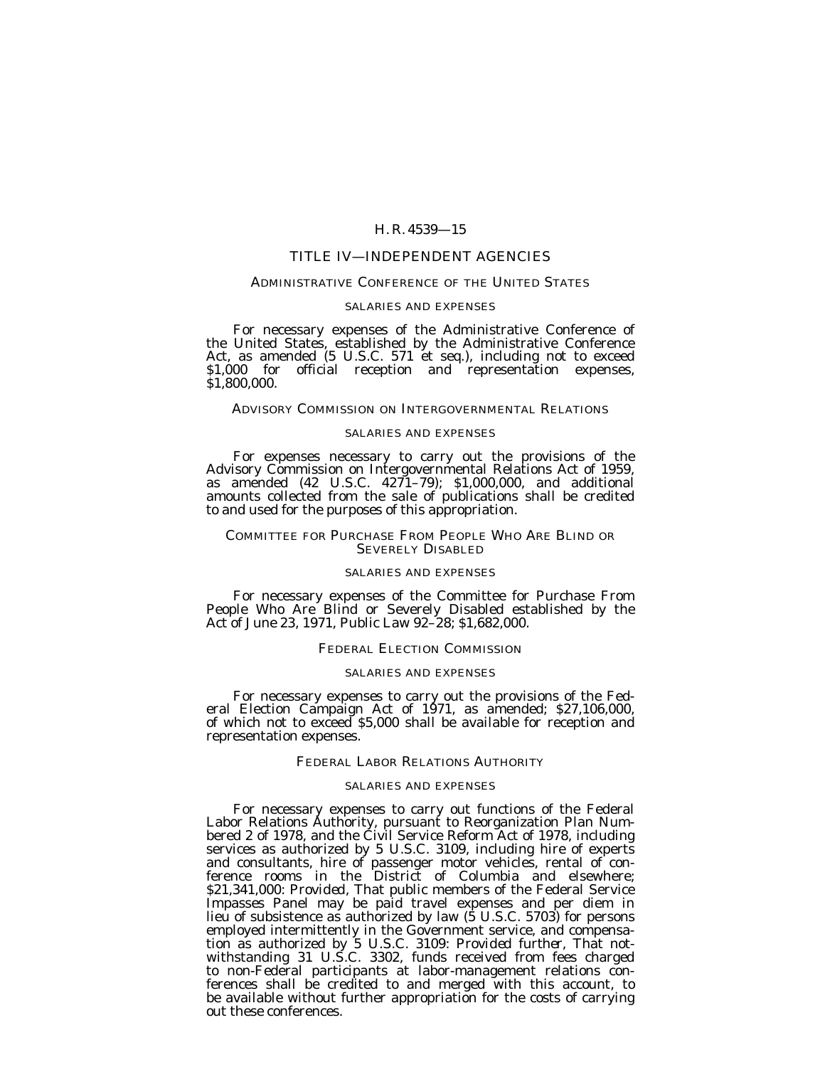## TITLE IV—INDEPENDENT AGENCIES

### ADMINISTRATIVE CONFERENCE OF THE UNITED STATES

#### SALARIES AND EXPENSES

For necessary expenses of the Administrative Conference of the United States, established by the Administrative Conference Act, as amended (5 U.S.C. 571 et seq.), including not to exceed $1,000 for official reception and representation expenses, $1,800,000.

### ADVISORY COMMISSION ON INTERGOVERNMENTAL RELATIONS

#### SALARIES AND EXPENSES

For expenses necessary to carry out the provisions of the Advisory Commission on Intergovernmental Relations Act of 1959, as amended (42 U.S.C. 4271–79); $1,000,000, and additional amounts collected from the sale of publications shall be credited to and used for the purposes of this appropriation.

### COMMITTEE FOR PURCHASE FROM PEOPLE WHO ARE BLIND OR SEVERELY DISABLED

#### SALARIES AND EXPENSES

For necessary expenses of the Committee for Purchase From People Who Are Blind or Severely Disabled established by the Act of June 23, 1971, Public Law 92–28; $1,682,000.

### FEDERAL ELECTION COMMISSION

#### SALARIES AND EXPENSES

For necessary expenses to carry out the provisions of the Federal Election Campaign Act of 1971, as amended; $27,106,000, of which not to exceed $5,000 shall be available for reception and representation expenses.

### FEDERAL LABOR RELATIONS AUTHORITY

#### SALARIES AND EXPENSES

For necessary expenses to carry out functions of the Federal Labor Relations Authority, pursuant to Reorganization Plan Numbered 2 of 1978, and the Civil Service Reform Act of 1978, including services as authorized by 5 U.S.C. 3109, including hire of experts and consultants, hire of passenger motor vehicles, rental of conference rooms in the District of Columbia and elsewhere; $21,341,000: *Provided*, That public members of the Federal Service Impasses Panel may be paid travel expenses and per diem in lieu of subsistence as authorized by law (5 U.S.C. 5703) for persons employed intermittently in the Government service, and compensation as authorized by 5 U.S.C. 3109: *Provided further*, That notwithstanding 31 U.S.C. 3302, funds received from fees charged to non-Federal participants at labor-management relations conferences shall be credited to and merged with this account, to be available without further appropriation for the costs of carrying out these conferences.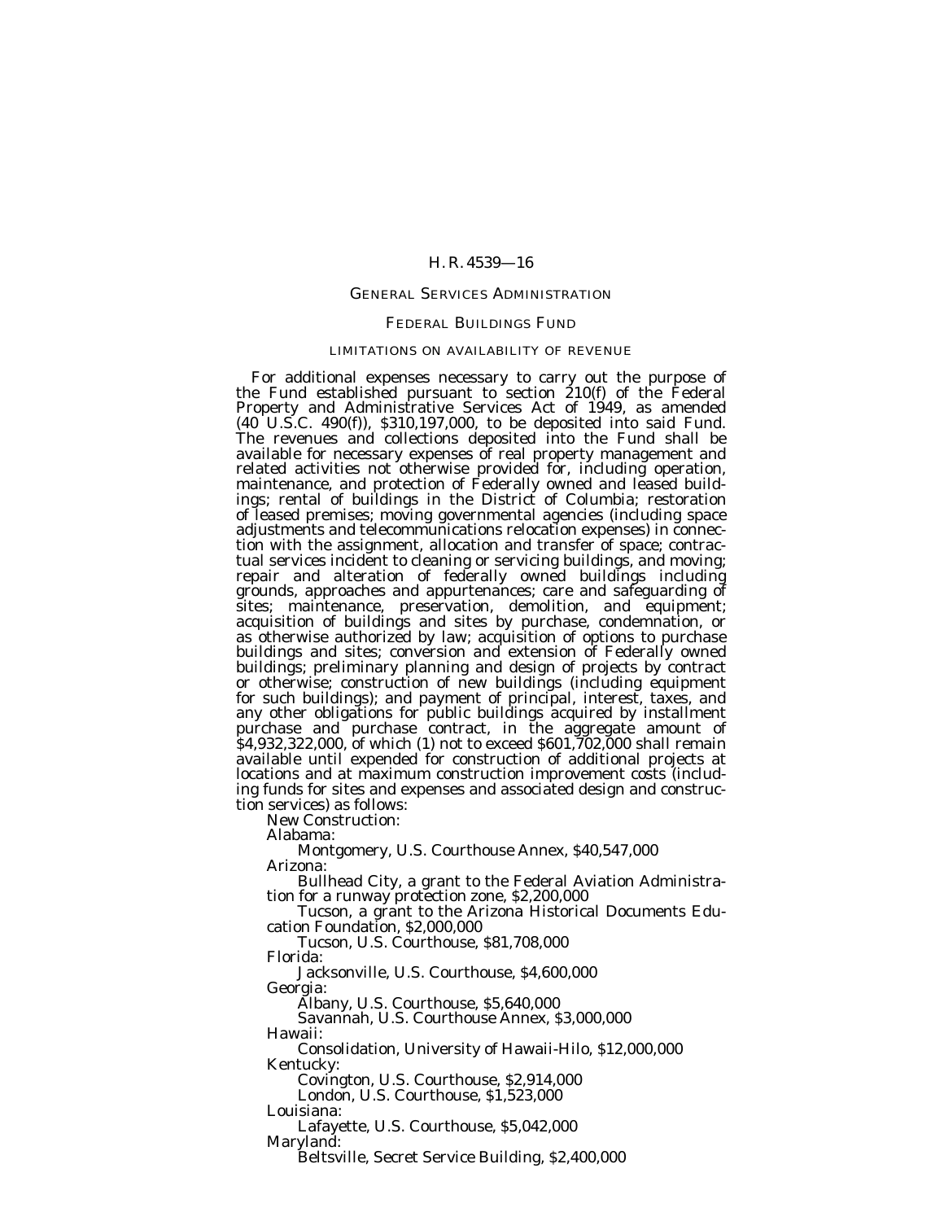## GENERAL SERVICES ADMINISTRATION

### FEDERAL BUILDINGS FUND

#### LIMITATIONS ON AVAILABILITY OF REVENUE

For additional expenses necessary to carry out the purpose of the Fund established pursuant to section 210(f) of the Federal Property and Administrative Services Act of 1949, as amended (40 U.S.C. 490(f)), $310,197,000, to be deposited into said Fund. The revenues and collections deposited into the Fund shall be available for necessary expenses of real property management and related activities not otherwise provided for, including operation, maintenance, and protection of Federally owned and leased buildings; rental of buildings in the District of Columbia; restoration of leased premises; moving governmental agencies (including space adjustments and telecommunications relocation expenses) in connection with the assignment, allocation and transfer of space; contractual services incident to cleaning or servicing buildings, and moving; repair and alteration of federally owned buildings including grounds, approaches and appurtenances; care and safeguarding of sites; maintenance, preservation, demolition, and equipment; acquisition of buildings and sites by purchase, condemnation, or as otherwise authorized by law; acquisition of options to purchase buildings and sites; conversion and extension of Federally owned buildings; preliminary planning and design of projects by contract or otherwise; construction of new buildings (including equipment for such buildings); and payment of principal, interest, taxes, and any other obligations for public buildings acquired by installment purchase and purchase contract, in the aggregate amount of $4,932,322,000, of which (1) not to exceed $601,702,000 shall remain available until expended for construction of additional projects at locations and at maximum construction improvement costs (including funds for sites and expenses and associated design and construction services) as follows:

New Construction:

Alabama:

Montgomery, U.S. Courthouse Annex, $40,547,000

Arizona:

Bullhead City, a grant to the Federal Aviation Administration for a runway protection zone, $2,200,000

Tucson, a grant to the Arizona Historical Documents Education Foundation, $2,000,000

Tucson, U.S. Courthouse, $81,708,000

Florida:

Jacksonville, U.S. Courthouse, $4,600,000

Georgia:

Albany, U.S. Courthouse, $5,640,000

Savannah, U.S. Courthouse Annex, $3,000,000

Hawaii:

Consolidation, University of Hawaii-Hilo, $12,000,000

Kentucky:

Covington, U.S. Courthouse, $2,914,000

London, U.S. Courthouse, $1,523,000

Louisiana:

Lafayette, U.S. Courthouse, $5,042,000

Maryland:

Beltsville, Secret Service Building, $2,400,000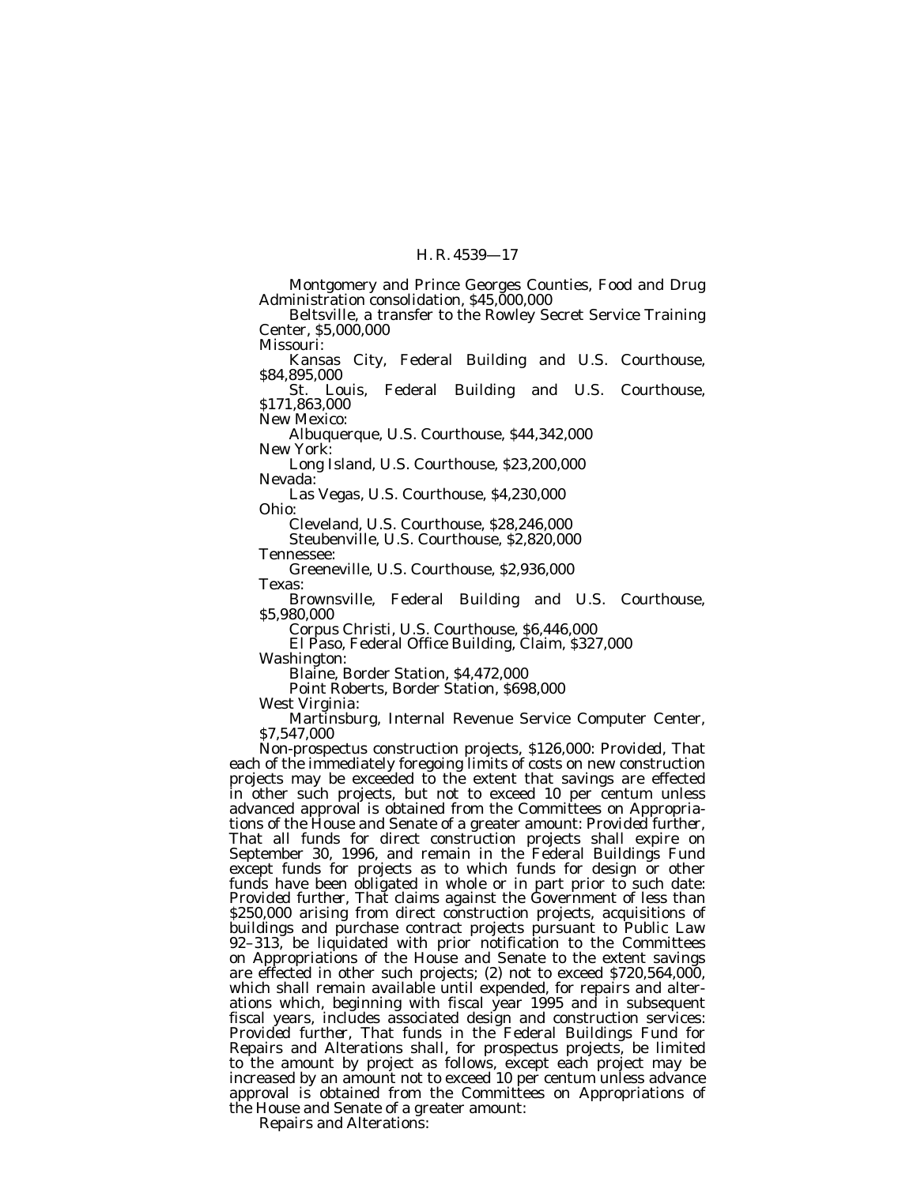Montgomery and Prince Georges Counties, Food and Drug Administration consolidation, $45,000,000

Beltsville, a transfer to the Rowley Secret Service Training Center, $5,000,000

Missouri:

Kansas City, Federal Building and U.S. Courthouse, $84,895,000

St. Louis, Federal Building and U.S. Courthouse, $171,863,000

New Mexico:

Albuquerque, U.S. Courthouse, $44,342,000

New York:

Long Island, U.S. Courthouse, $23,200,000

Nevada:

Las Vegas, U.S. Courthouse, $4,230,000

Ohio:

Cleveland, U.S. Courthouse, $28,246,000

Steubenville, U.S. Courthouse, $2,820,000

Tennessee:

Greeneville, U.S. Courthouse, $2,936,000

Texas:

Brownsville, Federal Building and U.S. Courthouse, $5,980,000

Corpus Christi, U.S. Courthouse, $6,446,000

El Paso, Federal Office Building, Claim, $327,000

Washington:

Blaine, Border Station, $4,472,000

Point Roberts, Border Station, $698,000

West Virginia:

Martinsburg, Internal Revenue Service Computer Center, $7,547,000

Non-prospectus construction projects, $126,000: *Provided*, That each of the immediately foregoing limits of costs on new construction projects may be exceeded to the extent that savings are effected in other such projects, but not to exceed 10 per centum unless advanced approval is obtained from the Committees on Appropriations of the House and Senate of a greater amount: *Provided further*, That all funds for direct construction projects shall expire on September 30, 1996, and remain in the Federal Buildings Fund except funds for projects as to which funds for design or other funds have been obligated in whole or in part prior to such date: *Provided further*, That claims against the Government of less than $250,000 arising from direct construction projects, acquisitions of buildings and purchase contract projects pursuant to Public Law 92–313, be liquidated with prior notification to the Committees on Appropriations of the House and Senate to the extent savings are effected in other such projects; (2) not to exceed $720,564,000, which shall remain available until expended, for repairs and alterations which, beginning with fiscal year 1995 and in subsequent fiscal years, includes associated design and construction services: *Provided further*, That funds in the Federal Buildings Fund for Repairs and Alterations shall, for prospectus projects, be limited to the amount by project as follows, except each project may be increased by an amount not to exceed 10 per centum unless advance approval is obtained from the Committees on Appropriations of the House and Senate of a greater amount:

Repairs and Alterations: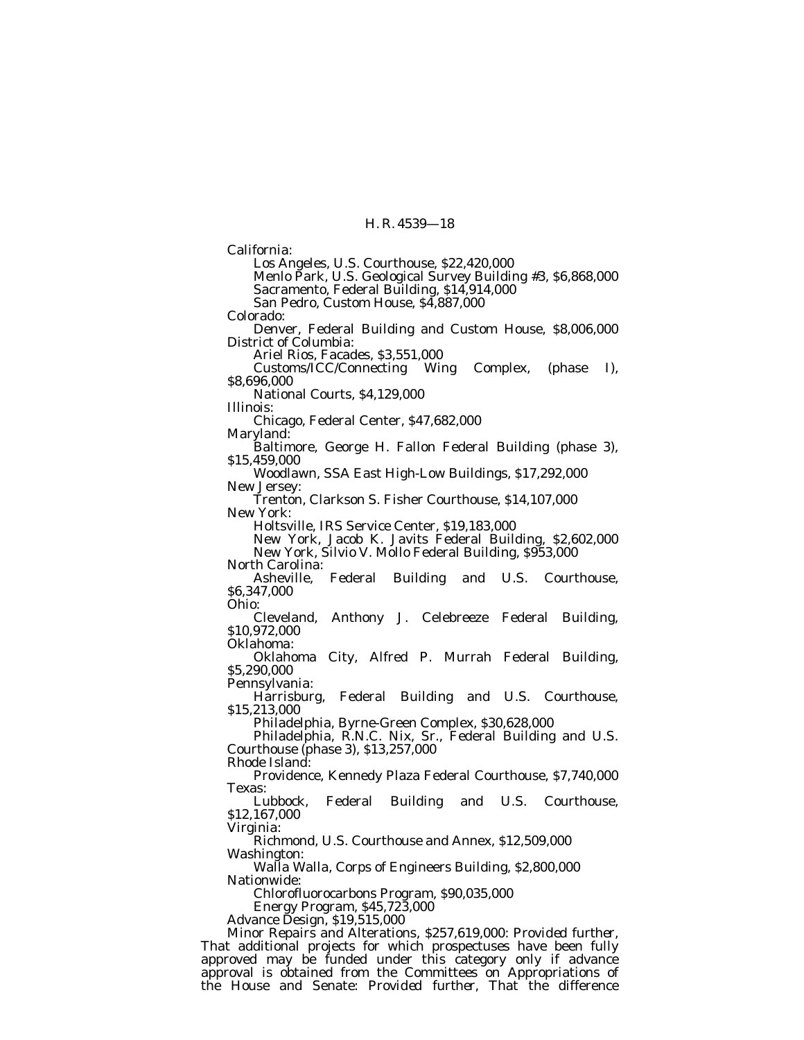California:

Los Angeles, U.S. Courthouse, $22,420,000

Menlo Park, U.S. Geological Survey Building #3, $6,868,000

Sacramento, Federal Building, $14,914,000

San Pedro, Custom House, $4,887,000

Colorado:

Denver, Federal Building and Custom House, $8,006,000

District of Columbia:

Ariel Rios, Facades, $3,551,000

Customs/ICC/Connecting Wing Complex, (phase I), $8,696,000

National Courts, $4,129,000

Illinois:

Chicago, Federal Center, $47,682,000

Maryland:

Baltimore, George H. Fallon Federal Building (phase 3), $15,459,000

Woodlawn, SSA East High-Low Buildings, $17,292,000

New Jersey:

Trenton, Clarkson S. Fisher Courthouse, $14,107,000

New York:

Holtsville, IRS Service Center, $19,183,000

New York, Jacob K. Javits Federal Building, $2,602,000

New York, Silvio V. Mollo Federal Building, $953,000

North Carolina:

Asheville, Federal Building and U.S. Courthouse, $6,347,000

Ohio:

Cleveland, Anthony J. Celebreeze Federal Building, $10,972,000

Oklahoma:

Oklahoma City, Alfred P. Murrah Federal Building, $5,290,000

Pennsylvania:

Harrisburg, Federal Building and U.S. Courthouse, $15,213,000

Philadelphia, Byrne-Green Complex, $30,628,000

Philadelphia, R.N.C. Nix, Sr., Federal Building and U.S. Courthouse (phase 3), $13,257,000

Rhode Island:

Providence, Kennedy Plaza Federal Courthouse, $7,740,000

Texas:

Lubbock, Federal Building and U.S. Courthouse, $12,167,000

Virginia:

Richmond, U.S. Courthouse and Annex, $12,509,000

Washington:

Walla Walla, Corps of Engineers Building, $2,800,000

Nationwide:

Chlorofluorocarbons Program, $90,035,000

Energy Program, $45,723,000

Advance Design, $19,515,000

Minor Repairs and Alterations, $257,619,000: *Provided further*, That additional projects for which prospectuses have been fully approved may be funded under this category only if advance approval is obtained from the Committees on Appropriations of the House and Senate: *Provided further*, That the difference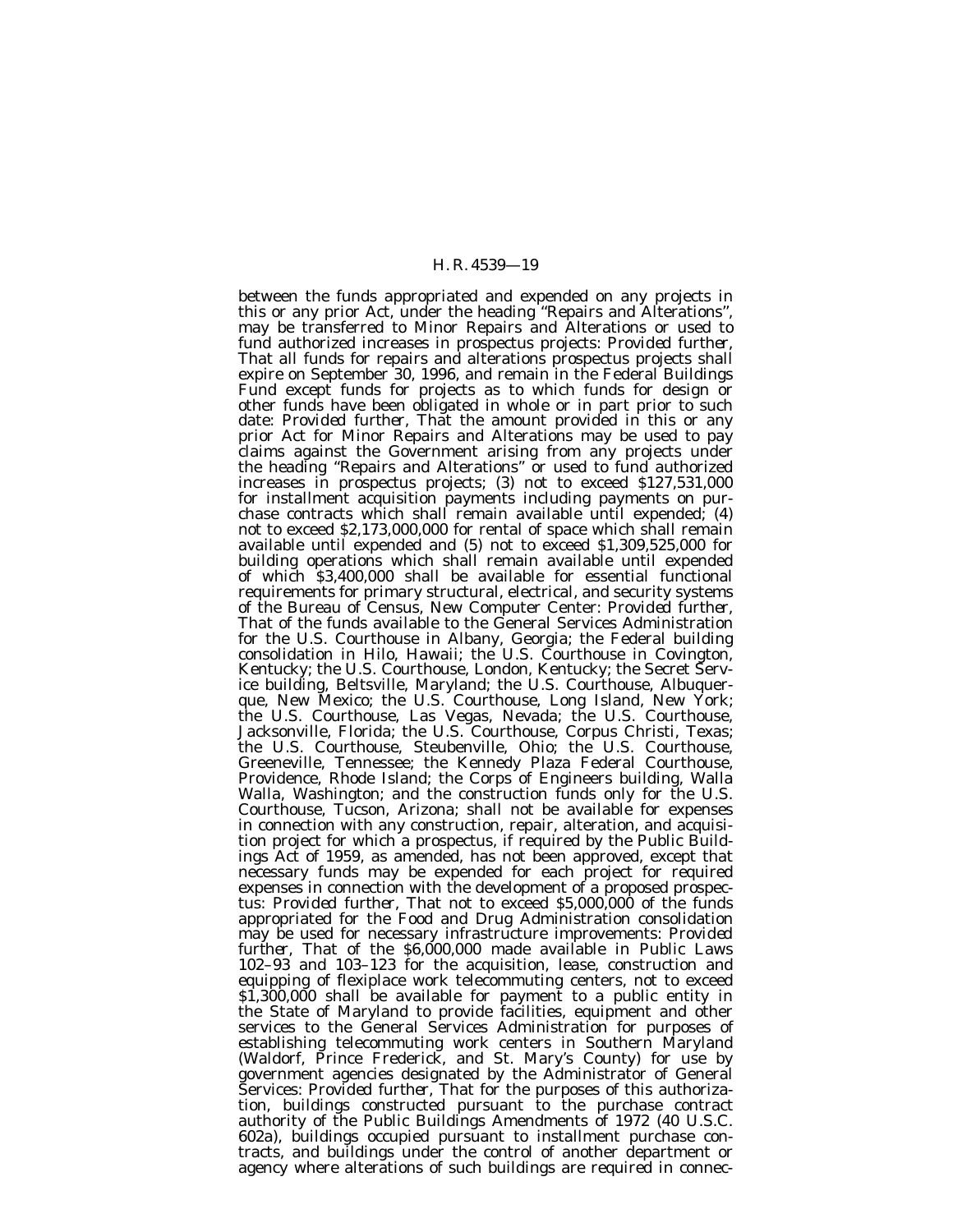between the funds appropriated and expended on any projects in this or any prior Act, under the heading "Repairs and Alterations", may be transferred to Minor Repairs and Alterations or used to fund authorized increases in prospectus projects: *Provided further*, That all funds for repairs and alterations prospectus projects shall expire on September 30, 1996, and remain in the Federal Buildings Fund except funds for projects as to which funds for design or other funds have been obligated in whole or in part prior to such date: *Provided further*, That the amount provided in this or any prior Act for Minor Repairs and Alterations may be used to pay claims against the Government arising from any projects under the heading "Repairs and Alterations" or used to fund authorized increases in prospectus projects; (3) not to exceed $127,531,000 for installment acquisition payments including payments on purchase contracts which shall remain available until expended; (4) not to exceed $2,173,000,000 for rental of space which shall remain available until expended and (5) not to exceed $1,309,525,000 for building operations which shall remain available until expended of which $3,400,000 shall be available for essential functional requirements for primary structural, electrical, and security systems of the Bureau of Census, New Computer Center: *Provided further*, That of the funds available to the General Services Administration for the U.S. Courthouse in Albany, Georgia; the Federal building consolidation in Hilo, Hawaii; the U.S. Courthouse in Covington, Kentucky; the U.S. Courthouse, London, Kentucky; the Secret Service building, Beltsville, Maryland; the U.S. Courthouse, Albuquerque, New Mexico; the U.S. Courthouse, Long Island, New York; the U.S. Courthouse, Las Vegas, Nevada; the U.S. Courthouse, Jacksonville, Florida; the U.S. Courthouse, Corpus Christi, Texas; the U.S. Courthouse, Steubenville, Ohio; the U.S. Courthouse, Greeneville, Tennessee; the Kennedy Plaza Federal Courthouse, Providence, Rhode Island; the Corps of Engineers building, Walla Walla, Washington; and the construction funds only for the U.S. Courthouse, Tucson, Arizona; shall not be available for expenses in connection with any construction, repair, alteration, and acquisition project for which a prospectus, if required by the Public Buildings Act of 1959, as amended, has not been approved, except that necessary funds may be expended for each project for required expenses in connection with the development of a proposed prospectus: *Provided further*, That not to exceed $5,000,000 of the funds appropriated for the Food and Drug Administration consolidation may be used for necessary infrastructure improvements: *Provided further*, That of the $6,000,000 made available in Public Laws 102–93 and 103–123 for the acquisition, lease, construction and equipping of flexiplace work telecommuting centers, not to exceed $1,300,000 shall be available for payment to a public entity in the State of Maryland to provide facilities, equipment and other services to the General Services Administration for purposes of establishing telecommuting work centers in Southern Maryland (Waldorf, Prince Frederick, and St. Mary's County) for use by government agencies designated by the Administrator of General Services: *Provided further*, That for the purposes of this authorization, buildings constructed pursuant to the purchase contract authority of the Public Buildings Amendments of 1972 (40 U.S.C. 602a), buildings occupied pursuant to installment purchase contracts, and buildings under the control of another department or agency where alterations of such buildings are required in connec-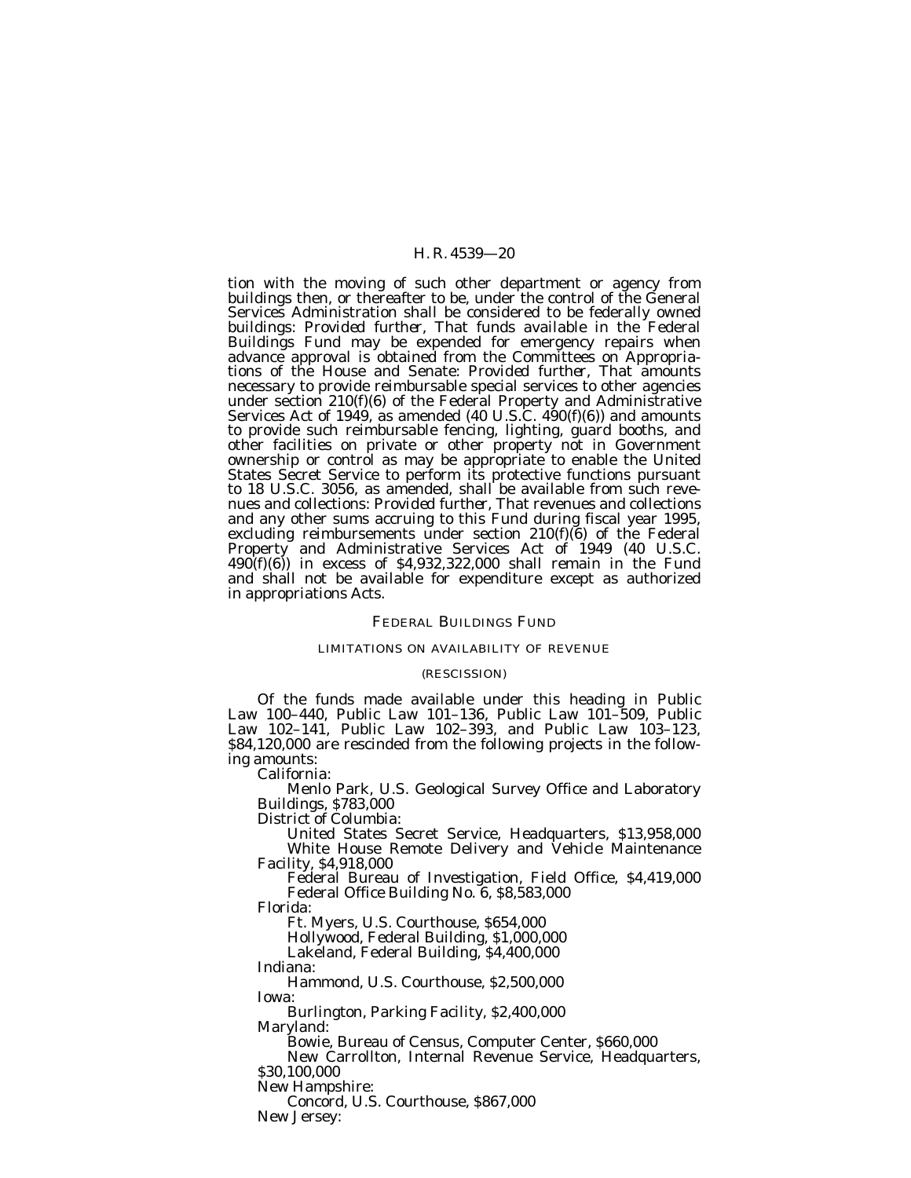tion with the moving of such other department or agency from buildings then, or thereafter to be, under the control of the General Services Administration shall be considered to be federally owned buildings: *Provided further*, That funds available in the Federal Buildings Fund may be expended for emergency repairs when advance approval is obtained from the Committees on Appropriations of the House and Senate: *Provided further*, That amounts necessary to provide reimbursable special services to other agencies under section 210(f)(6) of the Federal Property and Administrative Services Act of 1949, as amended (40 U.S.C. 490(f)(6)) and amounts to provide such reimbursable fencing, lighting, guard booths, and other facilities on private or other property not in Government ownership or control as may be appropriate to enable the United States Secret Service to perform its protective functions pursuant to 18 U.S.C. 3056, as amended, shall be available from such revenues and collections: *Provided further*, That revenues and collections and any other sums accruing to this Fund during fiscal year 1995, excluding reimbursements under section 210(f)(6) of the Federal Property and Administrative Services Act of 1949 (40 U.S.C. 490(f)(6)) in excess of $4,932,322,000 shall remain in the Fund and shall not be available for expenditure except as authorized in appropriations Acts.

FEDERAL BUILDINGS FUND

LIMITATIONS ON AVAILABILITY OF REVENUE

(RESCISSION)

Of the funds made available under this heading in Public Law 100–440, Public Law 101–136, Public Law 101–509, Public Law 102–141, Public Law 102–393, and Public Law 103–123, $84,120,000 are rescinded from the following projects in the following amounts:

California:

Menlo Park, U.S. Geological Survey Office and Laboratory Buildings, $783,000

District of Columbia:

United States Secret Service, Headquarters, $13,958,000

White House Remote Delivery and Vehicle Maintenance Facility, $4,918,000

Federal Bureau of Investigation, Field Office, $4,419,000

Federal Office Building No. 6, $8,583,000

Florida:

Ft. Myers, U.S. Courthouse, $654,000

Hollywood, Federal Building, $1,000,000

Lakeland, Federal Building, $4,400,000

Indiana:

Hammond, U.S. Courthouse, $2,500,000

Iowa:

Burlington, Parking Facility, $2,400,000

Maryland:

Bowie, Bureau of Census, Computer Center, $660,000

New Carrollton, Internal Revenue Service, Headquarters, $30,100,000

New Hampshire:

Concord, U.S. Courthouse, $867,000

New Jersey: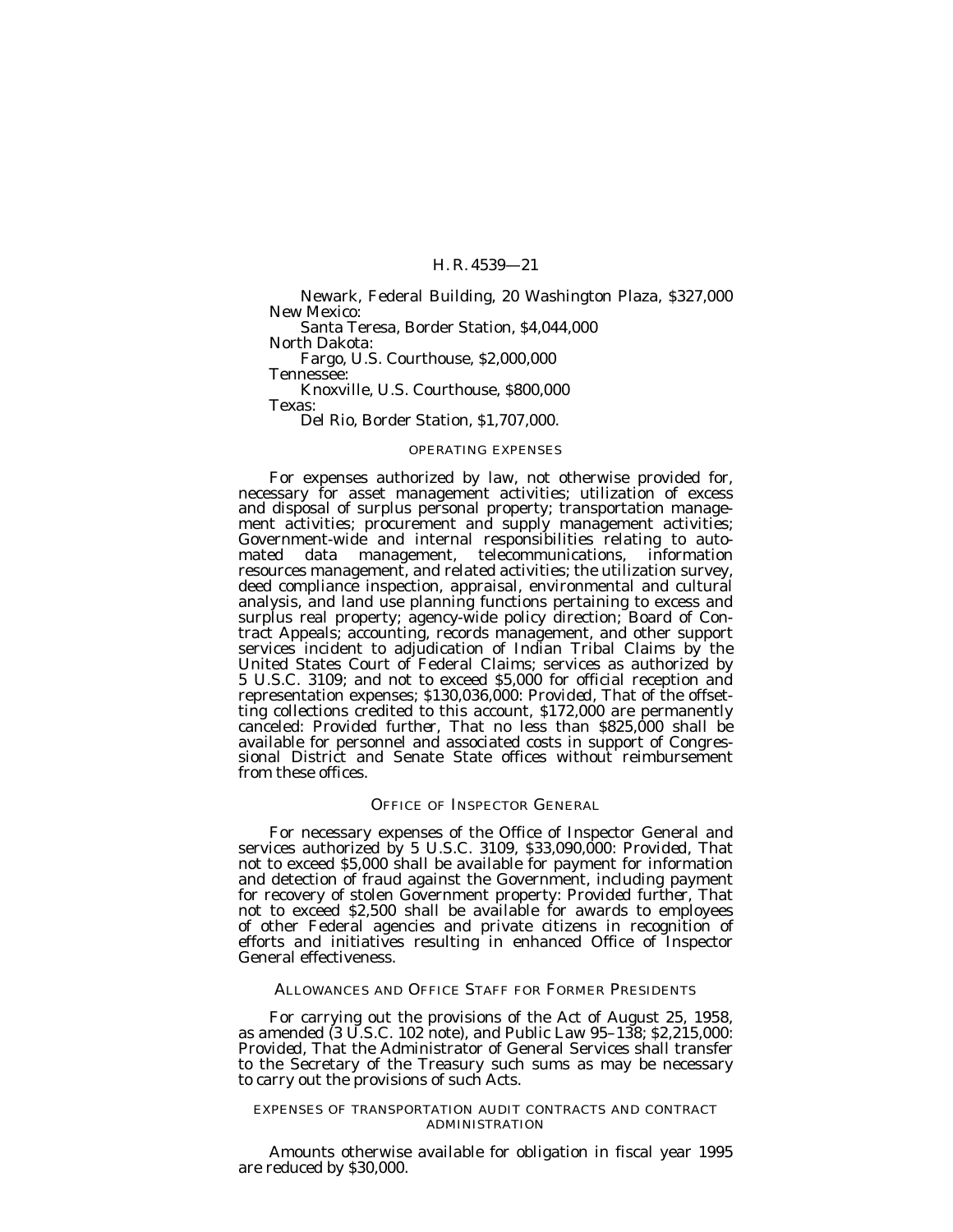Newark, Federal Building, 20 Washington Plaza, $327,000

New Mexico:

Santa Teresa, Border Station, $4,044,000

North Dakota:

Fargo, U.S. Courthouse, $2,000,000

Tennessee:

Knoxville, U.S. Courthouse, $800,000

Texas:

Del Rio, Border Station, $1,707,000.

## OPERATING EXPENSES

For expenses authorized by law, not otherwise provided for, necessary for asset management activities; utilization of excess and disposal of surplus personal property; transportation management activities; procurement and supply management activities; Government-wide and internal responsibilities relating to automated data management, telecommunications, information resources management, and related activities; the utilization survey, deed compliance inspection, appraisal, environmental and cultural analysis, and land use planning functions pertaining to excess and surplus real property; agency-wide policy direction; Board of Contract Appeals; accounting, records management, and other support services incident to adjudication of Indian Tribal Claims by the United States Court of Federal Claims; services as authorized by 5 U.S.C. 3109; and not to exceed $5,000 for official reception and representation expenses; $130,036,000: *Provided*, That of the offsetting collections credited to this account, $172,000 are permanently canceled: *Provided further*, That no less than $825,000 shall be available for personnel and associated costs in support of Congressional District and Senate State offices without reimbursement from these offices.

## OFFICE OF INSPECTOR GENERAL

For necessary expenses of the Office of Inspector General and services authorized by 5 U.S.C. 3109, $33,090,000: *Provided*, That not to exceed $5,000 shall be available for payment for information and detection of fraud against the Government, including payment for recovery of stolen Government property: *Provided further*, That not to exceed $2,500 shall be available for awards to employees of other Federal agencies and private citizens in recognition of efforts and initiatives resulting in enhanced Office of Inspector General effectiveness.

## ALLOWANCES AND OFFICE STAFF FOR FORMER PRESIDENTS

For carrying out the provisions of the Act of August 25, 1958, as amended (3 U.S.C. 102 note), and Public Law 95–138; $2,215,000: *Provided*, That the Administrator of General Services shall transfer to the Secretary of the Treasury such sums as may be necessary to carry out the provisions of such Acts.

## EXPENSES OF TRANSPORTATION AUDIT CONTRACTS AND CONTRACT ADMINISTRATION

Amounts otherwise available for obligation in fiscal year 1995 are reduced by $30,000.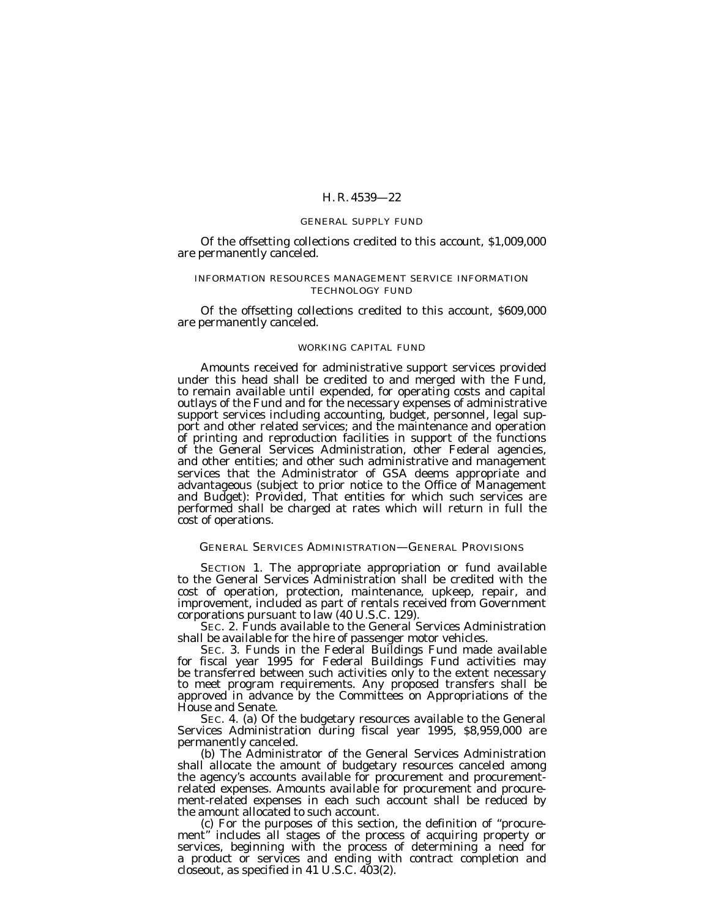### GENERAL SUPPLY FUND

Of the offsetting collections credited to this account, $1,009,000 are permanently canceled.

### INFORMATION RESOURCES MANAGEMENT SERVICE INFORMATION TECHNOLOGY FUND

Of the offsetting collections credited to this account, $609,000 are permanently canceled.

### WORKING CAPITAL FUND

Amounts received for administrative support services provided under this head shall be credited to and merged with the Fund, to remain available until expended, for operating costs and capital outlays of the Fund and for the necessary expenses of administrative support services including accounting, budget, personnel, legal support and other related services; and the maintenance and operation of printing and reproduction facilities in support of the functions of the General Services Administration, other Federal agencies, and other entities; and other such administrative and management services that the Administrator of GSA deems appropriate and advantageous (subject to prior notice to the Office of Management and Budget): *Provided*, That entities for which such services are performed shall be charged at rates which will return in full the cost of operations.

## GENERAL SERVICES ADMINISTRATION—GENERAL PROVISIONS

SECTION 1. The appropriate appropriation or fund available to the General Services Administration shall be credited with the cost of operation, protection, maintenance, upkeep, repair, and improvement, included as part of rentals received from Government corporations pursuant to law (40 U.S.C. 129).

SEC. 2. Funds available to the General Services Administration shall be available for the hire of passenger motor vehicles.

SEC. 3. Funds in the Federal Buildings Fund made available for fiscal year 1995 for Federal Buildings Fund activities may be transferred between such activities only to the extent necessary to meet program requirements. Any proposed transfers shall be approved in advance by the Committees on Appropriations of the House and Senate.

SEC. 4. (a) Of the budgetary resources available to the General Services Administration during fiscal year 1995, $8,959,000 are permanently canceled.

(b) The Administrator of the General Services Administration shall allocate the amount of budgetary resources canceled among the agency's accounts available for procurement and procurement-related expenses. Amounts available for procurement and procurement-related expenses in each such account shall be reduced by the amount allocated to such account.

(c) For the purposes of this section, the definition of "procurement" includes all stages of the process of acquiring property or services, beginning with the process of determining a need for a product or services and ending with contract completion and closeout, as specified in 41 U.S.C. 403(2).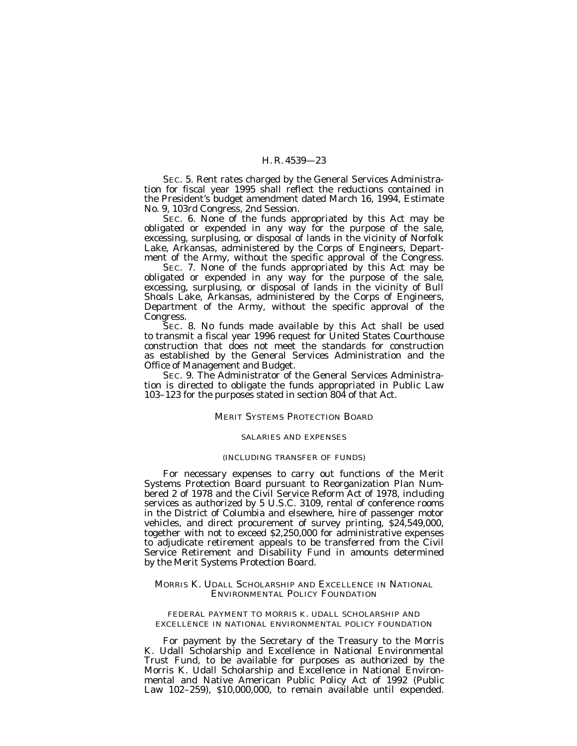SEC. 5. Rent rates charged by the General Services Administration for fiscal year 1995 shall reflect the reductions contained in the President's budget amendment dated March 16, 1994, Estimate No. 9, 103rd Congress, 2nd Session.

SEC. 6. None of the funds appropriated by this Act may be obligated or expended in any way for the purpose of the sale, excessing, surplusing, or disposal of lands in the vicinity of Norfolk Lake, Arkansas, administered by the Corps of Engineers, Department of the Army, without the specific approval of the Congress.

SEC. 7. None of the funds appropriated by this Act may be obligated or expended in any way for the purpose of the sale, excessing, surplusing, or disposal of lands in the vicinity of Bull Shoals Lake, Arkansas, administered by the Corps of Engineers, Department of the Army, without the specific approval of the Congress.

SEC. 8. No funds made available by this Act shall be used to transmit a fiscal year 1996 request for United States Courthouse construction that does not meet the standards for construction as established by the General Services Administration and the Office of Management and Budget.

SEC. 9. The Administrator of the General Services Administration is directed to obligate the funds appropriated in Public Law 103–123 for the purposes stated in section 804 of that Act.

## MERIT SYSTEMS PROTECTION BOARD

### SALARIES AND EXPENSES

(INCLUDING TRANSFER OF FUNDS)

For necessary expenses to carry out functions of the Merit Systems Protection Board pursuant to Reorganization Plan Numbered 2 of 1978 and the Civil Service Reform Act of 1978, including services as authorized by 5 U.S.C. 3109, rental of conference rooms in the District of Columbia and elsewhere, hire of passenger motor vehicles, and direct procurement of survey printing, $24,549,000, together with not to exceed $2,250,000 for administrative expenses to adjudicate retirement appeals to be transferred from the Civil Service Retirement and Disability Fund in amounts determined by the Merit Systems Protection Board.

## MORRIS K. UDALL SCHOLARSHIP AND EXCELLENCE IN NATIONAL ENVIRONMENTAL POLICY FOUNDATION

### FEDERAL PAYMENT TO MORRIS K. UDALL SCHOLARSHIP AND EXCELLENCE IN NATIONAL ENVIRONMENTAL POLICY FOUNDATION

For payment by the Secretary of the Treasury to the Morris K. Udall Scholarship and Excellence in National Environmental Trust Fund, to be available for purposes as authorized by the Morris K. Udall Scholarship and Excellence in National Environmental and Native American Public Policy Act of 1992 (Public Law 102–259), $10,000,000, to remain available until expended.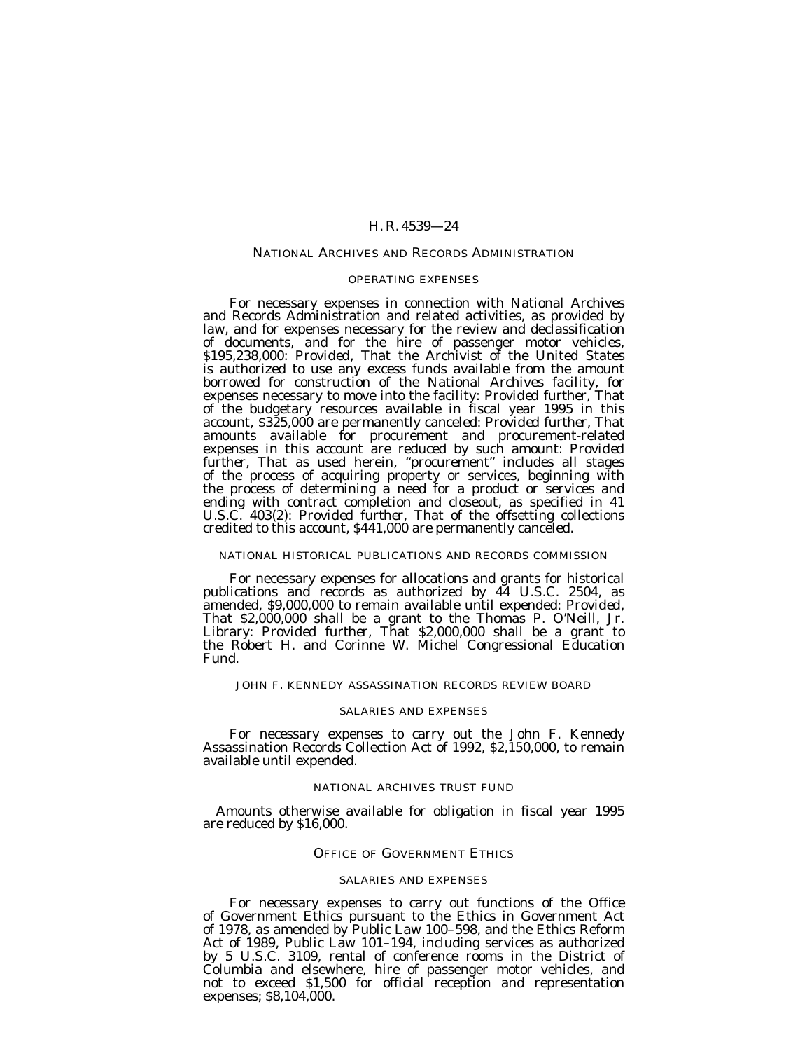## NATIONAL ARCHIVES AND RECORDS ADMINISTRATION

### OPERATING EXPENSES

For necessary expenses in connection with National Archives and Records Administration and related activities, as provided by law, and for expenses necessary for the review and declassification of documents, and for the hire of passenger motor vehicles, $195,238,000: *Provided*, That the Archivist of the United States is authorized to use any excess funds available from the amount borrowed for construction of the National Archives facility, for expenses necessary to move into the facility: *Provided further*, That of the budgetary resources available in fiscal year 1995 in this account, $325,000 are permanently canceled: *Provided further*, That amounts available for procurement and procurement-related expenses in this account are reduced by such amount: *Provided further*, That as used herein, "procurement" includes all stages of the process of acquiring property or services, beginning with the process of determining a need for a product or services and ending with contract completion and closeout, as specified in 41 U.S.C. 403(2): *Provided further*, That of the offsetting collections credited to this account, $441,000 are permanently canceled.

### NATIONAL HISTORICAL PUBLICATIONS AND RECORDS COMMISSION

For necessary expenses for allocations and grants for historical publications and records as authorized by 44 U.S.C. 2504, as amended, $9,000,000 to remain available until expended: *Provided*, That $2,000,000 shall be a grant to the Thomas P. O'Neill, Jr. Library: *Provided further*, That $2,000,000 shall be a grant to the Robert H. and Corinne W. Michel Congressional Education Fund.

### JOHN F. KENNEDY ASSASSINATION RECORDS REVIEW BOARD

#### SALARIES AND EXPENSES

For necessary expenses to carry out the John F. Kennedy Assassination Records Collection Act of 1992, $2,150,000, to remain available until expended.

### NATIONAL ARCHIVES TRUST FUND

Amounts otherwise available for obligation in fiscal year 1995 are reduced by $16,000.

## OFFICE OF GOVERNMENT ETHICS

### SALARIES AND EXPENSES

For necessary expenses to carry out functions of the Office of Government Ethics pursuant to the Ethics in Government Act of 1978, as amended by Public Law 100–598, and the Ethics Reform Act of 1989, Public Law 101–194, including services as authorized by 5 U.S.C. 3109, rental of conference rooms in the District of Columbia and elsewhere, hire of passenger motor vehicles, and not to exceed $1,500 for official reception and representation expenses; $8,104,000.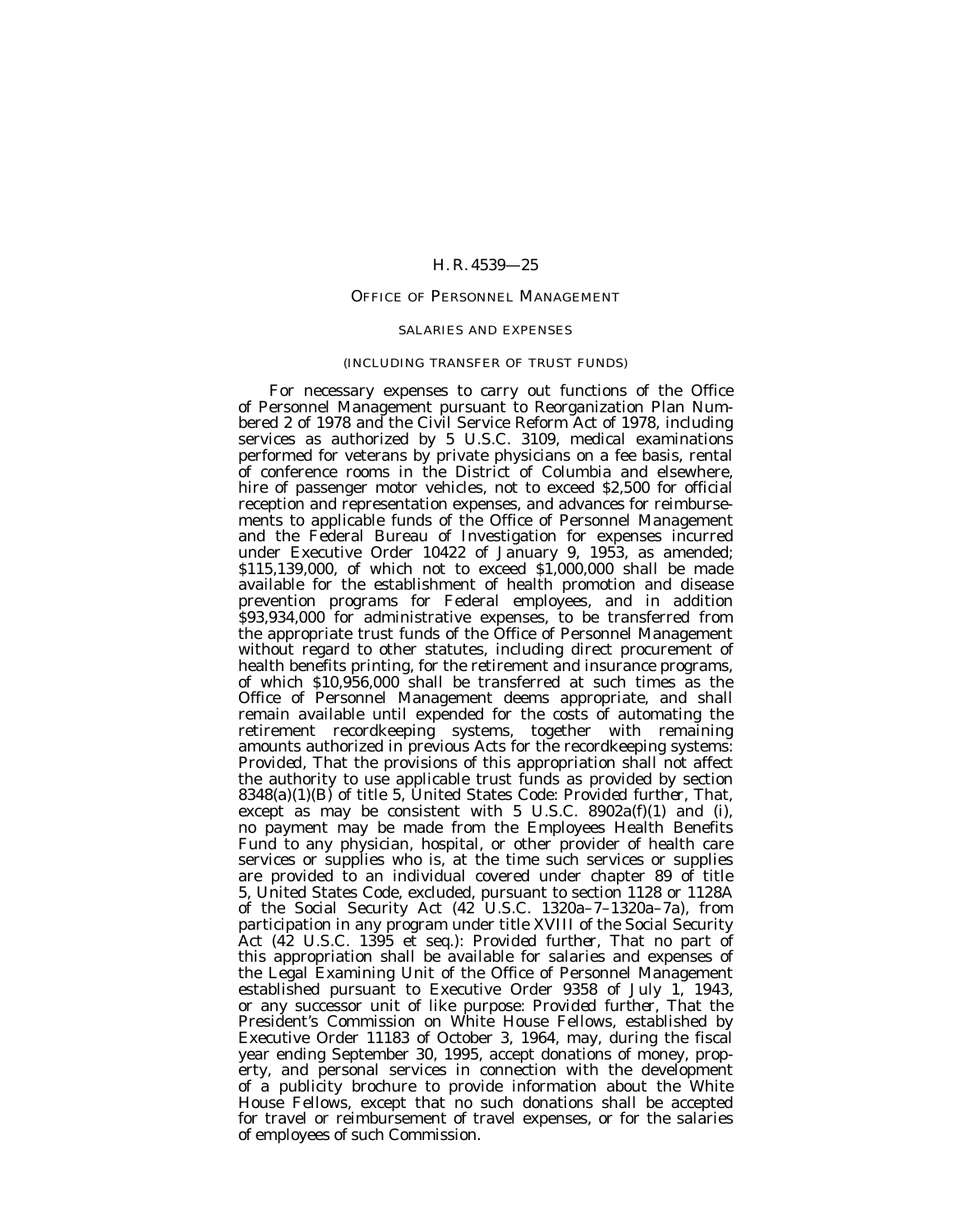## OFFICE OF PERSONNEL MANAGEMENT

### SALARIES AND EXPENSES

#### (INCLUDING TRANSFER OF TRUST FUNDS)

For necessary expenses to carry out functions of the Office of Personnel Management pursuant to Reorganization Plan Numbered 2 of 1978 and the Civil Service Reform Act of 1978, including services as authorized by 5 U.S.C. 3109, medical examinations performed for veterans by private physicians on a fee basis, rental of conference rooms in the District of Columbia and elsewhere, hire of passenger motor vehicles, not to exceed $2,500 for official reception and representation expenses, and advances for reimbursements to applicable funds of the Office of Personnel Management and the Federal Bureau of Investigation for expenses incurred under Executive Order 10422 of January 9, 1953, as amended; $115,139,000, of which not to exceed $1,000,000 shall be made available for the establishment of health promotion and disease prevention programs for Federal employees, and in addition $93,934,000 for administrative expenses, to be transferred from the appropriate trust funds of the Office of Personnel Management without regard to other statutes, including direct procurement of health benefits printing, for the retirement and insurance programs, of which $10,956,000 shall be transferred at such times as the Office of Personnel Management deems appropriate, and shall remain available until expended for the costs of automating the retirement recordkeeping systems, together with remaining amounts authorized in previous Acts for the recordkeeping systems: *Provided*, That the provisions of this appropriation shall not affect the authority to use applicable trust funds as provided by section 8348(a)(1)(B) of title 5, United States Code: *Provided further*, That, except as may be consistent with 5 U.S.C. 8902a(f)(1) and (i), no payment may be made from the Employees Health Benefits Fund to any physician, hospital, or other provider of health care services or supplies who is, at the time such services or supplies are provided to an individual covered under chapter 89 of title 5, United States Code, excluded, pursuant to section 1128 or 1128A of the Social Security Act (42 U.S.C. 1320a–7–1320a–7a), from participation in any program under title XVIII of the Social Security Act (42 U.S.C. 1395 et seq.): *Provided further*, That no part of this appropriation shall be available for salaries and expenses of the Legal Examining Unit of the Office of Personnel Management established pursuant to Executive Order 9358 of July 1, 1943, or any successor unit of like purpose: *Provided further*, That the President's Commission on White House Fellows, established by Executive Order 11183 of October 3, 1964, may, during the fiscal year ending September 30, 1995, accept donations of money, property, and personal services in connection with the development of a publicity brochure to provide information about the White House Fellows, except that no such donations shall be accepted for travel or reimbursement of travel expenses, or for the salaries of employees of such Commission.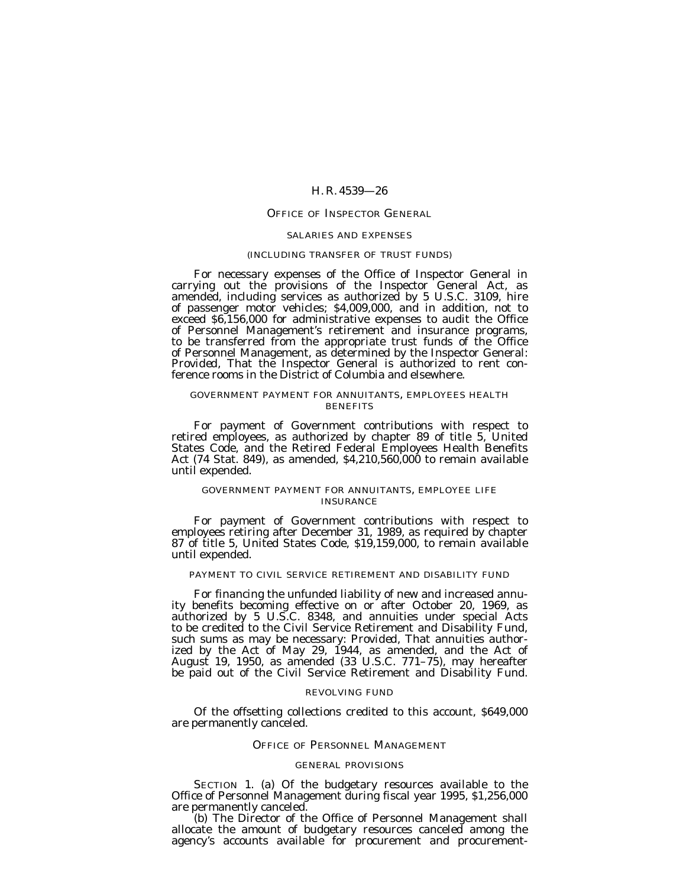## OFFICE OF INSPECTOR GENERAL

### SALARIES AND EXPENSES

(INCLUDING TRANSFER OF TRUST FUNDS)

For necessary expenses of the Office of Inspector General in carrying out the provisions of the Inspector General Act, as amended, including services as authorized by 5 U.S.C. 3109, hire of passenger motor vehicles; $4,009,000, and in addition, not to exceed $6,156,000 for administrative expenses to audit the Office of Personnel Management's retirement and insurance programs, to be transferred from the appropriate trust funds of the Office of Personnel Management, as determined by the Inspector General: *Provided*, That the Inspector General is authorized to rent conference rooms in the District of Columbia and elsewhere.

### GOVERNMENT PAYMENT FOR ANNUITANTS, EMPLOYEES HEALTH BENEFITS

For payment of Government contributions with respect to retired employees, as authorized by chapter 89 of title 5, United States Code, and the Retired Federal Employees Health Benefits Act (74 Stat. 849), as amended, $4,210,560,000 to remain available until expended.

### GOVERNMENT PAYMENT FOR ANNUITANTS, EMPLOYEE LIFE INSURANCE

For payment of Government contributions with respect to employees retiring after December 31, 1989, as required by chapter 87 of title 5, United States Code, $19,159,000, to remain available until expended.

### PAYMENT TO CIVIL SERVICE RETIREMENT AND DISABILITY FUND

For financing the unfunded liability of new and increased annuity benefits becoming effective on or after October 20, 1969, as authorized by 5 U.S.C. 8348, and annuities under special Acts to be credited to the Civil Service Retirement and Disability Fund, such sums as may be necessary: *Provided*, That annuities authorized by the Act of May 29, 1944, as amended, and the Act of August 19, 1950, as amended (33 U.S.C. 771–75), may hereafter be paid out of the Civil Service Retirement and Disability Fund.

### REVOLVING FUND

Of the offsetting collections credited to this account, $649,000 are permanently canceled.

## OFFICE OF PERSONNEL MANAGEMENT

### GENERAL PROVISIONS

SECTION 1. (a) Of the budgetary resources available to the Office of Personnel Management during fiscal year 1995, $1,256,000 are permanently canceled.

(b) The Director of the Office of Personnel Management shall allocate the amount of budgetary resources canceled among the agency's accounts available for procurement and procurement-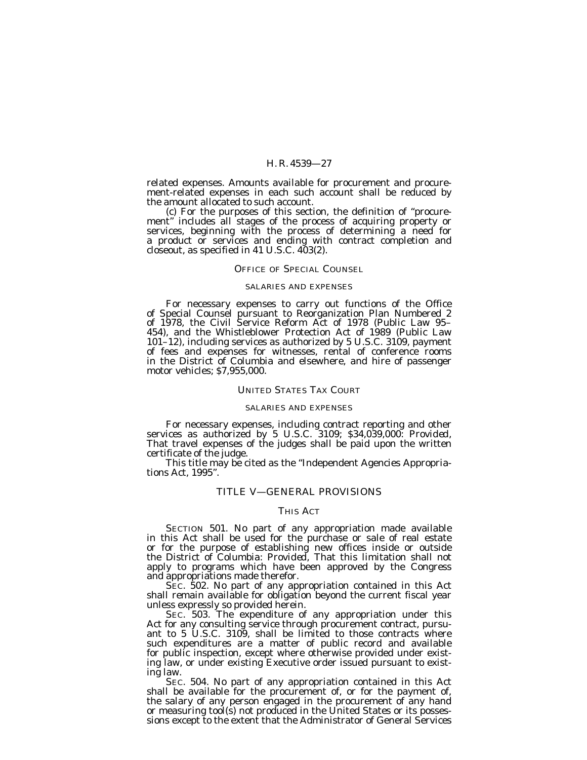related expenses. Amounts available for procurement and procurement-related expenses in each such account shall be reduced by the amount allocated to such account.

(c) For the purposes of this section, the definition of "procurement" includes all stages of the process of acquiring property or services, beginning with the process of determining a need for a product or services and ending with contract completion and closeout, as specified in 41 U.S.C. 403(2).

## OFFICE OF SPECIAL COUNSEL

### SALARIES AND EXPENSES

For necessary expenses to carry out functions of the Office of Special Counsel pursuant to Reorganization Plan Numbered 2 of 1978, the Civil Service Reform Act of 1978 (Public Law 95–454), and the Whistleblower Protection Act of 1989 (Public Law 101–12), including services as authorized by 5 U.S.C. 3109, payment of fees and expenses for witnesses, rental of conference rooms in the District of Columbia and elsewhere, and hire of passenger motor vehicles; $7,955,000.

## UNITED STATES TAX COURT

### SALARIES AND EXPENSES

For necessary expenses, including contract reporting and other services as authorized by 5 U.S.C. 3109; $34,039,000: *Provided*, That travel expenses of the judges shall be paid upon the written certificate of the judge.

This title may be cited as the "Independent Agencies Appropriations Act, 1995".

## TITLE V—GENERAL PROVISIONS

### THIS ACT

SECTION 501. No part of any appropriation made available in this Act shall be used for the purchase or sale of real estate or for the purpose of establishing new offices inside or outside the District of Columbia: *Provided*, That this limitation shall not apply to programs which have been approved by the Congress and appropriations made therefor.

SEC. 502. No part of any appropriation contained in this Act shall remain available for obligation beyond the current fiscal year unless expressly so provided herein.

SEC. 503. The expenditure of any appropriation under this Act for any consulting service through procurement contract, pursuant to 5 U.S.C. 3109, shall be limited to those contracts where such expenditures are a matter of public record and available for public inspection, except where otherwise provided under existing law, or under existing Executive order issued pursuant to existing law.

SEC. 504. No part of any appropriation contained in this Act shall be available for the procurement of, or for the payment of, the salary of any person engaged in the procurement of any hand or measuring tool(s) not produced in the United States or its possessions except to the extent that the Administrator of General Services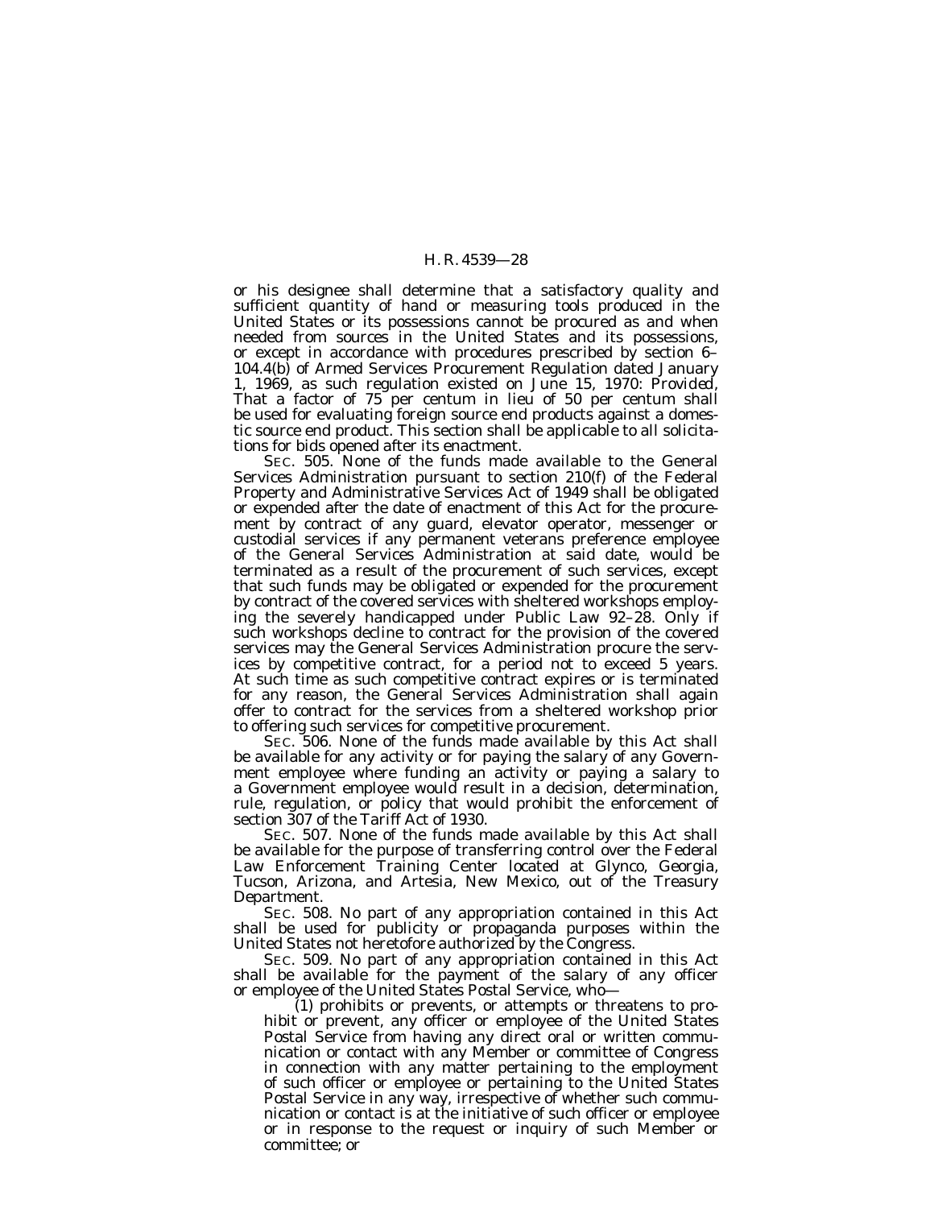or his designee shall determine that a satisfactory quality and sufficient quantity of hand or measuring tools produced in the United States or its possessions cannot be procured as and when needed from sources in the United States and its possessions, or except in accordance with procedures prescribed by section 6–104.4(b) of Armed Services Procurement Regulation dated January 1, 1969, as such regulation existed on June 15, 1970: *Provided*, That a factor of 75 per centum in lieu of 50 per centum shall be used for evaluating foreign source end products against a domestic source end product. This section shall be applicable to all solicitations for bids opened after its enactment.

SEC. 505. None of the funds made available to the General Services Administration pursuant to section 210(f) of the Federal Property and Administrative Services Act of 1949 shall be obligated or expended after the date of enactment of this Act for the procurement by contract of any guard, elevator operator, messenger or custodial services if any permanent veterans preference employee of the General Services Administration at said date, would be terminated as a result of the procurement of such services, except that such funds may be obligated or expended for the procurement by contract of the covered services with sheltered workshops employing the severely handicapped under Public Law 92–28. Only if such workshops decline to contract for the provision of the covered services may the General Services Administration procure the services by competitive contract, for a period not to exceed 5 years. At such time as such competitive contract expires or is terminated for any reason, the General Services Administration shall again offer to contract for the services from a sheltered workshop prior to offering such services for competitive procurement.

SEC. 506. None of the funds made available by this Act shall be available for any activity or for paying the salary of any Government employee where funding an activity or paying a salary to a Government employee would result in a decision, determination, rule, regulation, or policy that would prohibit the enforcement of section 307 of the Tariff Act of 1930.

SEC. 507. None of the funds made available by this Act shall be available for the purpose of transferring control over the Federal Law Enforcement Training Center located at Glynco, Georgia, Tucson, Arizona, and Artesia, New Mexico, out of the Treasury Department.

SEC. 508. No part of any appropriation contained in this Act shall be used for publicity or propaganda purposes within the United States not heretofore authorized by the Congress.

SEC. 509. No part of any appropriation contained in this Act shall be available for the payment of the salary of any officer or employee of the United States Postal Service, who—

(1) prohibits or prevents, or attempts or threatens to prohibit or prevent, any officer or employee of the United States Postal Service from having any direct oral or written communication or contact with any Member or committee of Congress in connection with any matter pertaining to the employment of such officer or employee or pertaining to the United States Postal Service in any way, irrespective of whether such communication or contact is at the initiative of such officer or employee or in response to the request or inquiry of such Member or committee; or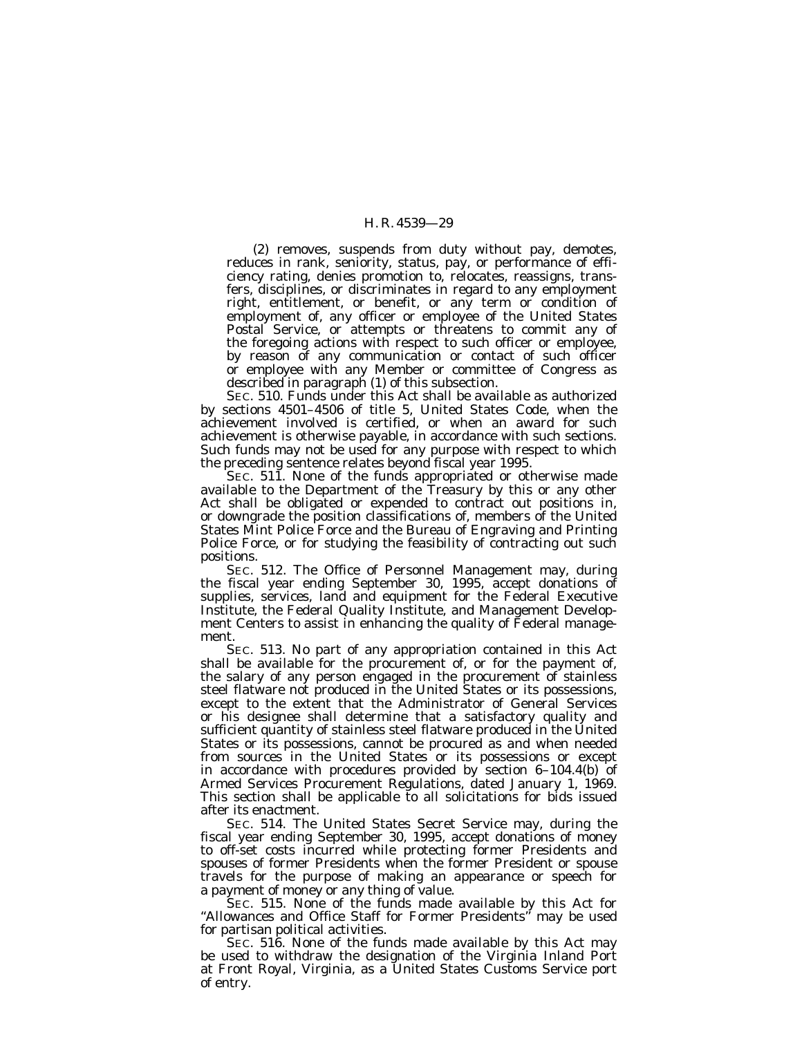(2) removes, suspends from duty without pay, demotes, reduces in rank, seniority, status, pay, or performance of efficiency rating, denies promotion to, relocates, reassigns, transfers, disciplines, or discriminates in regard to any employment right, entitlement, or benefit, or any term or condition of employment of, any officer or employee of the United States Postal Service, or attempts or threatens to commit any of the foregoing actions with respect to such officer or employee, by reason of any communication or contact of such officer or employee with any Member or committee of Congress as described in paragraph (1) of this subsection.

SEC. 510. Funds under this Act shall be available as authorized by sections 4501–4506 of title 5, United States Code, when the achievement involved is certified, or when an award for such achievement is otherwise payable, in accordance with such sections. Such funds may not be used for any purpose with respect to which the preceding sentence relates beyond fiscal year 1995.

SEC. 511. None of the funds appropriated or otherwise made available to the Department of the Treasury by this or any other Act shall be obligated or expended to contract out positions in, or downgrade the position classifications of, members of the United States Mint Police Force and the Bureau of Engraving and Printing Police Force, or for studying the feasibility of contracting out such positions.

SEC. 512. The Office of Personnel Management may, during the fiscal year ending September 30, 1995, accept donations of supplies, services, land and equipment for the Federal Executive Institute, the Federal Quality Institute, and Management Development Centers to assist in enhancing the quality of Federal management.

SEC. 513. No part of any appropriation contained in this Act shall be available for the procurement of, or for the payment of, the salary of any person engaged in the procurement of stainless steel flatware not produced in the United States or its possessions, except to the extent that the Administrator of General Services or his designee shall determine that a satisfactory quality and sufficient quantity of stainless steel flatware produced in the United States or its possessions, cannot be procured as and when needed from sources in the United States or its possessions or except in accordance with procedures provided by section 6–104.4(b) of Armed Services Procurement Regulations, dated January 1, 1969. This section shall be applicable to all solicitations for bids issued after its enactment.

SEC. 514. The United States Secret Service may, during the fiscal year ending September 30, 1995, accept donations of money to off-set costs incurred while protecting former Presidents and spouses of former Presidents when the former President or spouse travels for the purpose of making an appearance or speech for a payment of money or any thing of value.

SEC. 515. None of the funds made available by this Act for "Allowances and Office Staff for Former Presidents" may be used for partisan political activities.

SEC. 516. None of the funds made available by this Act may be used to withdraw the designation of the Virginia Inland Port at Front Royal, Virginia, as a United States Customs Service port of entry.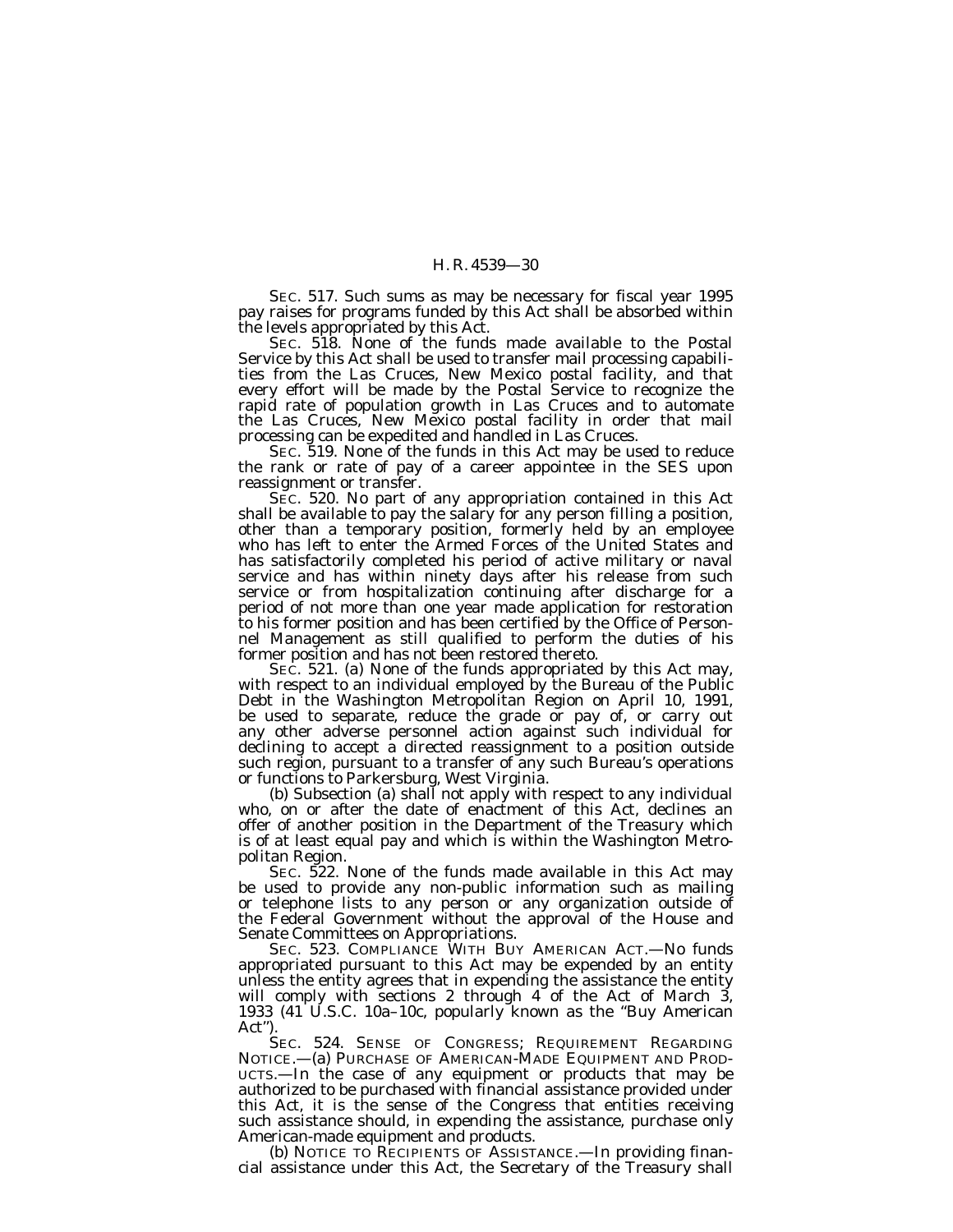SEC. 517. Such sums as may be necessary for fiscal year 1995 pay raises for programs funded by this Act shall be absorbed within the levels appropriated by this Act.

SEC. 518. None of the funds made available to the Postal Service by this Act shall be used to transfer mail processing capabilities from the Las Cruces, New Mexico postal facility, and that every effort will be made by the Postal Service to recognize the rapid rate of population growth in Las Cruces and to automate the Las Cruces, New Mexico postal facility in order that mail processing can be expedited and handled in Las Cruces.

SEC. 519. None of the funds in this Act may be used to reduce the rank or rate of pay of a career appointee in the SES upon reassignment or transfer.

SEC. 520. No part of any appropriation contained in this Act shall be available to pay the salary for any person filling a position, other than a temporary position, formerly held by an employee who has left to enter the Armed Forces of the United States and has satisfactorily completed his period of active military or naval service and has within ninety days after his release from such service or from hospitalization continuing after discharge for a period of not more than one year made application for restoration to his former position and has been certified by the Office of Personnel Management as still qualified to perform the duties of his former position and has not been restored thereto.

SEC. 521. (a) None of the funds appropriated by this Act may, with respect to an individual employed by the Bureau of the Public Debt in the Washington Metropolitan Region on April 10, 1991, be used to separate, reduce the grade or pay of, or carry out any other adverse personnel action against such individual for declining to accept a directed reassignment to a position outside such region, pursuant to a transfer of any such Bureau's operations or functions to Parkersburg, West Virginia.

(b) Subsection (a) shall not apply with respect to any individual who, on or after the date of enactment of this Act, declines an offer of another position in the Department of the Treasury which is of at least equal pay and which is within the Washington Metropolitan Region.

SEC. 522. None of the funds made available in this Act may be used to provide any non-public information such as mailing or telephone lists to any person or any organization outside of the Federal Government without the approval of the House and Senate Committees on Appropriations.

SEC. 523. COMPLIANCE WITH BUY AMERICAN ACT.—No funds appropriated pursuant to this Act may be expended by an entity unless the entity agrees that in expending the assistance the entity will comply with sections 2 through 4 of the Act of March 3, 1933 (41 U.S.C. 10a–10c, popularly known as the "Buy American Act").

SEC. 524. SENSE OF CONGRESS; REQUIREMENT REGARDING NOTICE.—(a) PURCHASE OF AMERICAN-MADE EQUIPMENT AND PRODUCTS.—In the case of any equipment or products that may be authorized to be purchased with financial assistance provided under this Act, it is the sense of the Congress that entities receiving such assistance should, in expending the assistance, purchase only American-made equipment and products.

(b) NOTICE TO RECIPIENTS OF ASSISTANCE.—In providing financial assistance under this Act, the Secretary of the Treasury shall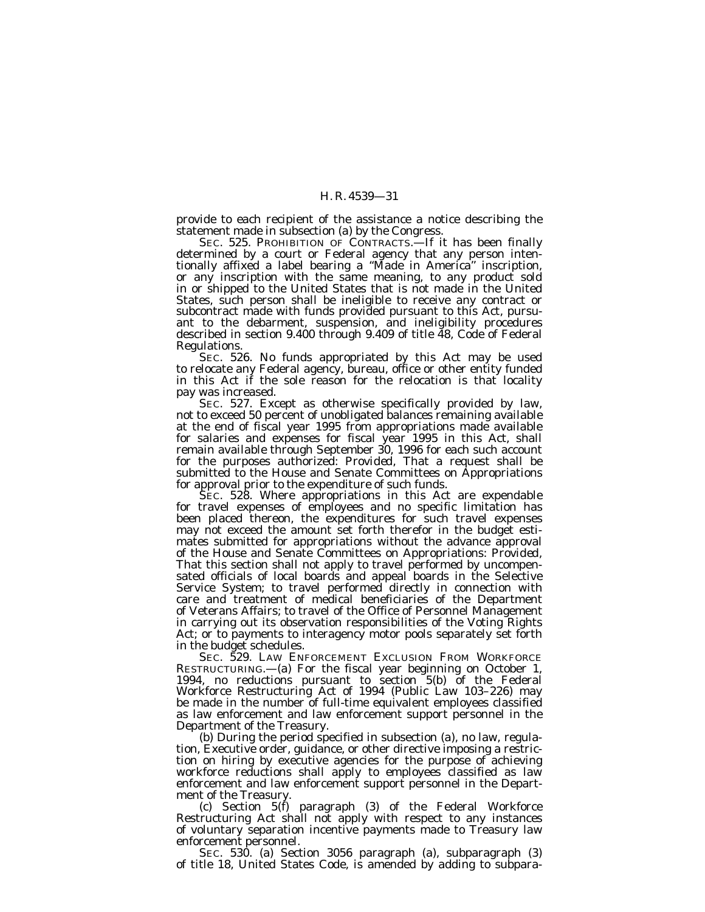provide to each recipient of the assistance a notice describing the statement made in subsection (a) by the Congress.

SEC. 525. PROHIBITION OF CONTRACTS.—If it has been finally determined by a court or Federal agency that any person intentionally affixed a label bearing a "Made in America" inscription, or any inscription with the same meaning, to any product sold in or shipped to the United States that is not made in the United States, such person shall be ineligible to receive any contract or subcontract made with funds provided pursuant to this Act, pursuant to the debarment, suspension, and ineligibility procedures described in section 9.400 through 9.409 of title 48, Code of Federal Regulations.

SEC. 526. No funds appropriated by this Act may be used to relocate any Federal agency, bureau, office or other entity funded in this Act if the sole reason for the relocation is that locality pay was increased.

SEC. 527. Except as otherwise specifically provided by law, not to exceed 50 percent of unobligated balances remaining available at the end of fiscal year 1995 from appropriations made available for salaries and expenses for fiscal year 1995 in this Act, shall remain available through September 30, 1996 for each such account for the purposes authorized: *Provided*, That a request shall be submitted to the House and Senate Committees on Appropriations for approval prior to the expenditure of such funds.

SEC. 528. Where appropriations in this Act are expendable for travel expenses of employees and no specific limitation has been placed thereon, the expenditures for such travel expenses may not exceed the amount set forth therefor in the budget estimates submitted for appropriations without the advance approval of the House and Senate Committees on Appropriations: *Provided*, That this section shall not apply to travel performed by uncompensated officials of local boards and appeal boards in the Selective Service System; to travel performed directly in connection with care and treatment of medical beneficiaries of the Department of Veterans Affairs; to travel of the Office of Personnel Management in carrying out its observation responsibilities of the Voting Rights Act; or to payments to interagency motor pools separately set forth in the budget schedules.

SEC. 529. LAW ENFORCEMENT EXCLUSION FROM WORKFORCE RESTRUCTURING.—(a) For the fiscal year beginning on October 1, 1994, no reductions pursuant to section 5(b) of the Federal Workforce Restructuring Act of 1994 (Public Law 103–226) may be made in the number of full-time equivalent employees classified as law enforcement and law enforcement support personnel in the Department of the Treasury.

(b) During the period specified in subsection (a), no law, regulation, Executive order, guidance, or other directive imposing a restriction on hiring by executive agencies for the purpose of achieving workforce reductions shall apply to employees classified as law enforcement and law enforcement support personnel in the Department of the Treasury.

(c) Section 5(f) paragraph (3) of the Federal Workforce Restructuring Act shall not apply with respect to any instances of voluntary separation incentive payments made to Treasury law enforcement personnel.

SEC. 530. (a) Section 3056 paragraph (a), subparagraph (3) of title 18, United States Code, is amended by adding to subpara-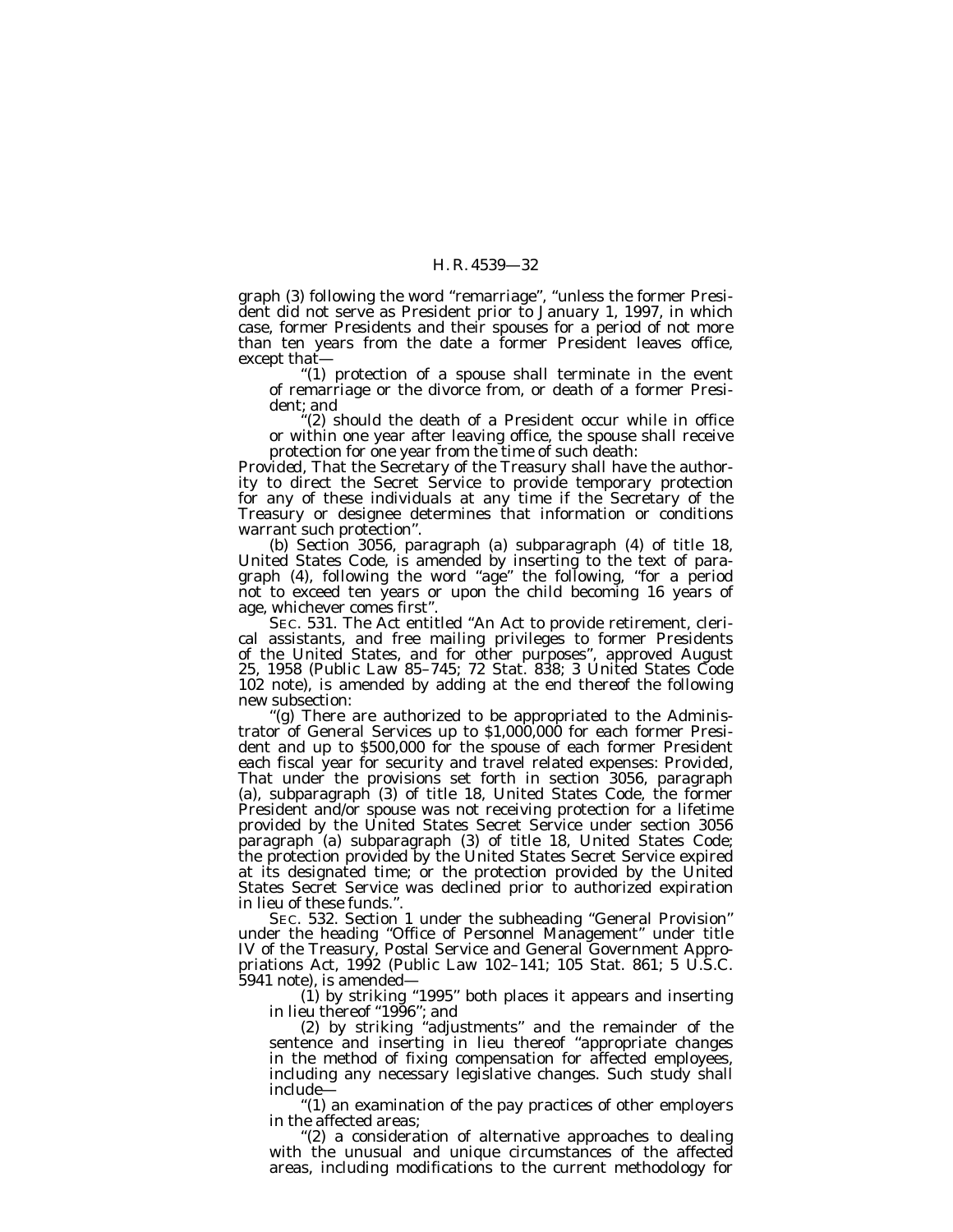graph (3) following the word "remarriage", "unless the former President did not serve as President prior to January 1, 1997, in which case, former Presidents and their spouses for a period of not more than ten years from the date a former President leaves office, except that—

"(1) protection of a spouse shall terminate in the event of remarriage or the divorce from, or death of a former President; and

"(2) should the death of a President occur while in office or within one year after leaving office, the spouse shall receive protection for one year from the time of such death:

*Provided*, That the Secretary of the Treasury shall have the authority to direct the Secret Service to provide temporary protection for any of these individuals at any time if the Secretary of the Treasury or designee determines that information or conditions warrant such protection".

(b) Section 3056, paragraph (a) subparagraph (4) of title 18, United States Code, is amended by inserting to the text of paragraph (4), following the word "age" the following, "for a period not to exceed ten years or upon the child becoming 16 years of age, whichever comes first".

SEC. 531. The Act entitled "An Act to provide retirement, clerical assistants, and free mailing privileges to former Presidents of the United States, and for other purposes", approved August 25, 1958 (Public Law 85–745; 72 Stat. 838; 3 United States Code 102 note), is amended by adding at the end thereof the following new subsection:

"(g) There are authorized to be appropriated to the Administrator of General Services up to $1,000,000 for each former President and up to $500,000 for the spouse of each former President each fiscal year for security and travel related expenses: *Provided*, That under the provisions set forth in section 3056, paragraph (a), subparagraph (3) of title 18, United States Code, the former President and/or spouse was not receiving protection for a lifetime provided by the United States Secret Service under section 3056 paragraph (a) subparagraph (3) of title 18, United States Code; the protection provided by the United States Secret Service expired at its designated time; or the protection provided by the United States Secret Service was declined prior to authorized expiration in lieu of these funds.".

SEC. 532. Section 1 under the subheading "General Provision" under the heading "Office of Personnel Management" under title IV of the Treasury, Postal Service and General Government Appropriations Act, 1992 (Public Law 102–141; 105 Stat. 861; 5 U.S.C. 5941 note), is amended—

(1) by striking "1995" both places it appears and inserting in lieu thereof "1996"; and

(2) by striking "adjustments" and the remainder of the sentence and inserting in lieu thereof "appropriate changes in the method of fixing compensation for affected employees, including any necessary legislative changes. Such study shall include—

"(1) an examination of the pay practices of other employers in the affected areas;

"(2) a consideration of alternative approaches to dealing with the unusual and unique circumstances of the affected areas, including modifications to the current methodology for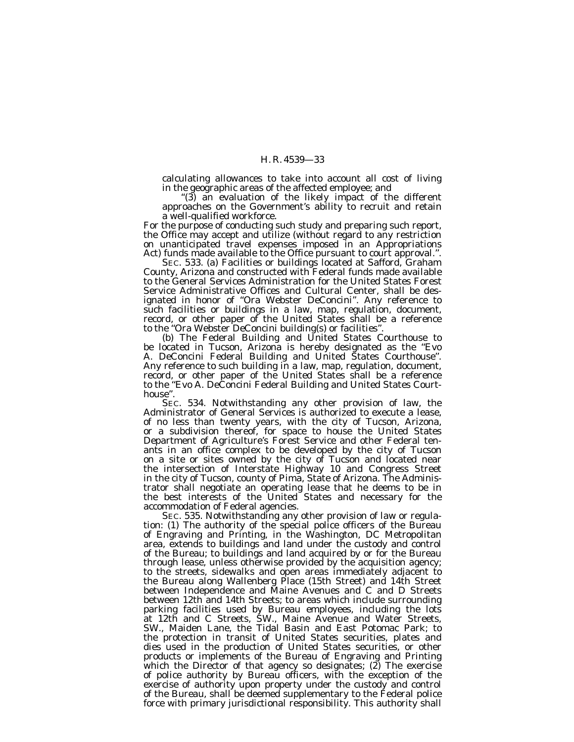calculating allowances to take into account all cost of living in the geographic areas of the affected employee; and

"(3) an evaluation of the likely impact of the different approaches on the Government's ability to recruit and retain a well-qualified workforce.

For the purpose of conducting such study and preparing such report, the Office may accept and utilize (without regard to any restriction on unanticipated travel expenses imposed in an Appropriations Act) funds made available to the Office pursuant to court approval.".

SEC. 533. (a) Facilities or buildings located at Safford, Graham County, Arizona and constructed with Federal funds made available to the General Services Administration for the United States Forest Service Administrative Offices and Cultural Center, shall be designated in honor of "Ora Webster DeConcini". Any reference to such facilities or buildings in a law, map, regulation, document, record, or other paper of the United States shall be a reference to the "Ora Webster DeConcini building(s) or facilities".

(b) The Federal Building and United States Courthouse to be located in Tucson, Arizona is hereby designated as the "Evo A. DeConcini Federal Building and United States Courthouse". Any reference to such building in a law, map, regulation, document, record, or other paper of the United States shall be a reference to the "Evo A. DeConcini Federal Building and United States Courthouse".

SEC. 534. Notwithstanding any other provision of law, the Administrator of General Services is authorized to execute a lease, of no less than twenty years, with the city of Tucson, Arizona, or a subdivision thereof, for space to house the United States Department of Agriculture's Forest Service and other Federal tenants in an office complex to be developed by the city of Tucson on a site or sites owned by the city of Tucson and located near the intersection of Interstate Highway 10 and Congress Street in the city of Tucson, county of Pima, State of Arizona. The Administrator shall negotiate an operating lease that he deems to be in the best interests of the United States and necessary for the accommodation of Federal agencies.

SEC. 535. Notwithstanding any other provision of law or regulation: (1) The authority of the special police officers of the Bureau of Engraving and Printing, in the Washington, DC Metropolitan area, extends to buildings and land under the custody and control of the Bureau; to buildings and land acquired by or for the Bureau through lease, unless otherwise provided by the acquisition agency; to the streets, sidewalks and open areas immediately adjacent to the Bureau along Wallenberg Place (15th Street) and 14th Street between Independence and Maine Avenues and C and D Streets between 12th and 14th Streets; to areas which include surrounding parking facilities used by Bureau employees, including the lots at 12th and C Streets, SW., Maine Avenue and Water Streets, SW., Maiden Lane, the Tidal Basin and East Potomac Park; to the protection in transit of United States securities, plates and dies used in the production of United States securities, or other products or implements of the Bureau of Engraving and Printing which the Director of that agency so designates; (2) The exercise of police authority by Bureau officers, with the exception of the exercise of authority upon property under the custody and control of the Bureau, shall be deemed supplementary to the Federal police force with primary jurisdictional responsibility. This authority shall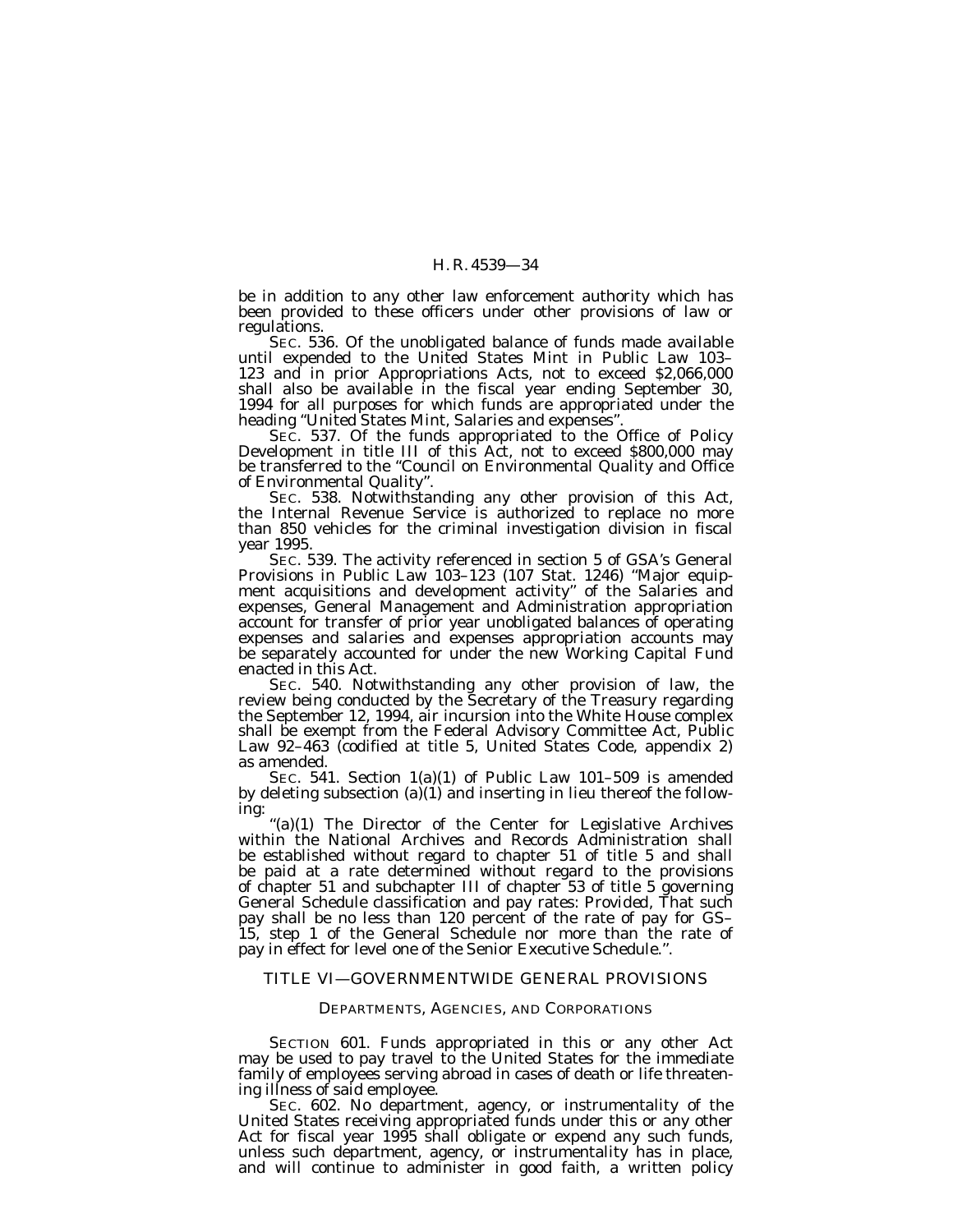be in addition to any other law enforcement authority which has been provided to these officers under other provisions of law or regulations.

SEC. 536. Of the unobligated balance of funds made available until expended to the United States Mint in Public Law 103–123 and in prior Appropriations Acts, not to exceed $2,066,000 shall also be available in the fiscal year ending September 30, 1994 for all purposes for which funds are appropriated under the heading "United States Mint, Salaries and expenses".

SEC. 537. Of the funds appropriated to the Office of Policy Development in title III of this Act, not to exceed $800,000 may be transferred to the "Council on Environmental Quality and Office of Environmental Quality".

SEC. 538. Notwithstanding any other provision of this Act, the Internal Revenue Service is authorized to replace no more than 850 vehicles for the criminal investigation division in fiscal year 1995.

SEC. 539. The activity referenced in section 5 of GSA's General Provisions in Public Law 103–123 (107 Stat. 1246) "Major equipment acquisitions and development activity" of the Salaries and expenses, General Management and Administration appropriation account for transfer of prior year unobligated balances of operating expenses and salaries and expenses appropriation accounts may be separately accounted for under the new Working Capital Fund enacted in this Act.

SEC. 540. Notwithstanding any other provision of law, the review being conducted by the Secretary of the Treasury regarding the September 12, 1994, air incursion into the White House complex shall be exempt from the Federal Advisory Committee Act, Public Law 92–463 (codified at title 5, United States Code, appendix 2) as amended.

SEC. 541. Section 1(a)(1) of Public Law 101–509 is amended by deleting subsection (a)(1) and inserting in lieu thereof the following:

"(a)(1) The Director of the Center for Legislative Archives within the National Archives and Records Administration shall be established without regard to chapter 51 of title 5 and shall be paid at a rate determined without regard to the provisions of chapter 51 and subchapter III of chapter 53 of title 5 governing General Schedule classification and pay rates: *Provided*, That such pay shall be no less than 120 percent of the rate of pay for GS–15, step 1 of the General Schedule nor more than the rate of pay in effect for level one of the Senior Executive Schedule.".

## TITLE VI—GOVERNMENTWIDE GENERAL PROVISIONS

### DEPARTMENTS, AGENCIES, AND CORPORATIONS

SECTION 601. Funds appropriated in this or any other Act may be used to pay travel to the United States for the immediate family of employees serving abroad in cases of death or life threatening illness of said employee.

SEC. 602. No department, agency, or instrumentality of the United States receiving appropriated funds under this or any other Act for fiscal year 1995 shall obligate or expend any such funds, unless such department, agency, or instrumentality has in place, and will continue to administer in good faith, a written policy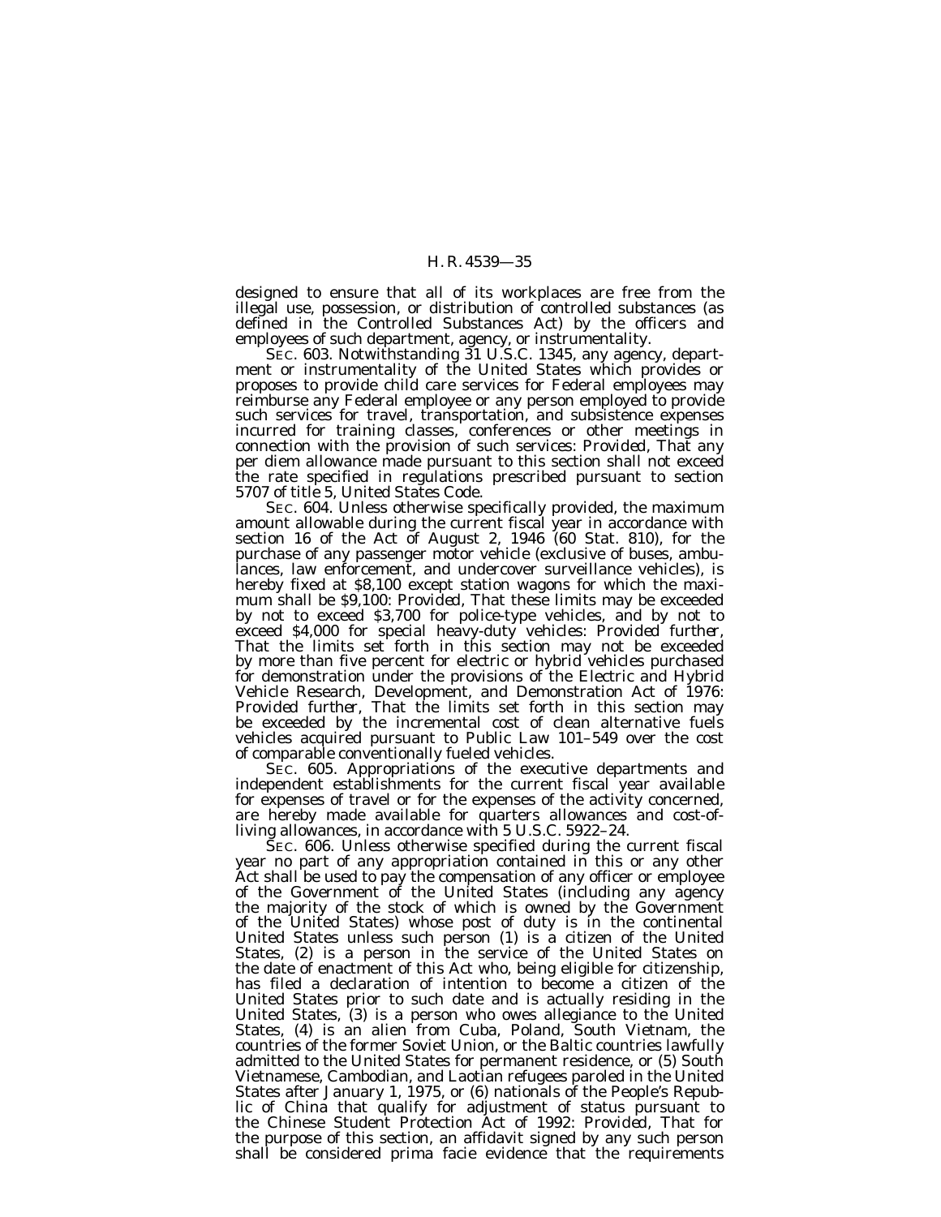designed to ensure that all of its workplaces are free from the illegal use, possession, or distribution of controlled substances (as defined in the Controlled Substances Act) by the officers and employees of such department, agency, or instrumentality.

SEC. 603. Notwithstanding 31 U.S.C. 1345, any agency, department or instrumentality of the United States which provides or proposes to provide child care services for Federal employees may reimburse any Federal employee or any person employed to provide such services for travel, transportation, and subsistence expenses incurred for training classes, conferences or other meetings in connection with the provision of such services: *Provided*, That any per diem allowance made pursuant to this section shall not exceed the rate specified in regulations prescribed pursuant to section 5707 of title 5, United States Code.

SEC. 604. Unless otherwise specifically provided, the maximum amount allowable during the current fiscal year in accordance with section 16 of the Act of August 2, 1946 (60 Stat. 810), for the purchase of any passenger motor vehicle (exclusive of buses, ambulances, law enforcement, and undercover surveillance vehicles), is hereby fixed at $8,100 except station wagons for which the maximum shall be $9,100: *Provided*, That these limits may be exceeded by not to exceed $3,700 for police-type vehicles, and by not to exceed $4,000 for special heavy-duty vehicles: *Provided further*, That the limits set forth in this section may not be exceeded by more than five percent for electric or hybrid vehicles purchased for demonstration under the provisions of the Electric and Hybrid Vehicle Research, Development, and Demonstration Act of 1976: *Provided further*, That the limits set forth in this section may be exceeded by the incremental cost of clean alternative fuels vehicles acquired pursuant to Public Law 101–549 over the cost of comparable conventionally fueled vehicles.

SEC. 605. Appropriations of the executive departments and independent establishments for the current fiscal year available for expenses of travel or for the expenses of the activity concerned, are hereby made available for quarters allowances and cost-of-living allowances, in accordance with 5 U.S.C. 5922–24.

SEC. 606. Unless otherwise specified during the current fiscal year no part of any appropriation contained in this or any other Act shall be used to pay the compensation of any officer or employee of the Government of the United States (including any agency the majority of the stock of which is owned by the Government of the United States) whose post of duty is in the continental United States unless such person (1) is a citizen of the United States, (2) is a person in the service of the United States on the date of enactment of this Act who, being eligible for citizenship, has filed a declaration of intention to become a citizen of the United States prior to such date and is actually residing in the United States, (3) is a person who owes allegiance to the United States, (4) is an alien from Cuba, Poland, South Vietnam, the countries of the former Soviet Union, or the Baltic countries lawfully admitted to the United States for permanent residence, or (5) South Vietnamese, Cambodian, and Laotian refugees paroled in the United States after January 1, 1975, or (6) nationals of the People's Republic of China that qualify for adjustment of status pursuant to the Chinese Student Protection Act of 1992: *Provided*, That for the purpose of this section, an affidavit signed by any such person shall be considered prima facie evidence that the requirements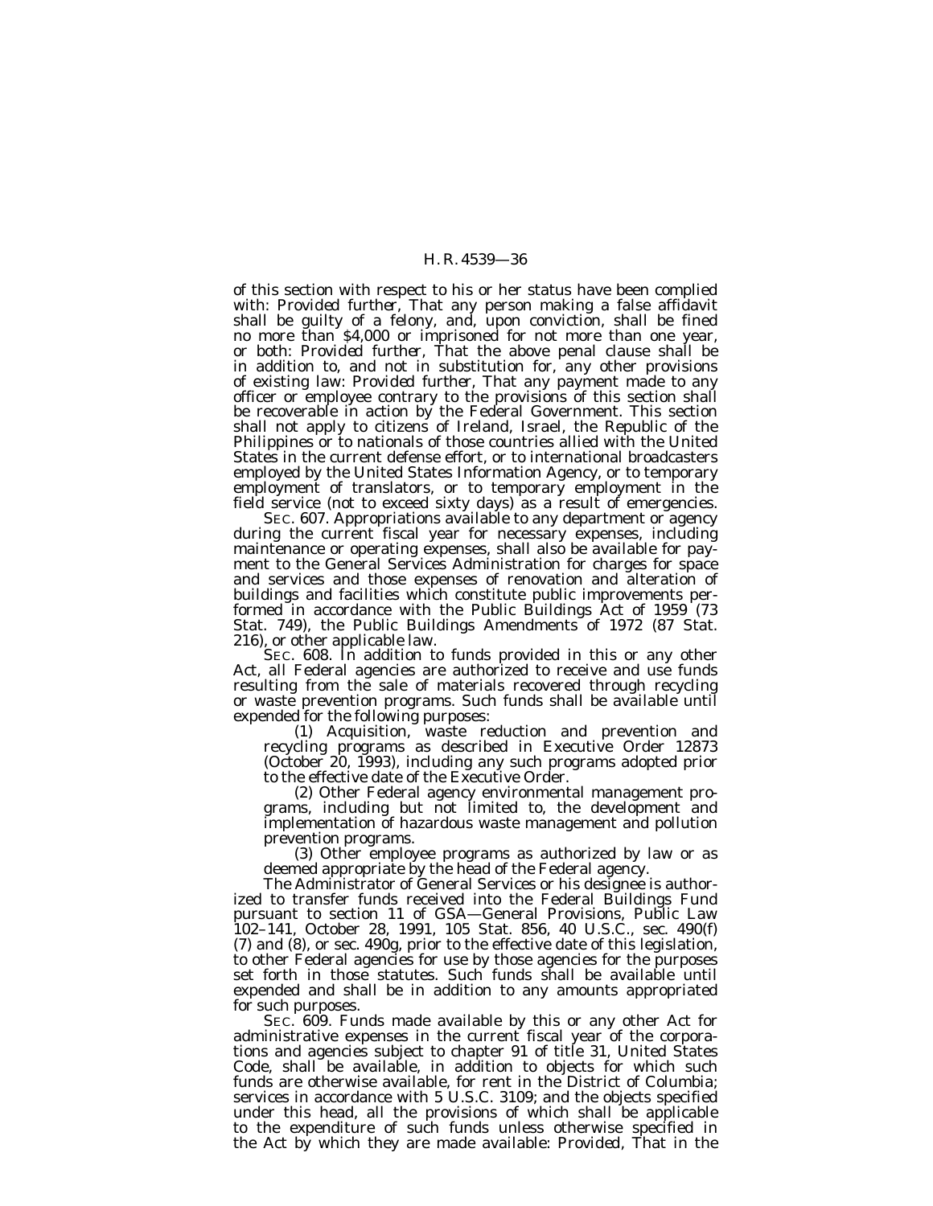of this section with respect to his or her status have been complied with: *Provided further*, That any person making a false affidavit shall be guilty of a felony, and, upon conviction, shall be fined no more than $4,000 or imprisoned for not more than one year, or both: *Provided further*, That the above penal clause shall be in addition to, and not in substitution for, any other provisions of existing law: *Provided further*, That any payment made to any officer or employee contrary to the provisions of this section shall be recoverable in action by the Federal Government. This section shall not apply to citizens of Ireland, Israel, the Republic of the Philippines or to nationals of those countries allied with the United States in the current defense effort, or to international broadcasters employed by the United States Information Agency, or to temporary employment of translators, or to temporary employment in the field service (not to exceed sixty days) as a result of emergencies.

SEC. 607. Appropriations available to any department or agency during the current fiscal year for necessary expenses, including maintenance or operating expenses, shall also be available for payment to the General Services Administration for charges for space and services and those expenses of renovation and alteration of buildings and facilities which constitute public improvements performed in accordance with the Public Buildings Act of 1959 (73 Stat. 749), the Public Buildings Amendments of 1972 (87 Stat. 216), or other applicable law.

SEC. 608. In addition to funds provided in this or any other Act, all Federal agencies are authorized to receive and use funds resulting from the sale of materials recovered through recycling or waste prevention programs. Such funds shall be available until expended for the following purposes:

(1) Acquisition, waste reduction and prevention and recycling programs as described in Executive Order 12873 (October 20, 1993), including any such programs adopted prior to the effective date of the Executive Order.

(2) Other Federal agency environmental management programs, including but not limited to, the development and implementation of hazardous waste management and pollution prevention programs.

(3) Other employee programs as authorized by law or as deemed appropriate by the head of the Federal agency.

The Administrator of General Services or his designee is authorized to transfer funds received into the Federal Buildings Fund pursuant to section 11 of GSA—General Provisions, Public Law 102–141, October 28, 1991, 105 Stat. 856, 40 U.S.C., sec. 490(f) (7) and (8), or sec. 490g, prior to the effective date of this legislation, to other Federal agencies for use by those agencies for the purposes set forth in those statutes. Such funds shall be available until expended and shall be in addition to any amounts appropriated for such purposes.

SEC. 609. Funds made available by this or any other Act for administrative expenses in the current fiscal year of the corporations and agencies subject to chapter 91 of title 31, United States Code, shall be available, in addition to objects for which such funds are otherwise available, for rent in the District of Columbia; services in accordance with 5 U.S.C. 3109; and the objects specified under this head, all the provisions of which shall be applicable to the expenditure of such funds unless otherwise specified in the Act by which they are made available: *Provided*, That in the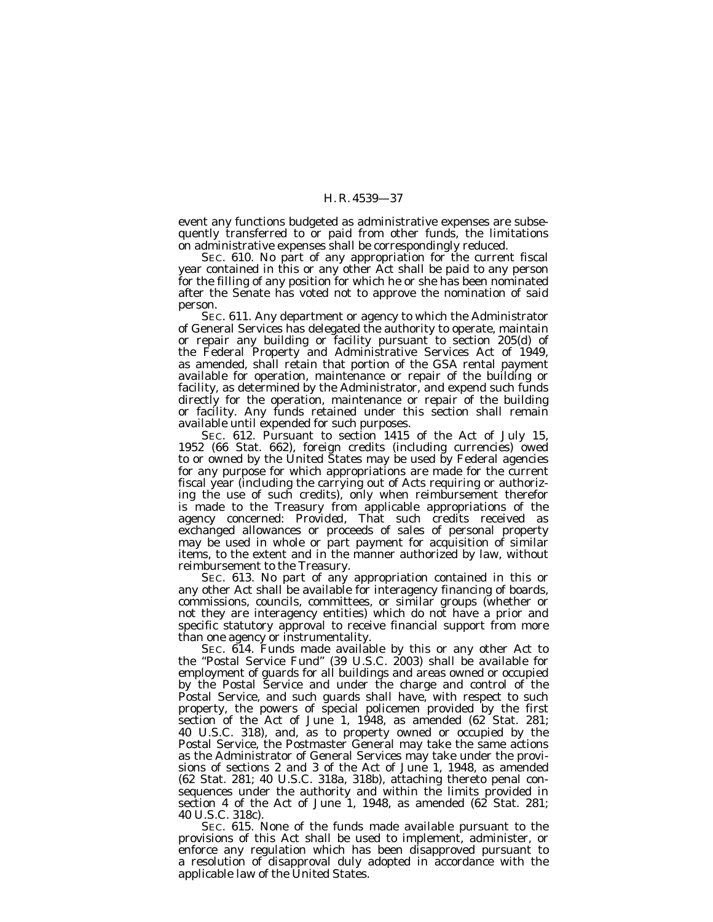event any functions budgeted as administrative expenses are subsequently transferred to or paid from other funds, the limitations on administrative expenses shall be correspondingly reduced.

SEC. 610. No part of any appropriation for the current fiscal year contained in this or any other Act shall be paid to any person for the filling of any position for which he or she has been nominated after the Senate has voted not to approve the nomination of said person.

SEC. 611. Any department or agency to which the Administrator of General Services has delegated the authority to operate, maintain or repair any building or facility pursuant to section 205(d) of the Federal Property and Administrative Services Act of 1949, as amended, shall retain that portion of the GSA rental payment available for operation, maintenance or repair of the building or facility, as determined by the Administrator, and expend such funds directly for the operation, maintenance or repair of the building or facility. Any funds retained under this section shall remain available until expended for such purposes.

SEC. 612. Pursuant to section 1415 of the Act of July 15, 1952 (66 Stat. 662), foreign credits (including currencies) owed to or owned by the United States may be used by Federal agencies for any purpose for which appropriations are made for the current fiscal year (including the carrying out of Acts requiring or authorizing the use of such credits), only when reimbursement therefor is made to the Treasury from applicable appropriations of the agency concerned: *Provided*, That such credits received as exchanged allowances or proceeds of sales of personal property may be used in whole or part payment for acquisition of similar items, to the extent and in the manner authorized by law, without reimbursement to the Treasury.

SEC. 613. No part of any appropriation contained in this or any other Act shall be available for interagency financing of boards, commissions, councils, committees, or similar groups (whether or not they are interagency entities) which do not have a prior and specific statutory approval to receive financial support from more than one agency or instrumentality.

SEC. 614. Funds made available by this or any other Act to the "Postal Service Fund" (39 U.S.C. 2003) shall be available for employment of guards for all buildings and areas owned or occupied by the Postal Service and under the charge and control of the Postal Service, and such guards shall have, with respect to such property, the powers of special policemen provided by the first section of the Act of June 1, 1948, as amended (62 Stat. 281; 40 U.S.C. 318), and, as to property owned or occupied by the Postal Service, the Postmaster General may take the same actions as the Administrator of General Services may take under the provisions of sections 2 and 3 of the Act of June 1, 1948, as amended (62 Stat. 281; 40 U.S.C. 318a, 318b), attaching thereto penal consequences under the authority and within the limits provided in section 4 of the Act of June 1, 1948, as amended (62 Stat. 281; 40 U.S.C. 318c).

SEC. 615. None of the funds made available pursuant to the provisions of this Act shall be used to implement, administer, or enforce any regulation which has been disapproved pursuant to a resolution of disapproval duly adopted in accordance with the applicable law of the United States.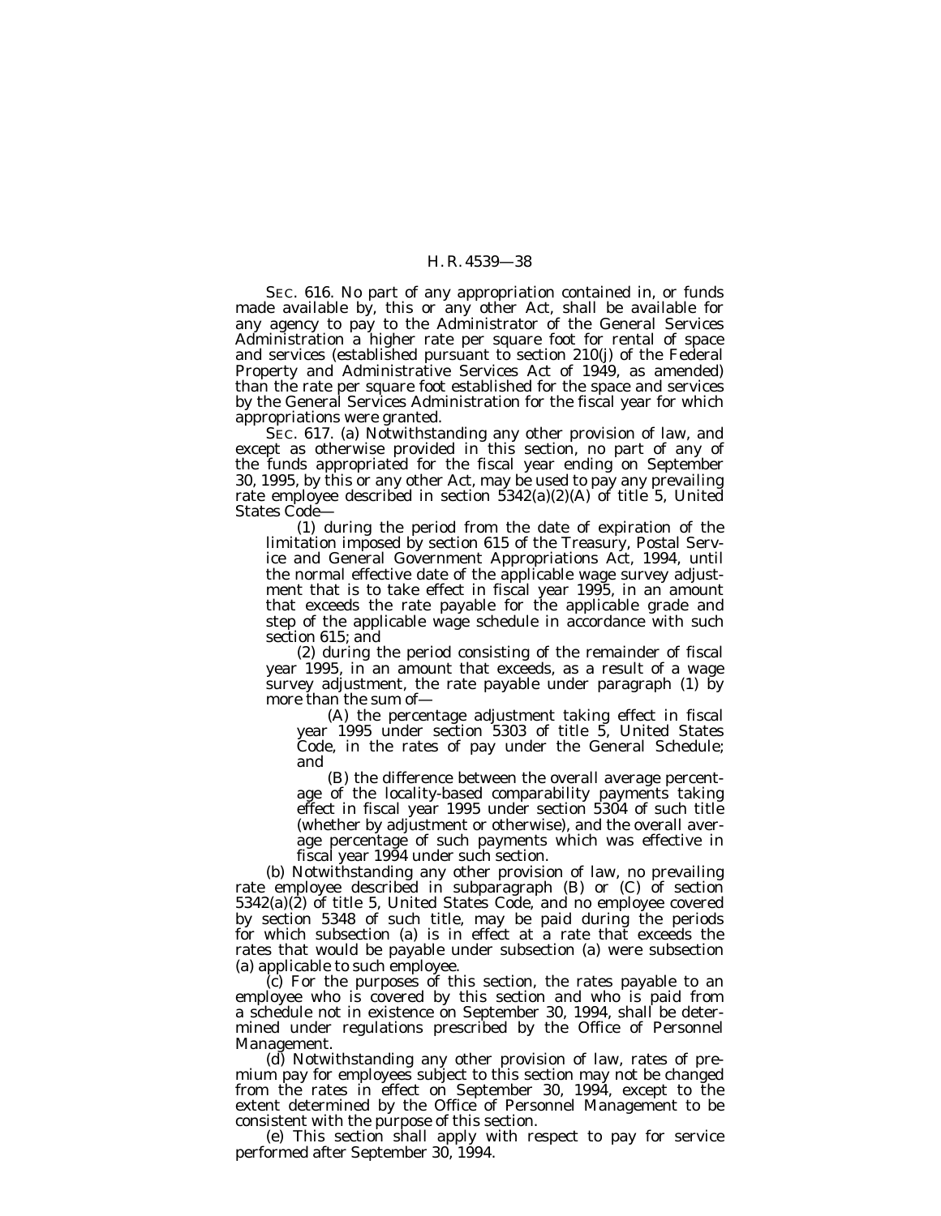SEC. 616. No part of any appropriation contained in, or funds made available by, this or any other Act, shall be available for any agency to pay to the Administrator of the General Services Administration a higher rate per square foot for rental of space and services (established pursuant to section 210(j) of the Federal Property and Administrative Services Act of 1949, as amended) than the rate per square foot established for the space and services by the General Services Administration for the fiscal year for which appropriations were granted.

SEC. 617. (a) Notwithstanding any other provision of law, and except as otherwise provided in this section, no part of any of the funds appropriated for the fiscal year ending on September 30, 1995, by this or any other Act, may be used to pay any prevailing rate employee described in section 5342(a)(2)(A) of title 5, United States Code—

(1) during the period from the date of expiration of the limitation imposed by section 615 of the Treasury, Postal Service and General Government Appropriations Act, 1994, until the normal effective date of the applicable wage survey adjustment that is to take effect in fiscal year 1995, in an amount that exceeds the rate payable for the applicable grade and step of the applicable wage schedule in accordance with such section 615; and

(2) during the period consisting of the remainder of fiscal year 1995, in an amount that exceeds, as a result of a wage survey adjustment, the rate payable under paragraph (1) by more than the sum of—

(A) the percentage adjustment taking effect in fiscal year 1995 under section 5303 of title 5, United States Code, in the rates of pay under the General Schedule; and

(B) the difference between the overall average percentage of the locality-based comparability payments taking effect in fiscal year 1995 under section 5304 of such title (whether by adjustment or otherwise), and the overall average percentage of such payments which was effective in fiscal year 1994 under such section.

(b) Notwithstanding any other provision of law, no prevailing rate employee described in subparagraph (B) or (C) of section 5342(a)(2) of title 5, United States Code, and no employee covered by section 5348 of such title, may be paid during the periods for which subsection (a) is in effect at a rate that exceeds the rates that would be payable under subsection (a) were subsection (a) applicable to such employee.

(c) For the purposes of this section, the rates payable to an employee who is covered by this section and who is paid from a schedule not in existence on September 30, 1994, shall be determined under regulations prescribed by the Office of Personnel Management.

(d) Notwithstanding any other provision of law, rates of premium pay for employees subject to this section may not be changed from the rates in effect on September 30, 1994, except to the extent determined by the Office of Personnel Management to be consistent with the purpose of this section.

(e) This section shall apply with respect to pay for service performed after September 30, 1994.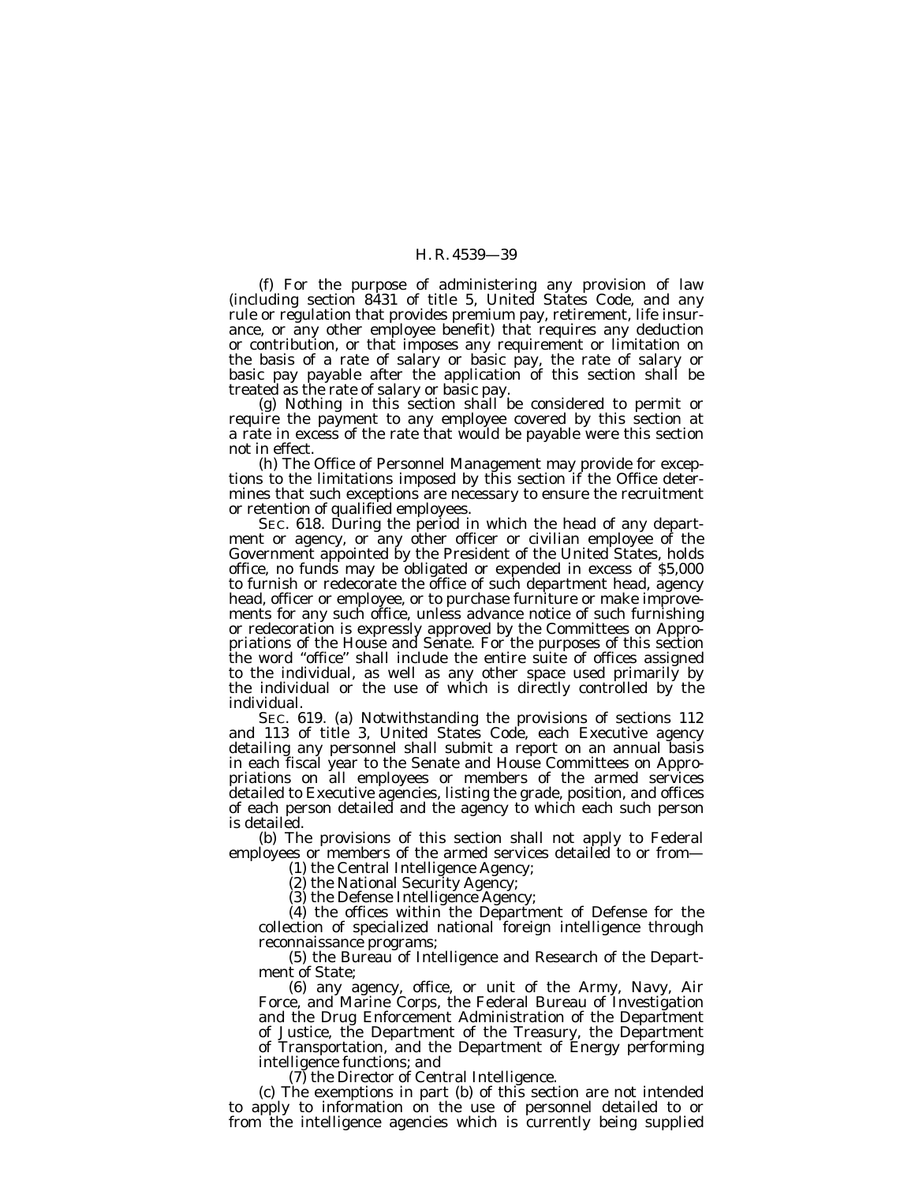(f) For the purpose of administering any provision of law (including section 8431 of title 5, United States Code, and any rule or regulation that provides premium pay, retirement, life insurance, or any other employee benefit) that requires any deduction or contribution, or that imposes any requirement or limitation on the basis of a rate of salary or basic pay, the rate of salary or basic pay payable after the application of this section shall be treated as the rate of salary or basic pay.

(g) Nothing in this section shall be considered to permit or require the payment to any employee covered by this section at a rate in excess of the rate that would be payable were this section not in effect.

(h) The Office of Personnel Management may provide for exceptions to the limitations imposed by this section if the Office determines that such exceptions are necessary to ensure the recruitment or retention of qualified employees.

SEC. 618. During the period in which the head of any department or agency, or any other officer or civilian employee of the Government appointed by the President of the United States, holds office, no funds may be obligated or expended in excess of $5,000 to furnish or redecorate the office of such department head, agency head, officer or employee, or to purchase furniture or make improvements for any such office, unless advance notice of such furnishing or redecoration is expressly approved by the Committees on Appropriations of the House and Senate. For the purposes of this section the word "office" shall include the entire suite of offices assigned to the individual, as well as any other space used primarily by the individual or the use of which is directly controlled by the individual.

SEC. 619. (a) Notwithstanding the provisions of sections 112 and 113 of title 3, United States Code, each Executive agency detailing any personnel shall submit a report on an annual basis in each fiscal year to the Senate and House Committees on Appropriations on all employees or members of the armed services detailed to Executive agencies, listing the grade, position, and offices of each person detailed and the agency to which each such person is detailed.

(b) The provisions of this section shall not apply to Federal employees or members of the armed services detailed to or from—

(1) the Central Intelligence Agency;

(2) the National Security Agency;

(3) the Defense Intelligence Agency;

(4) the offices within the Department of Defense for the collection of specialized national foreign intelligence through reconnaissance programs;

(5) the Bureau of Intelligence and Research of the Department of State;

(6) any agency, office, or unit of the Army, Navy, Air Force, and Marine Corps, the Federal Bureau of Investigation and the Drug Enforcement Administration of the Department of Justice, the Department of the Treasury, the Department of Transportation, and the Department of Energy performing intelligence functions; and

(7) the Director of Central Intelligence.

(c) The exemptions in part (b) of this section are not intended to apply to information on the use of personnel detailed to or from the intelligence agencies which is currently being supplied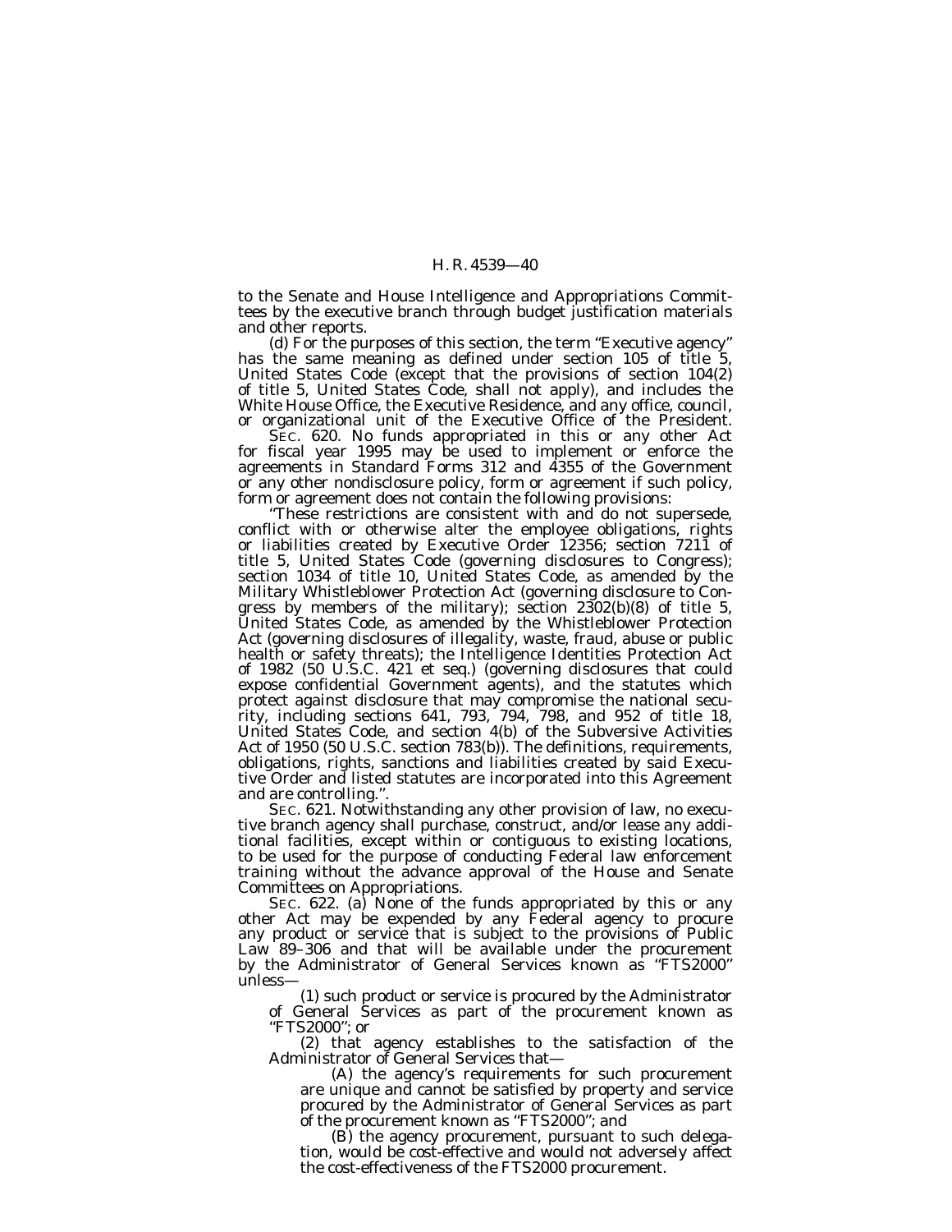to the Senate and House Intelligence and Appropriations Committees by the executive branch through budget justification materials and other reports.

(d) For the purposes of this section, the term "Executive agency" has the same meaning as defined under section 105 of title 5, United States Code (except that the provisions of section 104(2) of title 5, United States Code, shall not apply), and includes the White House Office, the Executive Residence, and any office, council, or organizational unit of the Executive Office of the President.

SEC. 620. No funds appropriated in this or any other Act for fiscal year 1995 may be used to implement or enforce the agreements in Standard Forms 312 and 4355 of the Government or any other nondisclosure policy, form or agreement if such policy, form or agreement does not contain the following provisions:

"These restrictions are consistent with and do not supersede, conflict with or otherwise alter the employee obligations, rights or liabilities created by Executive Order 12356; section 7211 of title 5, United States Code (governing disclosures to Congress); section 1034 of title 10, United States Code, as amended by the Military Whistleblower Protection Act (governing disclosure to Congress by members of the military); section 2302(b)(8) of title 5, United States Code, as amended by the Whistleblower Protection Act (governing disclosures of illegality, waste, fraud, abuse or public health or safety threats); the Intelligence Identities Protection Act of 1982 (50 U.S.C. 421 et seq.) (governing disclosures that could expose confidential Government agents), and the statutes which protect against disclosure that may compromise the national security, including sections 641, 793, 794, 798, and 952 of title 18, United States Code, and section 4(b) of the Subversive Activities Act of 1950 (50 U.S.C. section 783(b)). The definitions, requirements, obligations, rights, sanctions and liabilities created by said Executive Order and listed statutes are incorporated into this Agreement and are controlling.".

SEC. 621. Notwithstanding any other provision of law, no executive branch agency shall purchase, construct, and/or lease any additional facilities, except within or contiguous to existing locations, to be used for the purpose of conducting Federal law enforcement training without the advance approval of the House and Senate Committees on Appropriations.

SEC. 622. (a) None of the funds appropriated by this or any other Act may be expended by any Federal agency to procure any product or service that is subject to the provisions of Public Law 89–306 and that will be available under the procurement by the Administrator of General Services known as "FTS2000" unless—

(1) such product or service is procured by the Administrator of General Services as part of the procurement known as "FTS2000"; or

(2) that agency establishes to the satisfaction of the Administrator of General Services that—

(A) the agency's requirements for such procurement are unique and cannot be satisfied by property and service procured by the Administrator of General Services as part of the procurement known as "FTS2000"; and

(B) the agency procurement, pursuant to such delegation, would be cost-effective and would not adversely affect the cost-effectiveness of the FTS2000 procurement.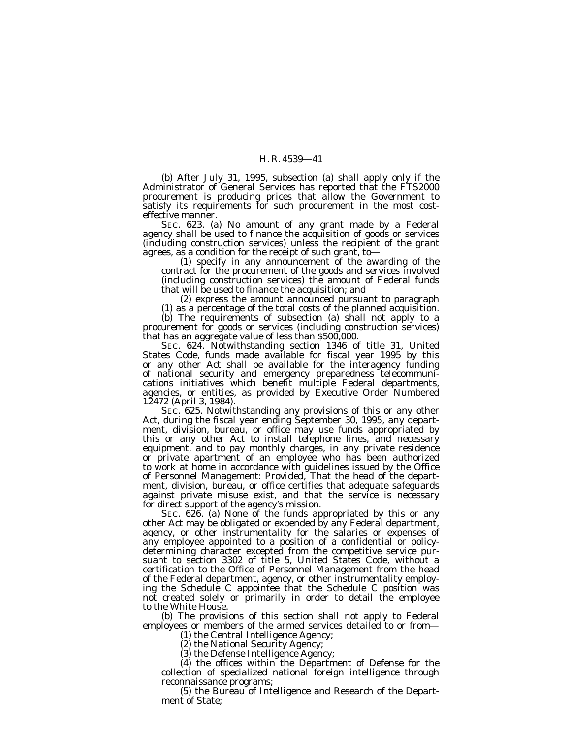(b) After July 31, 1995, subsection (a) shall apply only if the Administrator of General Services has reported that the FTS2000 procurement is producing prices that allow the Government to satisfy its requirements for such procurement in the most cost-effective manner.

SEC. 623. (a) No amount of any grant made by a Federal agency shall be used to finance the acquisition of goods or services (including construction services) unless the recipient of the grant agrees, as a condition for the receipt of such grant, to—

(1) specify in any announcement of the awarding of the contract for the procurement of the goods and services involved (including construction services) the amount of Federal funds that will be used to finance the acquisition; and

(2) express the amount announced pursuant to paragraph (1) as a percentage of the total costs of the planned acquisition.

(b) The requirements of subsection (a) shall not apply to a procurement for goods or services (including construction services) that has an aggregate value of less than $500,000.

SEC. 624. Notwithstanding section 1346 of title 31, United States Code, funds made available for fiscal year 1995 by this or any other Act shall be available for the interagency funding of national security and emergency preparedness telecommunications initiatives which benefit multiple Federal departments, agencies, or entities, as provided by Executive Order Numbered 12472 (April 3, 1984).

SEC. 625. Notwithstanding any provisions of this or any other Act, during the fiscal year ending September 30, 1995, any department, division, bureau, or office may use funds appropriated by this or any other Act to install telephone lines, and necessary equipment, and to pay monthly charges, in any private residence or private apartment of an employee who has been authorized to work at home in accordance with guidelines issued by the Office of Personnel Management: *Provided*, That the head of the department, division, bureau, or office certifies that adequate safeguards against private misuse exist, and that the service is necessary for direct support of the agency's mission.

SEC. 626. (a) None of the funds appropriated by this or any other Act may be obligated or expended by any Federal department, agency, or other instrumentality for the salaries or expenses of any employee appointed to a position of a confidential or policy-determining character excepted from the competitive service pursuant to section 3302 of title 5, United States Code, without a certification to the Office of Personnel Management from the head of the Federal department, agency, or other instrumentality employing the Schedule C appointee that the Schedule C position was not created solely or primarily in order to detail the employee to the White House.

(b) The provisions of this section shall not apply to Federal employees or members of the armed services detailed to or from—

(1) the Central Intelligence Agency;

(2) the National Security Agency;

(3) the Defense Intelligence Agency;

(4) the offices within the Department of Defense for the collection of specialized national foreign intelligence through reconnaissance programs;

(5) the Bureau of Intelligence and Research of the Department of State;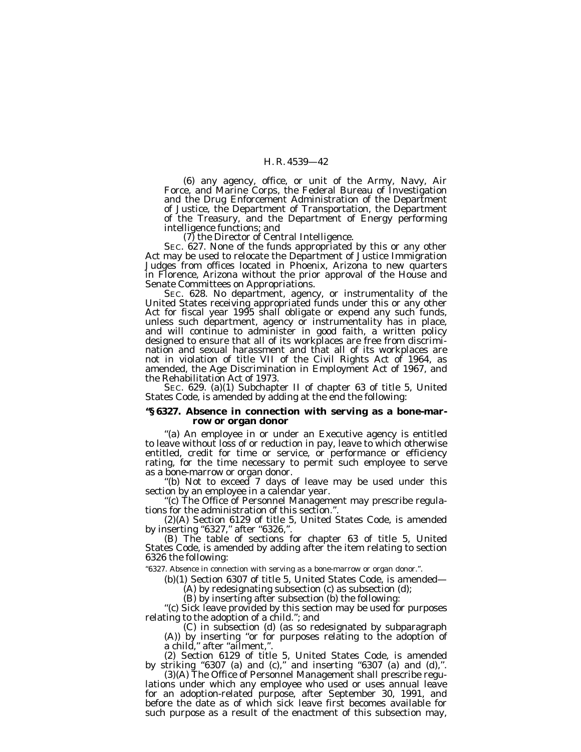(6) any agency, office, or unit of the Army, Navy, Air Force, and Marine Corps, the Federal Bureau of Investigation and the Drug Enforcement Administration of the Department of Justice, the Department of Transportation, the Department of the Treasury, and the Department of Energy performing intelligence functions; and

(7) the Director of Central Intelligence.

SEC. 627. None of the funds appropriated by this or any other Act may be used to relocate the Department of Justice Immigration Judges from offices located in Phoenix, Arizona to new quarters in Florence, Arizona without the prior approval of the House and Senate Committees on Appropriations.

SEC. 628. No department, agency, or instrumentality of the United States receiving appropriated funds under this or any other Act for fiscal year 1995 shall obligate or expend any such funds, unless such department, agency or instrumentality has in place, and will continue to administer in good faith, a written policy designed to ensure that all of its workplaces are free from discrimination and sexual harassment and that all of its workplaces are not in violation of title VII of the Civil Rights Act of 1964, as amended, the Age Discrimination in Employment Act of 1967, and the Rehabilitation Act of 1973.

SEC. 629. (a)(1) Subchapter II of chapter 63 of title 5, United States Code, is amended by adding at the end the following:

**''§ 6327. Absence in connection with serving as a bone-marrow or organ donor**

''(a) An employee in or under an Executive agency is entitled to leave without loss of or reduction in pay, leave to which otherwise entitled, credit for time or service, or performance or efficiency rating, for the time necessary to permit such employee to serve as a bone-marrow or organ donor.

''(b) Not to exceed 7 days of leave may be used under this section by an employee in a calendar year.

''(c) The Office of Personnel Management may prescribe regulations for the administration of this section.''.

(2)(A) Section 6129 of title 5, United States Code, is amended by inserting ''6327,'' after ''6326,''.

(B) The table of sections for chapter 63 of title 5, United States Code, is amended by adding after the item relating to section 6326 the following:

''6327. Absence in connection with serving as a bone-marrow or organ donor.''.

(b)(1) Section 6307 of title 5, United States Code, is amended—

(A) by redesignating subsection (c) as subsection (d);

(B) by inserting after subsection (b) the following:

''(c) Sick leave provided by this section may be used for purposes relating to the adoption of a child.''; and

(C) in subsection (d) (as so redesignated by subparagraph (A)) by inserting ''or for purposes relating to the adoption of a child,'' after ''ailment,''.

(2) Section 6129 of title 5, United States Code, is amended by striking ''6307 (a) and (c),'' and inserting ''6307 (a) and (d),''.

(3)(A) The Office of Personnel Management shall prescribe regulations under which any employee who used or uses annual leave for an adoption-related purpose, after September 30, 1991, and before the date as of which sick leave first becomes available for such purpose as a result of the enactment of this subsection may,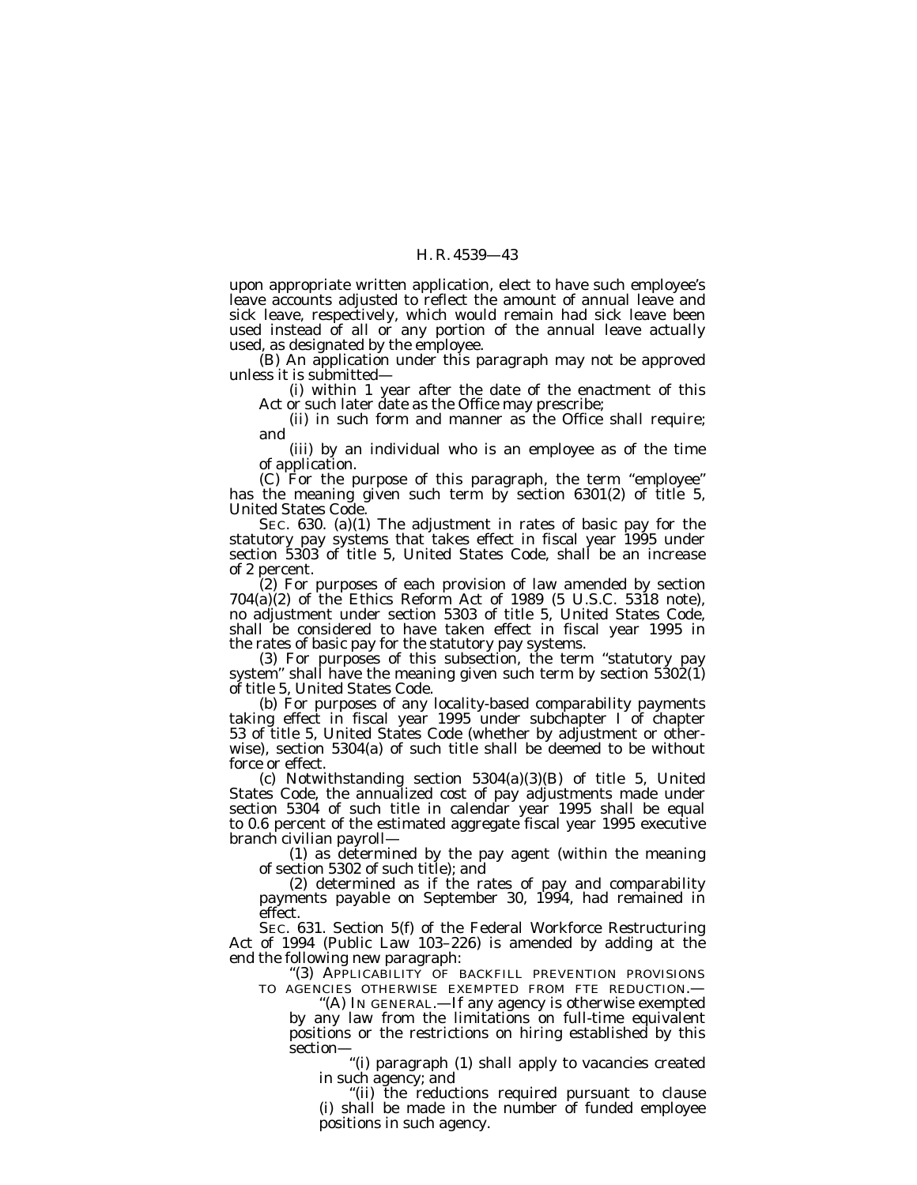upon appropriate written application, elect to have such employee's leave accounts adjusted to reflect the amount of annual leave and sick leave, respectively, which would remain had sick leave been used instead of all or any portion of the annual leave actually used, as designated by the employee.

(B) An application under this paragraph may not be approved unless it is submitted—

(i) within 1 year after the date of the enactment of this Act or such later date as the Office may prescribe;

(ii) in such form and manner as the Office shall require; and

(iii) by an individual who is an employee as of the time of application.

(C) For the purpose of this paragraph, the term "employee" has the meaning given such term by section 6301(2) of title 5, United States Code.

SEC. 630. (a)(1) The adjustment in rates of basic pay for the statutory pay systems that takes effect in fiscal year 1995 under section 5303 of title 5, United States Code, shall be an increase of 2 percent.

(2) For purposes of each provision of law amended by section 704(a)(2) of the Ethics Reform Act of 1989 (5 U.S.C. 5318 note), no adjustment under section 5303 of title 5, United States Code, shall be considered to have taken effect in fiscal year 1995 in the rates of basic pay for the statutory pay systems.

(3) For purposes of this subsection, the term "statutory pay system" shall have the meaning given such term by section 5302(1) of title 5, United States Code.

(b) For purposes of any locality-based comparability payments taking effect in fiscal year 1995 under subchapter I of chapter 53 of title 5, United States Code (whether by adjustment or otherwise), section 5304(a) of such title shall be deemed to be without force or effect.

(c) Notwithstanding section 5304(a)(3)(B) of title 5, United States Code, the annualized cost of pay adjustments made under section 5304 of such title in calendar year 1995 shall be equal to 0.6 percent of the estimated aggregate fiscal year 1995 executive branch civilian payroll—

(1) as determined by the pay agent (within the meaning of section 5302 of such title); and

(2) determined as if the rates of pay and comparability payments payable on September 30, 1994, had remained in effect.

SEC. 631. Section 5(f) of the Federal Workforce Restructuring Act of 1994 (Public Law 103–226) is amended by adding at the end the following new paragraph:

"(3) APPLICABILITY OF BACKFILL PREVENTION PROVISIONS TO AGENCIES OTHERWISE EXEMPTED FROM FTE REDUCTION.—

"(A) IN GENERAL.—If any agency is otherwise exempted by any law from the limitations on full-time equivalent positions or the restrictions on hiring established by this section—

"(i) paragraph (1) shall apply to vacancies created in such agency; and

"(ii) the reductions required pursuant to clause (i) shall be made in the number of funded employee positions in such agency.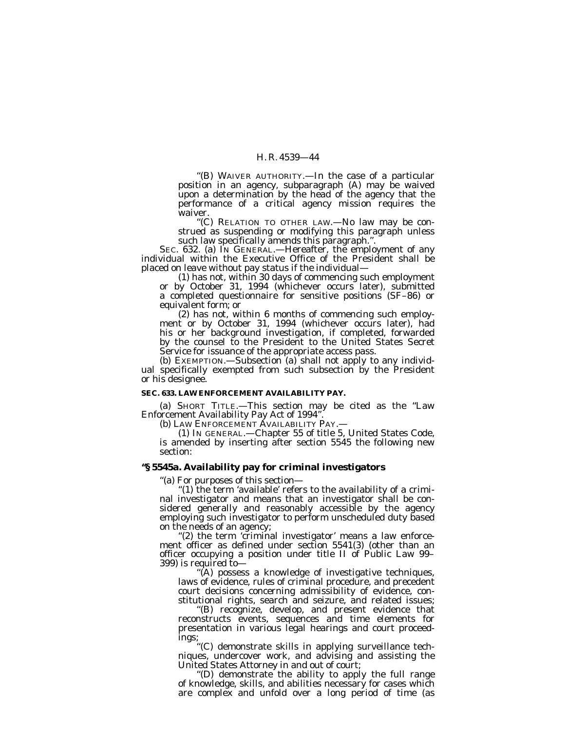"(B) WAIVER AUTHORITY.—In the case of a particular position in an agency, subparagraph (A) may be waived upon a determination by the head of the agency that the performance of a critical agency mission requires the waiver.

"(C) RELATION TO OTHER LAW.—No law may be construed as suspending or modifying this paragraph unless such law specifically amends this paragraph.".

SEC. 632. (a) IN GENERAL.—Hereafter, the employment of any individual within the Executive Office of the President shall be placed on leave without pay status if the individual—

(1) has not, within 30 days of commencing such employment or by October 31, 1994 (whichever occurs later), submitted a completed questionnaire for sensitive positions (SF–86) or equivalent form; or

(2) has not, within 6 months of commencing such employment or by October 31, 1994 (whichever occurs later), had his or her background investigation, if completed, forwarded by the counsel to the President to the United States Secret Service for issuance of the appropriate access pass.

(b) EXEMPTION.—Subsection (a) shall not apply to any individual specifically exempted from such subsection by the President or his designee.

**SEC. 633. LAW ENFORCEMENT AVAILABILITY PAY.**

(a) SHORT TITLE.—This section may be cited as the "Law Enforcement Availability Pay Act of 1994".

(b) LAW ENFORCEMENT AVAILABILITY PAY.—

(1) IN GENERAL.—Chapter 55 of title 5, United States Code, is amended by inserting after section 5545 the following new section:

**"§ 5545a. Availability pay for criminal investigators**

"(a) For purposes of this section—

"(1) the term 'available' refers to the availability of a criminal investigator and means that an investigator shall be considered generally and reasonably accessible by the agency employing such investigator to perform unscheduled duty based on the needs of an agency;

"(2) the term 'criminal investigator' means a law enforcement officer as defined under section 5541(3) (other than an officer occupying a position under title II of Public Law 99–399) is required to—

"(A) possess a knowledge of investigative techniques, laws of evidence, rules of criminal procedure, and precedent court decisions concerning admissibility of evidence, constitutional rights, search and seizure, and related issues;

"(B) recognize, develop, and present evidence that reconstructs events, sequences and time elements for presentation in various legal hearings and court proceedings;

"(C) demonstrate skills in applying surveillance techniques, undercover work, and advising and assisting the United States Attorney in and out of court;

"(D) demonstrate the ability to apply the full range of knowledge, skills, and abilities necessary for cases which are complex and unfold over a long period of time (as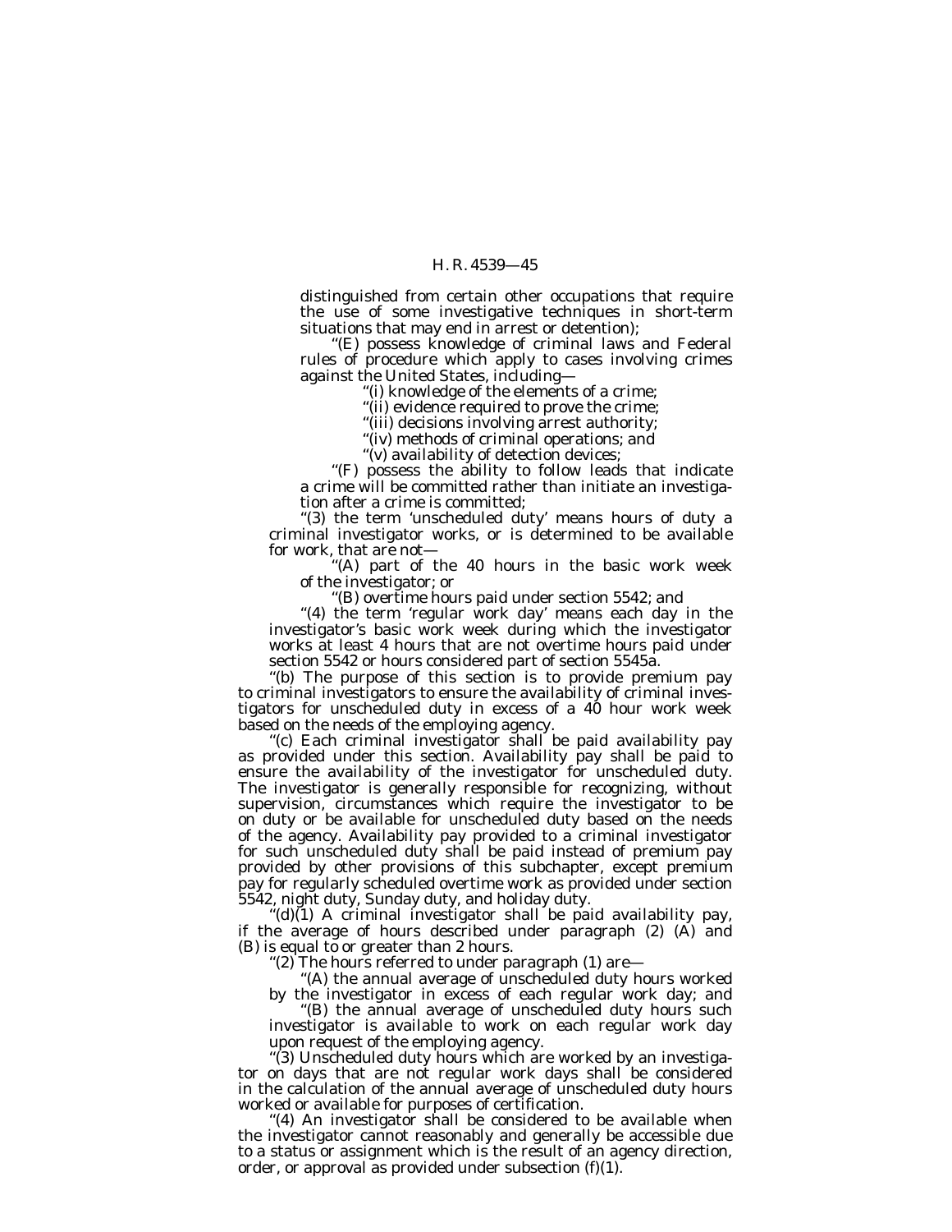distinguished from certain other occupations that require the use of some investigative techniques in short-term situations that may end in arrest or detention);

"(E) possess knowledge of criminal laws and Federal rules of procedure which apply to cases involving crimes against the United States, including—

"(i) knowledge of the elements of a crime;

"(ii) evidence required to prove the crime;

"(iii) decisions involving arrest authority;

"(iv) methods of criminal operations; and

"(v) availability of detection devices;

"(F) possess the ability to follow leads that indicate a crime will be committed rather than initiate an investigation after a crime is committed;

"(3) the term 'unscheduled duty' means hours of duty a criminal investigator works, or is determined to be available for work, that are not—

"(A) part of the 40 hours in the basic work week of the investigator; or

"(B) overtime hours paid under section 5542; and

"(4) the term 'regular work day' means each day in the investigator's basic work week during which the investigator works at least 4 hours that are not overtime hours paid under section 5542 or hours considered part of section 5545a.

"(b) The purpose of this section is to provide premium pay to criminal investigators to ensure the availability of criminal investigators for unscheduled duty in excess of a 40 hour work week based on the needs of the employing agency.

"(c) Each criminal investigator shall be paid availability pay as provided under this section. Availability pay shall be paid to ensure the availability of the investigator for unscheduled duty. The investigator is generally responsible for recognizing, without supervision, circumstances which require the investigator to be on duty or be available for unscheduled duty based on the needs of the agency. Availability pay provided to a criminal investigator for such unscheduled duty shall be paid instead of premium pay provided by other provisions of this subchapter, except premium pay for regularly scheduled overtime work as provided under section 5542, night duty, Sunday duty, and holiday duty.

"(d)(1) A criminal investigator shall be paid availability pay, if the average of hours described under paragraph (2) (A) and (B) is equal to or greater than 2 hours.

"(2) The hours referred to under paragraph (1) are—

"(A) the annual average of unscheduled duty hours worked by the investigator in excess of each regular work day; and

"(B) the annual average of unscheduled duty hours such investigator is available to work on each regular work day upon request of the employing agency.

"(3) Unscheduled duty hours which are worked by an investigator on days that are not regular work days shall be considered in the calculation of the annual average of unscheduled duty hours worked or available for purposes of certification.

"(4) An investigator shall be considered to be available when the investigator cannot reasonably and generally be accessible due to a status or assignment which is the result of an agency direction, order, or approval as provided under subsection (f)(1).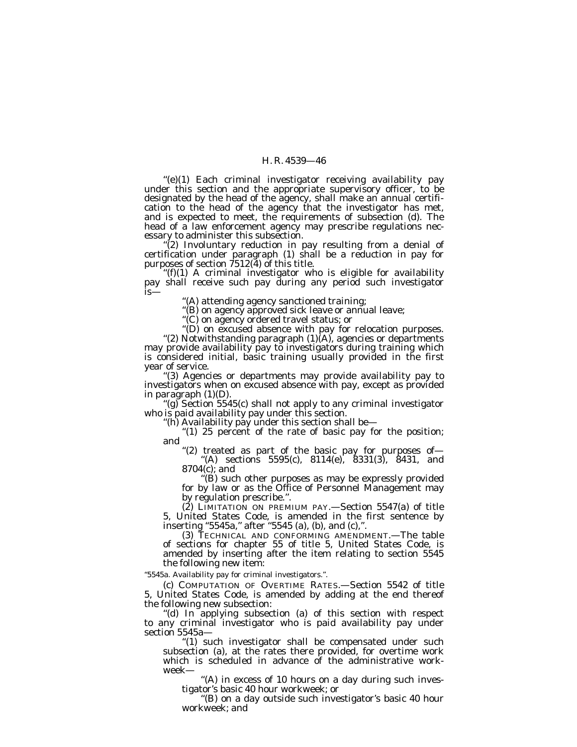"(e)(1) Each criminal investigator receiving availability pay under this section and the appropriate supervisory officer, to be designated by the head of the agency, shall make an annual certification to the head of the agency that the investigator has met, and is expected to meet, the requirements of subsection (d). The head of a law enforcement agency may prescribe regulations necessary to administer this subsection.

"(2) Involuntary reduction in pay resulting from a denial of certification under paragraph (1) shall be a reduction in pay for purposes of section 7512(4) of this title.

"(f)(1) A criminal investigator who is eligible for availability pay shall receive such pay during any period such investigator is—

"(A) attending agency sanctioned training;

"(B) on agency approved sick leave or annual leave;

"(C) on agency ordered travel status; or

"(D) on excused absence with pay for relocation purposes.

"(2) Notwithstanding paragraph (1)(A), agencies or departments may provide availability pay to investigators during training which is considered initial, basic training usually provided in the first year of service.

"(3) Agencies or departments may provide availability pay to investigators when on excused absence with pay, except as provided in paragraph (1)(D).

"(g) Section 5545(c) shall not apply to any criminal investigator who is paid availability pay under this section.

"(h) Availability pay under this section shall be—

"(1) 25 percent of the rate of basic pay for the position; and

"(2) treated as part of the basic pay for purposes of—

"(A) sections 5595(c), 8114(e), 8331(3), 8431, and 8704(c); and

"(B) such other purposes as may be expressly provided for by law or as the Office of Personnel Management may by regulation prescribe.".

(2) LIMITATION ON PREMIUM PAY.—Section 5547(a) of title 5, United States Code, is amended in the first sentence by inserting "5545a," after "5545 (a), (b), and (c),".

(3) TECHNICAL AND CONFORMING AMENDMENT.—The table of sections for chapter 55 of title 5, United States Code, is amended by inserting after the item relating to section 5545 the following new item:

"5545a. Availability pay for criminal investigators.".

(c) COMPUTATION OF OVERTIME RATES.—Section 5542 of title 5, United States Code, is amended by adding at the end thereof the following new subsection:

"(d) In applying subsection (a) of this section with respect to any criminal investigator who is paid availability pay under section 5545a—

"(1) such investigator shall be compensated under such subsection (a), at the rates there provided, for overtime work which is scheduled in advance of the administrative workweek—

"(A) in excess of 10 hours on a day during such investigator's basic 40 hour workweek; or

"(B) on a day outside such investigator's basic 40 hour workweek; and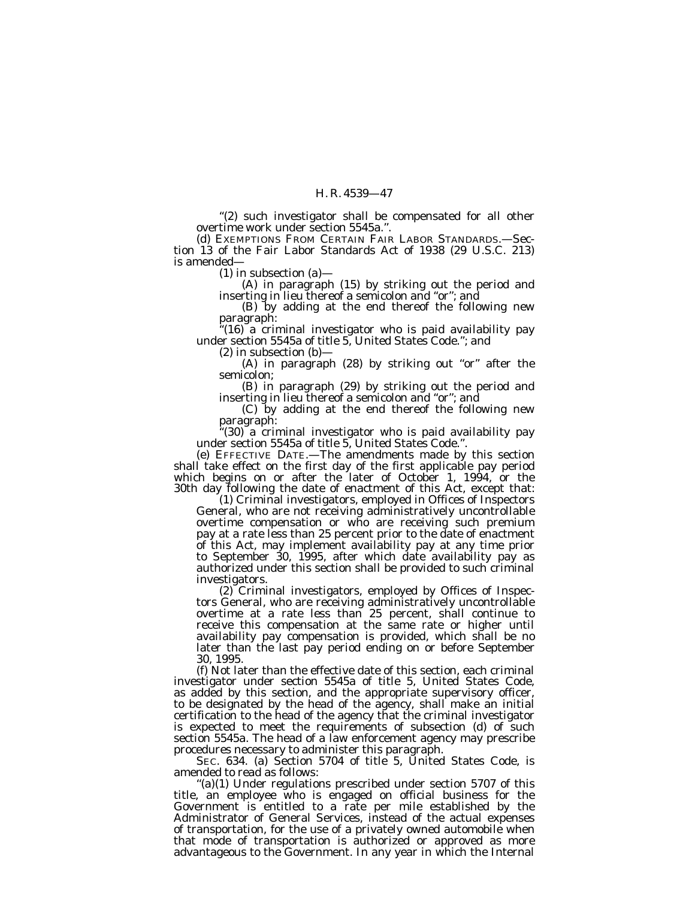"(2) such investigator shall be compensated for all other overtime work under section 5545a.".

(d) EXEMPTIONS FROM CERTAIN FAIR LABOR STANDARDS.—Section 13 of the Fair Labor Standards Act of 1938 (29 U.S.C. 213) is amended—

(1) in subsection (a)—

(A) in paragraph (15) by striking out the period and inserting in lieu thereof a semicolon and "or"; and

(B) by adding at the end thereof the following new paragraph:

"(16) a criminal investigator who is paid availability pay under section 5545a of title 5, United States Code."; and

(2) in subsection (b)—

(A) in paragraph (28) by striking out "or" after the semicolon;

(B) in paragraph (29) by striking out the period and inserting in lieu thereof a semicolon and "or"; and

(C) by adding at the end thereof the following new paragraph:

"(30) a criminal investigator who is paid availability pay under section 5545a of title 5, United States Code.".

(e) EFFECTIVE DATE.—The amendments made by this section shall take effect on the first day of the first applicable pay period which begins on or after the later of October 1, 1994, or the 30th day following the date of enactment of this Act, except that:

(1) Criminal investigators, employed in Offices of Inspectors General, who are not receiving administratively uncontrollable overtime compensation or who are receiving such premium pay at a rate less than 25 percent prior to the date of enactment of this Act, may implement availability pay at any time prior to September 30, 1995, after which date availability pay as authorized under this section shall be provided to such criminal investigators.

(2) Criminal investigators, employed by Offices of Inspectors General, who are receiving administratively uncontrollable overtime at a rate less than 25 percent, shall continue to receive this compensation at the same rate or higher until availability pay compensation is provided, which shall be no later than the last pay period ending on or before September 30, 1995.

(f) Not later than the effective date of this section, each criminal investigator under section 5545a of title 5, United States Code, as added by this section, and the appropriate supervisory officer, to be designated by the head of the agency, shall make an initial certification to the head of the agency that the criminal investigator is expected to meet the requirements of subsection (d) of such section 5545a. The head of a law enforcement agency may prescribe procedures necessary to administer this paragraph.

SEC. 634. (a) Section 5704 of title 5, United States Code, is amended to read as follows:

"(a)(1) Under regulations prescribed under section 5707 of this title, an employee who is engaged on official business for the Government is entitled to a rate per mile established by the Administrator of General Services, instead of the actual expenses of transportation, for the use of a privately owned automobile when that mode of transportation is authorized or approved as more advantageous to the Government. In any year in which the Internal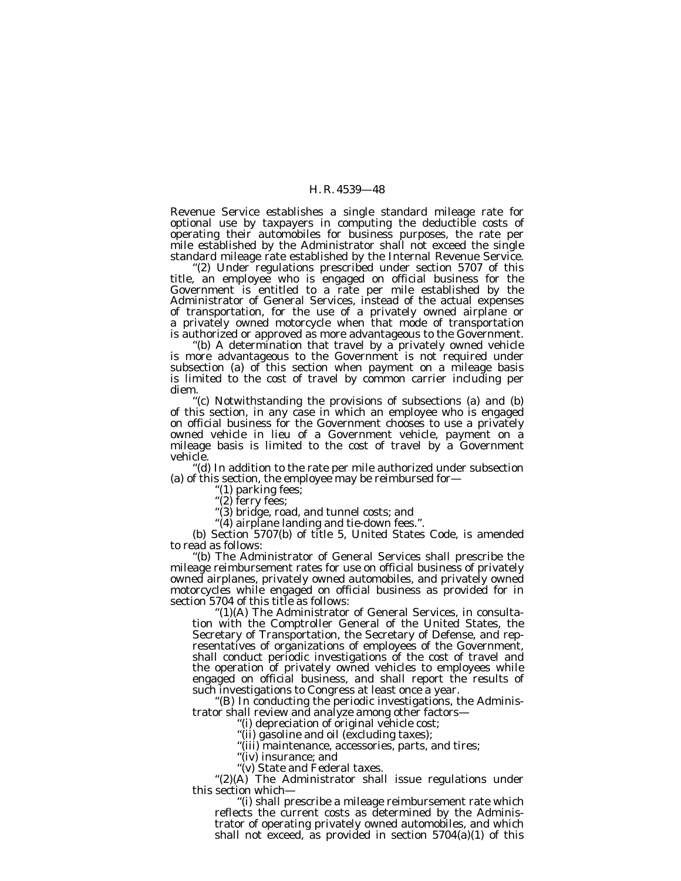Revenue Service establishes a single standard mileage rate for optional use by taxpayers in computing the deductible costs of operating their automobiles for business purposes, the rate per mile established by the Administrator shall not exceed the single standard mileage rate established by the Internal Revenue Service.

"(2) Under regulations prescribed under section 5707 of this title, an employee who is engaged on official business for the Government is entitled to a rate per mile established by the Administrator of General Services, instead of the actual expenses of transportation, for the use of a privately owned airplane or a privately owned motorcycle when that mode of transportation is authorized or approved as more advantageous to the Government.

"(b) A determination that travel by a privately owned vehicle is more advantageous to the Government is not required under subsection (a) of this section when payment on a mileage basis is limited to the cost of travel by common carrier including per diem.

"(c) Notwithstanding the provisions of subsections (a) and (b) of this section, in any case in which an employee who is engaged on official business for the Government chooses to use a privately owned vehicle in lieu of a Government vehicle, payment on a mileage basis is limited to the cost of travel by a Government vehicle.

"(d) In addition to the rate per mile authorized under subsection (a) of this section, the employee may be reimbursed for—

"(1) parking fees;

"(2) ferry fees;

"(3) bridge, road, and tunnel costs; and

"(4) airplane landing and tie-down fees.".

(b) Section 5707(b) of title 5, United States Code, is amended to read as follows:

"(b) The Administrator of General Services shall prescribe the mileage reimbursement rates for use on official business of privately owned airplanes, privately owned automobiles, and privately owned motorcycles while engaged on official business as provided for in section 5704 of this title as follows:

"(1)(A) The Administrator of General Services, in consultation with the Comptroller General of the United States, the Secretary of Transportation, the Secretary of Defense, and representatives of organizations of employees of the Government, shall conduct periodic investigations of the cost of travel and the operation of privately owned vehicles to employees while engaged on official business, and shall report the results of such investigations to Congress at least once a year.

"(B) In conducting the periodic investigations, the Administrator shall review and analyze among other factors—

"(i) depreciation of original vehicle cost;

"(ii) gasoline and oil (excluding taxes);

"(iii) maintenance, accessories, parts, and tires;

"(iv) insurance; and

"(v) State and Federal taxes.

"(2)(A) The Administrator shall issue regulations under this section which—

"(i) shall prescribe a mileage reimbursement rate which reflects the current costs as determined by the Administrator of operating privately owned automobiles, and which shall not exceed, as provided in section 5704(a)(1) of this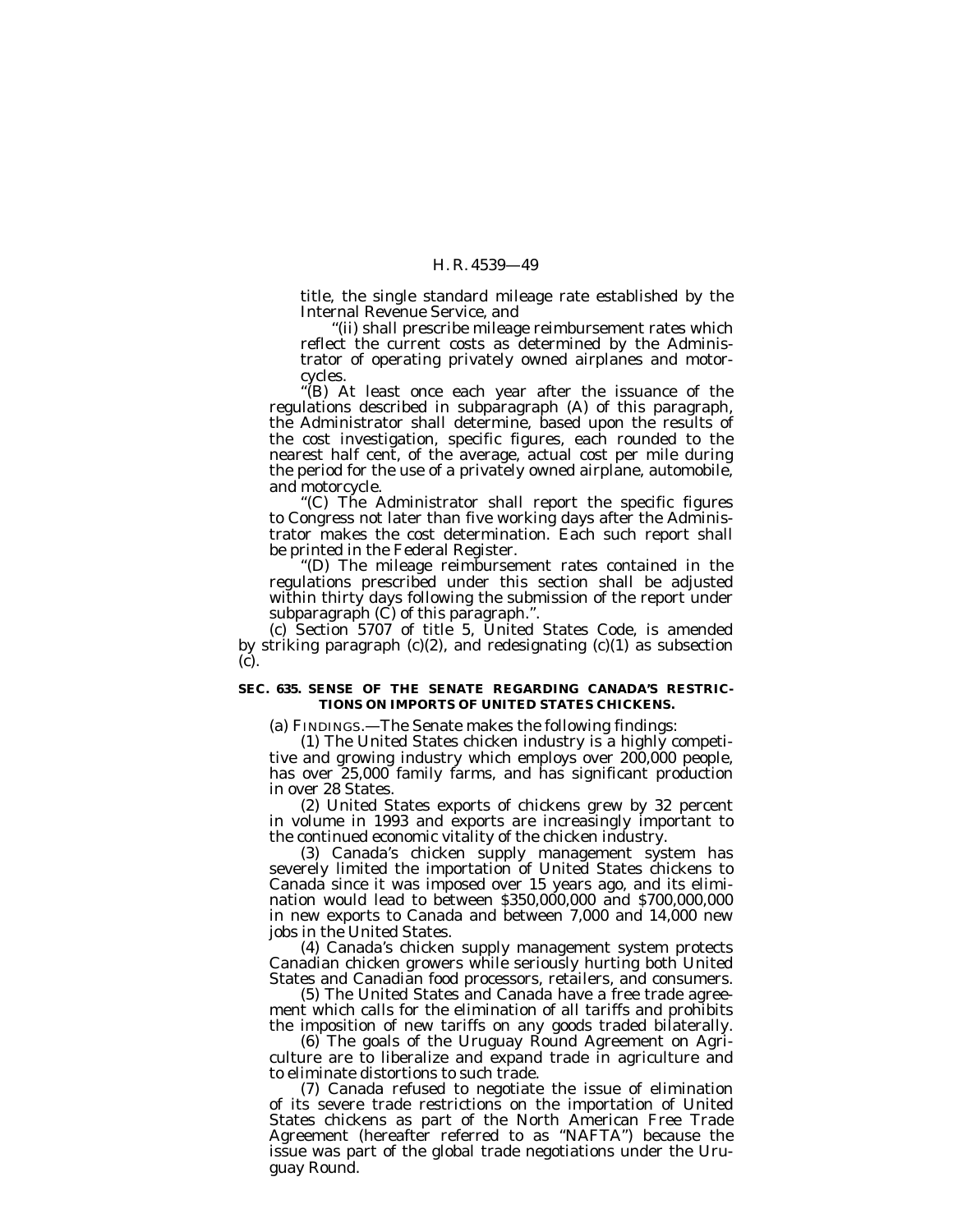title, the single standard mileage rate established by the Internal Revenue Service, and

"(ii) shall prescribe mileage reimbursement rates which reflect the current costs as determined by the Administrator of operating privately owned airplanes and motorcycles.

"(B) At least once each year after the issuance of the regulations described in subparagraph (A) of this paragraph, the Administrator shall determine, based upon the results of the cost investigation, specific figures, each rounded to the nearest half cent, of the average, actual cost per mile during the period for the use of a privately owned airplane, automobile, and motorcycle.

"(C) The Administrator shall report the specific figures to Congress not later than five working days after the Administrator makes the cost determination. Each such report shall be printed in the Federal Register.

"(D) The mileage reimbursement rates contained in the regulations prescribed under this section shall be adjusted within thirty days following the submission of the report under subparagraph (C) of this paragraph.".

(c) Section 5707 of title 5, United States Code, is amended by striking paragraph (c)(2), and redesignating (c)(1) as subsection (c).

**SEC. 635. SENSE OF THE SENATE REGARDING CANADA'S RESTRICTIONS ON IMPORTS OF UNITED STATES CHICKENS.**

(a) FINDINGS.—The Senate makes the following findings:

(1) The United States chicken industry is a highly competitive and growing industry which employs over 200,000 people, has over 25,000 family farms, and has significant production in over 28 States.

(2) United States exports of chickens grew by 32 percent in volume in 1993 and exports are increasingly important to the continued economic vitality of the chicken industry.

(3) Canada's chicken supply management system has severely limited the importation of United States chickens to Canada since it was imposed over 15 years ago, and its elimination would lead to between $350,000,000 and $700,000,000 in new exports to Canada and between 7,000 and 14,000 new jobs in the United States.

(4) Canada's chicken supply management system protects Canadian chicken growers while seriously hurting both United States and Canadian food processors, retailers, and consumers.

(5) The United States and Canada have a free trade agreement which calls for the elimination of all tariffs and prohibits the imposition of new tariffs on any goods traded bilaterally.

(6) The goals of the Uruguay Round Agreement on Agriculture are to liberalize and expand trade in agriculture and to eliminate distortions to such trade.

(7) Canada refused to negotiate the issue of elimination of its severe trade restrictions on the importation of United States chickens as part of the North American Free Trade Agreement (hereafter referred to as "NAFTA") because the issue was part of the global trade negotiations under the Uruguay Round.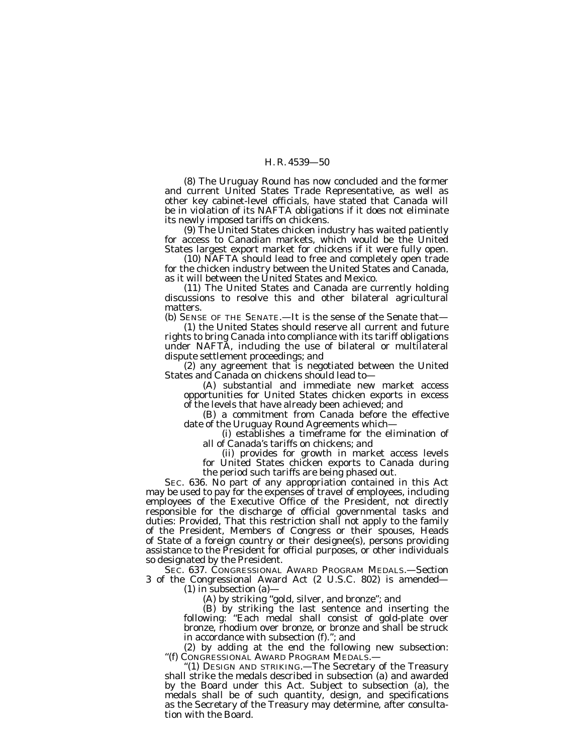(8) The Uruguay Round has now concluded and the former and current United States Trade Representative, as well as other key cabinet-level officials, have stated that Canada will be in violation of its NAFTA obligations if it does not eliminate its newly imposed tariffs on chickens.

(9) The United States chicken industry has waited patiently for access to Canadian markets, which would be the United States largest export market for chickens if it were fully open.

(10) NAFTA should lead to free and completely open trade for the chicken industry between the United States and Canada, as it will between the United States and Mexico.

(11) The United States and Canada are currently holding discussions to resolve this and other bilateral agricultural matters.

(b) SENSE OF THE SENATE.—It is the sense of the Senate that—

(1) the United States should reserve all current and future rights to bring Canada into compliance with its tariff obligations under NAFTA, including the use of bilateral or multilateral dispute settlement proceedings; and

(2) any agreement that is negotiated between the United States and Canada on chickens should lead to—

(A) substantial and immediate new market access opportunities for United States chicken exports in excess of the levels that have already been achieved; and

(B) a commitment from Canada before the effective date of the Uruguay Round Agreements which—

(i) establishes a timeframe for the elimination of all of Canada's tariffs on chickens; and

(ii) provides for growth in market access levels for United States chicken exports to Canada during the period such tariffs are being phased out.

SEC. 636. No part of any appropriation contained in this Act may be used to pay for the expenses of travel of employees, including employees of the Executive Office of the President, not directly responsible for the discharge of official governmental tasks and duties: *Provided*, That this restriction shall not apply to the family of the President, Members of Congress or their spouses, Heads of State of a foreign country or their designee(s), persons providing assistance to the President for official purposes, or other individuals so designated by the President.

SEC. 637. CONGRESSIONAL AWARD PROGRAM MEDALS.—Section 3 of the Congressional Award Act (2 U.S.C. 802) is amended—

(1) in subsection (a)—

(A) by striking "gold, silver, and bronze"; and

(B) by striking the last sentence and inserting the following: "Each medal shall consist of gold-plate over bronze, rhodium over bronze, or bronze and shall be struck in accordance with subsection (f)."; and

(2) by adding at the end the following new subsection:

"(f) CONGRESSIONAL AWARD PROGRAM MEDALS.—

"(1) DESIGN AND STRIKING.—The Secretary of the Treasury shall strike the medals described in subsection (a) and awarded by the Board under this Act. Subject to subsection (a), the medals shall be of such quantity, design, and specifications as the Secretary of the Treasury may determine, after consultation with the Board.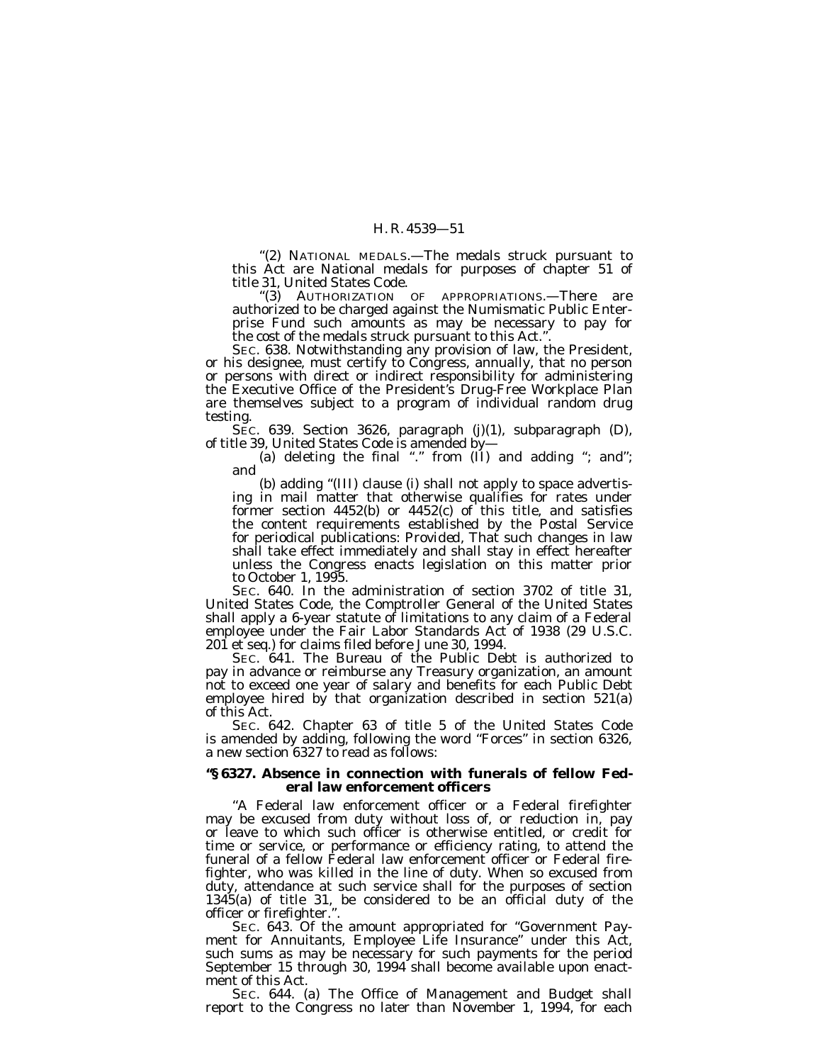"(2) NATIONAL MEDALS.—The medals struck pursuant to this Act are National medals for purposes of chapter 51 of title 31, United States Code.

"(3) AUTHORIZATION OF APPROPRIATIONS.—There are authorized to be charged against the Numismatic Public Enterprise Fund such amounts as may be necessary to pay for the cost of the medals struck pursuant to this Act.".

SEC. 638. Notwithstanding any provision of law, the President, or his designee, must certify to Congress, annually, that no person or persons with direct or indirect responsibility for administering the Executive Office of the President's Drug-Free Workplace Plan are themselves subject to a program of individual random drug testing.

SEC. 639. Section 3626, paragraph (j)(1), subparagraph (D), of title 39, United States Code is amended by—

(a) deleting the final "." from (II) and adding "; and"; and

(b) adding "(III) clause (i) shall not apply to space advertising in mail matter that otherwise qualifies for rates under former section 4452(b) or 4452(c) of this title, and satisfies the content requirements established by the Postal Service for periodical publications: *Provided*, That such changes in law shall take effect immediately and shall stay in effect hereafter unless the Congress enacts legislation on this matter prior to October 1, 1995.

SEC. 640. In the administration of section 3702 of title 31, United States Code, the Comptroller General of the United States shall apply a 6-year statute of limitations to any claim of a Federal employee under the Fair Labor Standards Act of 1938 (29 U.S.C. 201 et seq.) for claims filed before June 30, 1994.

SEC. 641. The Bureau of the Public Debt is authorized to pay in advance or reimburse any Treasury organization, an amount not to exceed one year of salary and benefits for each Public Debt employee hired by that organization described in section 521(a) of this Act.

SEC. 642. Chapter 63 of title 5 of the United States Code is amended by adding, following the word "Forces" in section 6326, a new section 6327 to read as follows:

**"§ 6327. Absence in connection with funerals of fellow Federal law enforcement officers**

"A Federal law enforcement officer or a Federal firefighter may be excused from duty without loss of, or reduction in, pay or leave to which such officer is otherwise entitled, or credit for time or service, or performance or efficiency rating, to attend the funeral of a fellow Federal law enforcement officer or Federal firefighter, who was killed in the line of duty. When so excused from duty, attendance at such service shall for the purposes of section 1345(a) of title 31, be considered to be an official duty of the officer or firefighter.".

SEC. 643. Of the amount appropriated for "Government Payment for Annuitants, Employee Life Insurance" under this Act, such sums as may be necessary for such payments for the period September 15 through 30, 1994 shall become available upon enactment of this Act.

SEC. 644. (a) The Office of Management and Budget shall report to the Congress no later than November 1, 1994, for each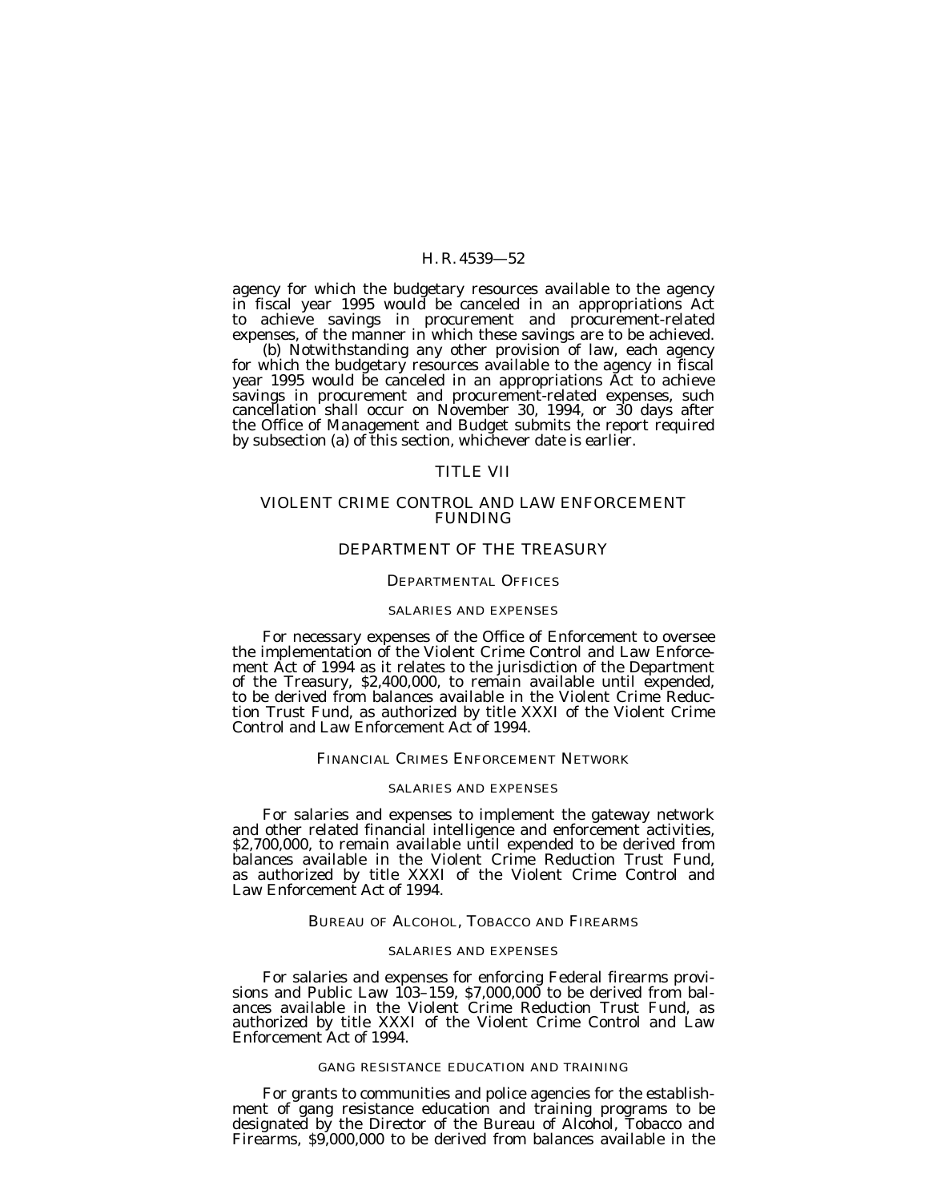agency for which the budgetary resources available to the agency in fiscal year 1995 would be canceled in an appropriations Act to achieve savings in procurement and procurement-related expenses, of the manner in which these savings are to be achieved.

(b) Notwithstanding any other provision of law, each agency for which the budgetary resources available to the agency in fiscal year 1995 would be canceled in an appropriations Act to achieve savings in procurement and procurement-related expenses, such cancellation shall occur on November 30, 1994, or 30 days after the Office of Management and Budget submits the report required by subsection (a) of this section, whichever date is earlier.

# TITLE VII

# VIOLENT CRIME CONTROL AND LAW ENFORCEMENT FUNDING

## DEPARTMENT OF THE TREASURY

### DEPARTMENTAL OFFICES

#### SALARIES AND EXPENSES

For necessary expenses of the Office of Enforcement to oversee the implementation of the Violent Crime Control and Law Enforcement Act of 1994 as it relates to the jurisdiction of the Department of the Treasury, $2,400,000, to remain available until expended, to be derived from balances available in the Violent Crime Reduction Trust Fund, as authorized by title XXXI of the Violent Crime Control and Law Enforcement Act of 1994.

### FINANCIAL CRIMES ENFORCEMENT NETWORK

#### SALARIES AND EXPENSES

For salaries and expenses to implement the gateway network and other related financial intelligence and enforcement activities, $2,700,000, to remain available until expended to be derived from balances available in the Violent Crime Reduction Trust Fund, as authorized by title XXXI of the Violent Crime Control and Law Enforcement Act of 1994.

### BUREAU OF ALCOHOL, TOBACCO AND FIREARMS

#### SALARIES AND EXPENSES

For salaries and expenses for enforcing Federal firearms provisions and Public Law 103–159, $7,000,000 to be derived from balances available in the Violent Crime Reduction Trust Fund, as authorized by title XXXI of the Violent Crime Control and Law Enforcement Act of 1994.

#### GANG RESISTANCE EDUCATION AND TRAINING

For grants to communities and police agencies for the establishment of gang resistance education and training programs to be designated by the Director of the Bureau of Alcohol, Tobacco and Firearms, $9,000,000 to be derived from balances available in the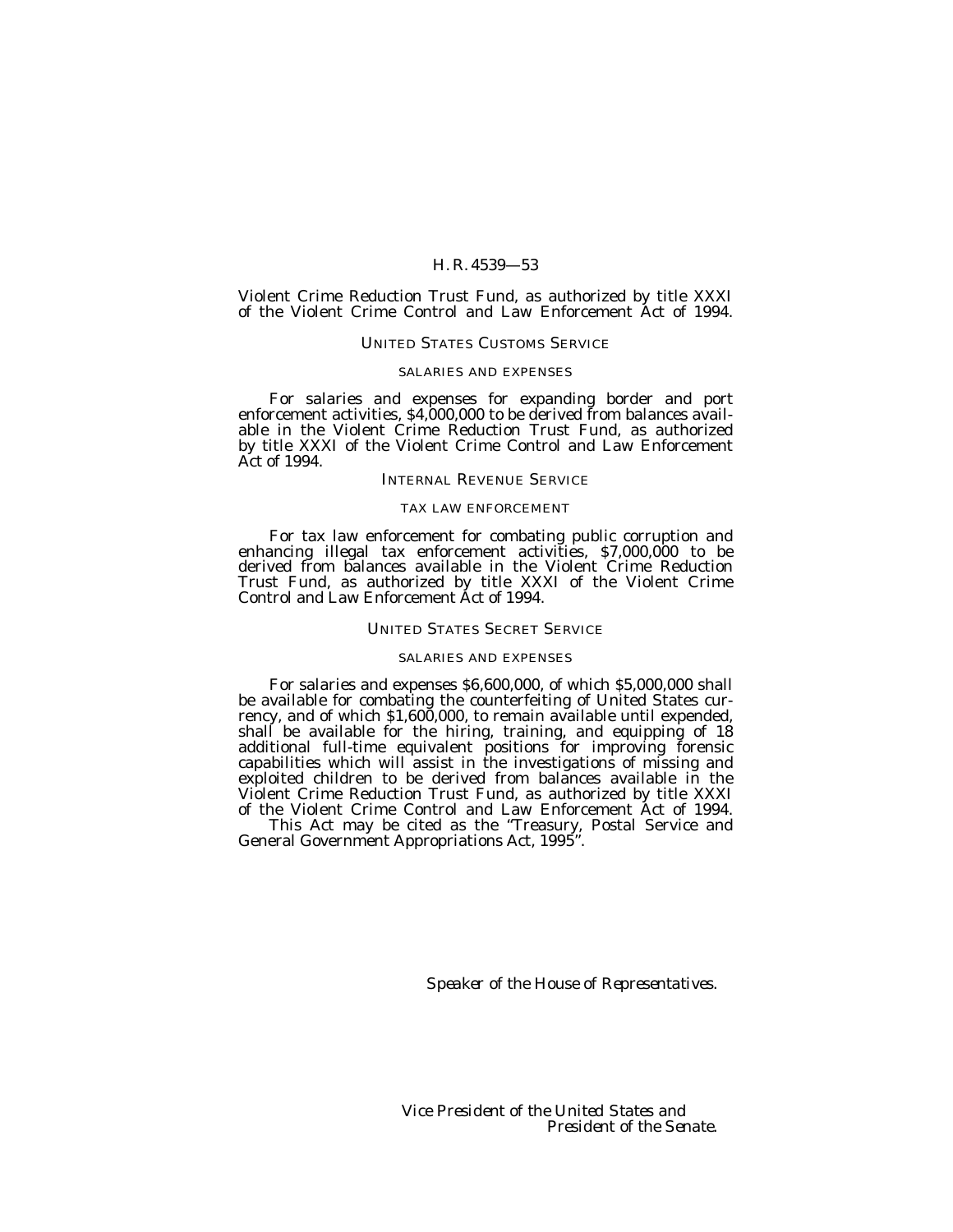Violent Crime Reduction Trust Fund, as authorized by title XXXI of the Violent Crime Control and Law Enforcement Act of 1994.

UNITED STATES CUSTOMS SERVICE

SALARIES AND EXPENSES

For salaries and expenses for expanding border and port enforcement activities, $4,000,000 to be derived from balances available in the Violent Crime Reduction Trust Fund, as authorized by title XXXI of the Violent Crime Control and Law Enforcement Act of 1994.

INTERNAL REVENUE SERVICE

TAX LAW ENFORCEMENT

For tax law enforcement for combating public corruption and enhancing illegal tax enforcement activities, $7,000,000 to be derived from balances available in the Violent Crime Reduction Trust Fund, as authorized by title XXXI of the Violent Crime Control and Law Enforcement Act of 1994.

UNITED STATES SECRET SERVICE

SALARIES AND EXPENSES

For salaries and expenses $6,600,000, of which $5,000,000 shall be available for combating the counterfeiting of United States currency, and of which $1,600,000, to remain available until expended, shall be available for the hiring, training, and equipping of 18 additional full-time equivalent positions for improving forensic capabilities which will assist in the investigations of missing and exploited children to be derived from balances available in the Violent Crime Reduction Trust Fund, as authorized by title XXXI of the Violent Crime Control and Law Enforcement Act of 1994.

This Act may be cited as the "Treasury, Postal Service and General Government Appropriations Act, 1995".

*Speaker of the House of Representatives.*

*Vice President of the United States and President of the Senate.*